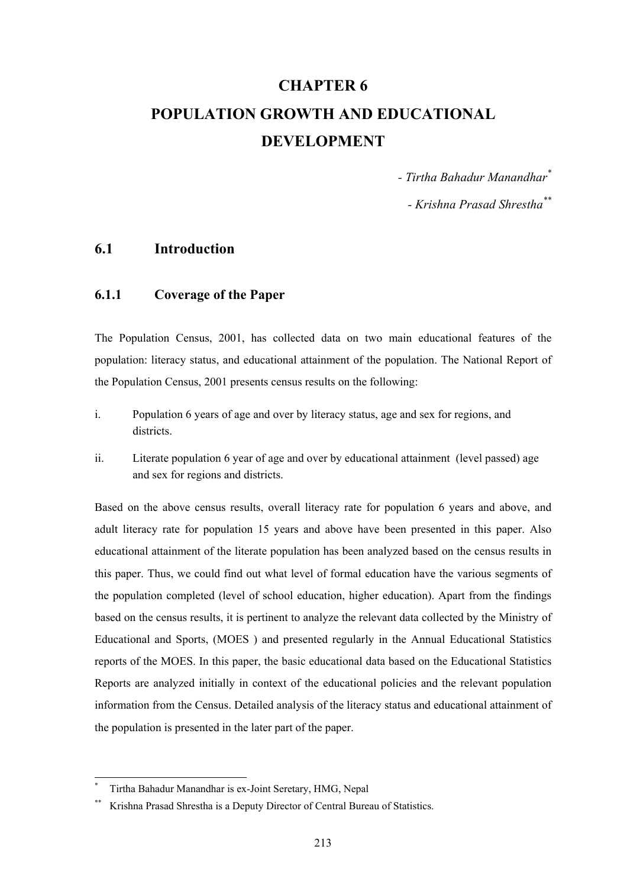# CHAPTER 6

# POPULATION GROWTH AND EDUCATIONAL DEVELOPMENT

*- Tirtha Bahadur Manandhar*[*]

*- Krishna Prasad Shrestha*[**]

## 6.1 Introduction

### 6.1.1 Coverage of the Paper

The Population Census, 2001, has collected data on two main educational features of the population: literacy status, and educational attainment of the population. The National Report of the Population Census, 2001 presents census results on the following:

i. Population 6 years of age and over by literacy status, age and sex for regions, and districts.

ii. Literate population 6 year of age and over by educational attainment (level passed) age and sex for regions and districts.

Based on the above census results, overall literacy rate for population 6 years and above, and adult literacy rate for population 15 years and above have been presented in this paper. Also educational attainment of the literate population has been analyzed based on the census results in this paper. Thus, we could find out what level of formal education have the various segments of the population completed (level of school education, higher education). Apart from the findings based on the census results, it is pertinent to analyze the relevant data collected by the Ministry of Educational and Sports, (MOES ) and presented regularly in the Annual Educational Statistics reports of the MOES. In this paper, the basic educational data based on the Educational Statistics Reports are analyzed initially in context of the educational policies and the relevant population information from the Census. Detailed analysis of the literacy status and educational attainment of the population is presented in the later part of the paper.

---

[*] Tirtha Bahadur Manandhar is ex-Joint Seretary, HMG, Nepal

[**] Krishna Prasad Shrestha is a Deputy Director of Central Bureau of Statistics.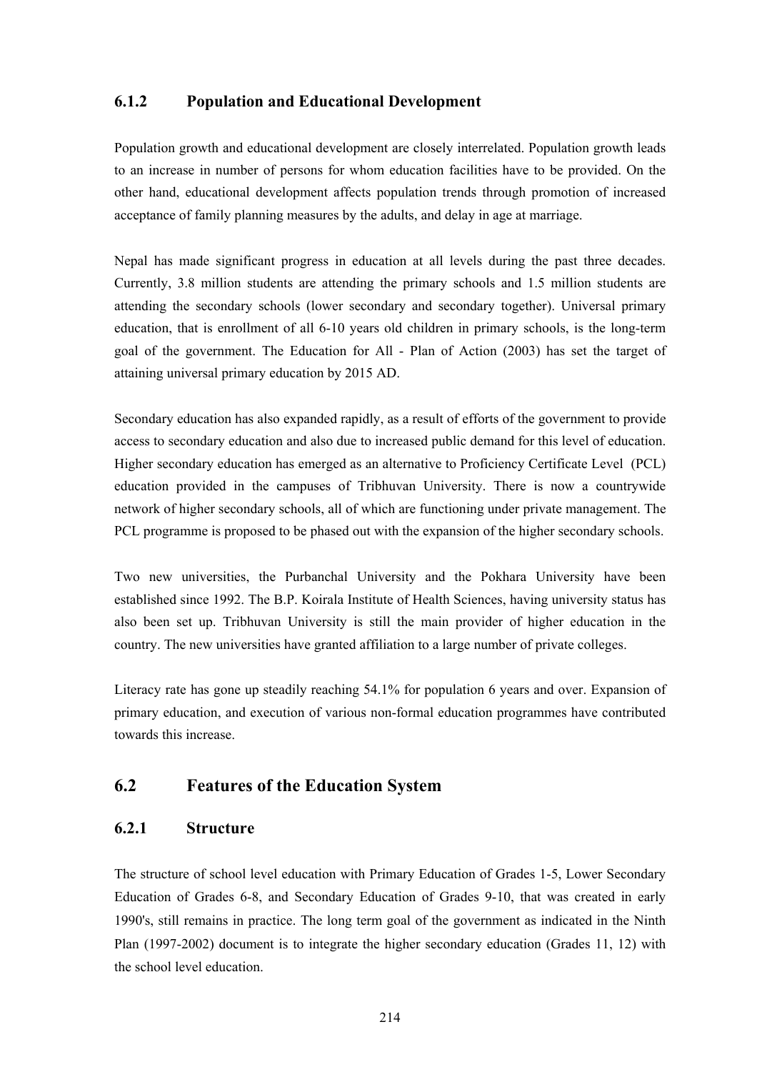### 6.1.2 Population and Educational Development

Population growth and educational development are closely interrelated. Population growth leads to an increase in number of persons for whom education facilities have to be provided. On the other hand, educational development affects population trends through promotion of increased acceptance of family planning measures by the adults, and delay in age at marriage.

Nepal has made significant progress in education at all levels during the past three decades. Currently, 3.8 million students are attending the primary schools and 1.5 million students are attending the secondary schools (lower secondary and secondary together). Universal primary education, that is enrollment of all 6-10 years old children in primary schools, is the long-term goal of the government. The Education for All - Plan of Action (2003) has set the target of attaining universal primary education by 2015 AD.

Secondary education has also expanded rapidly, as a result of efforts of the government to provide access to secondary education and also due to increased public demand for this level of education. Higher secondary education has emerged as an alternative to Proficiency Certificate Level (PCL) education provided in the campuses of Tribhuvan University. There is now a countrywide network of higher secondary schools, all of which are functioning under private management. The PCL programme is proposed to be phased out with the expansion of the higher secondary schools.

Two new universities, the Purbanchal University and the Pokhara University have been established since 1992. The B.P. Koirala Institute of Health Sciences, having university status has also been set up. Tribhuvan University is still the main provider of higher education in the country. The new universities have granted affiliation to a large number of private colleges.

Literacy rate has gone up steadily reaching 54.1% for population 6 years and over. Expansion of primary education, and execution of various non-formal education programmes have contributed towards this increase.

## 6.2 Features of the Education System

### 6.2.1 Structure

The structure of school level education with Primary Education of Grades 1-5, Lower Secondary Education of Grades 6-8, and Secondary Education of Grades 9-10, that was created in early 1990's, still remains in practice. The long term goal of the government as indicated in the Ninth Plan (1997-2002) document is to integrate the higher secondary education (Grades 11, 12) with the school level education.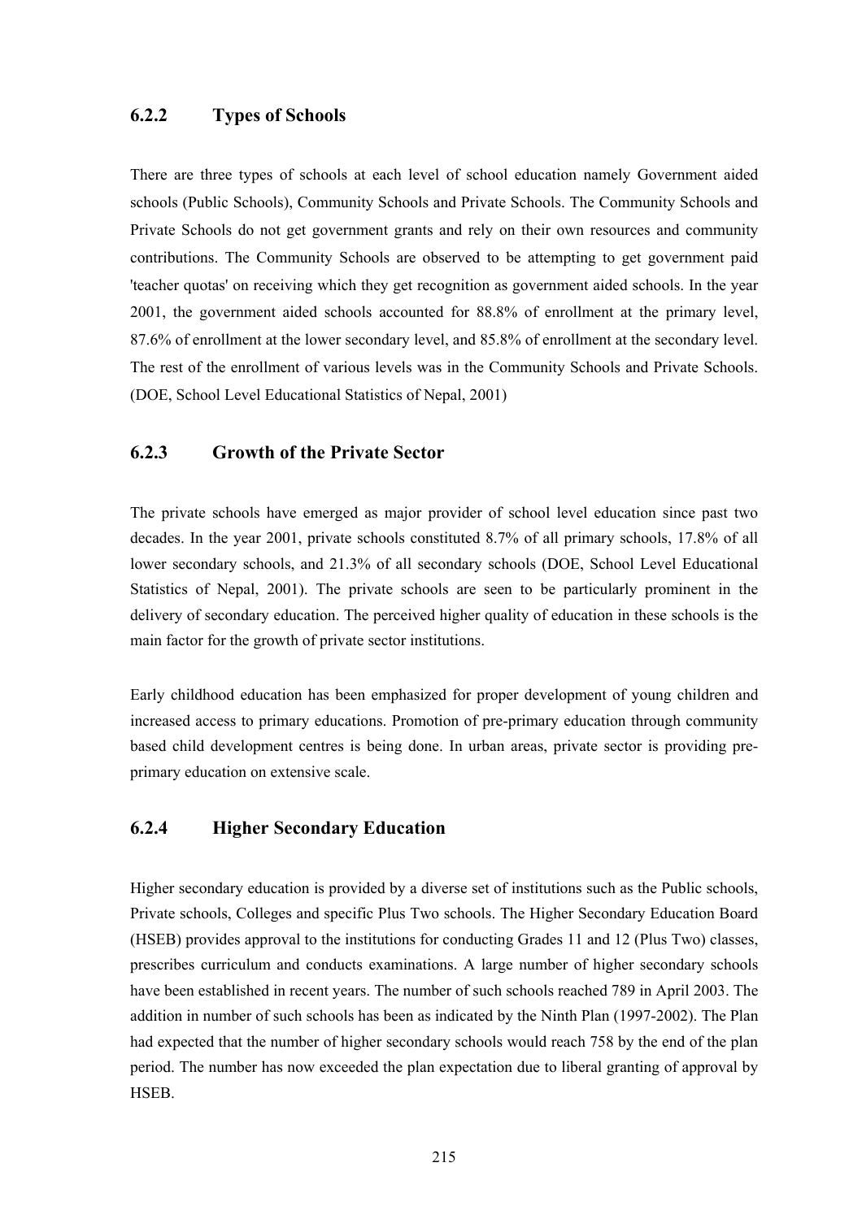### 6.2.2 Types of Schools

There are three types of schools at each level of school education namely Government aided schools (Public Schools), Community Schools and Private Schools. The Community Schools and Private Schools do not get government grants and rely on their own resources and community contributions. The Community Schools are observed to be attempting to get government paid 'teacher quotas' on receiving which they get recognition as government aided schools. In the year 2001, the government aided schools accounted for 88.8% of enrollment at the primary level, 87.6% of enrollment at the lower secondary level, and 85.8% of enrollment at the secondary level. The rest of the enrollment of various levels was in the Community Schools and Private Schools. (DOE, School Level Educational Statistics of Nepal, 2001)

### 6.2.3 Growth of the Private Sector

The private schools have emerged as major provider of school level education since past two decades. In the year 2001, private schools constituted 8.7% of all primary schools, 17.8% of all lower secondary schools, and 21.3% of all secondary schools (DOE, School Level Educational Statistics of Nepal, 2001). The private schools are seen to be particularly prominent in the delivery of secondary education. The perceived higher quality of education in these schools is the main factor for the growth of private sector institutions.

Early childhood education has been emphasized for proper development of young children and increased access to primary educations. Promotion of pre-primary education through community based child development centres is being done. In urban areas, private sector is providing pre-primary education on extensive scale.

### 6.2.4 Higher Secondary Education

Higher secondary education is provided by a diverse set of institutions such as the Public schools, Private schools, Colleges and specific Plus Two schools. The Higher Secondary Education Board (HSEB) provides approval to the institutions for conducting Grades 11 and 12 (Plus Two) classes, prescribes curriculum and conducts examinations. A large number of higher secondary schools have been established in recent years. The number of such schools reached 789 in April 2003. The addition in number of such schools has been as indicated by the Ninth Plan (1997-2002). The Plan had expected that the number of higher secondary schools would reach 758 by the end of the plan period. The number has now exceeded the plan expectation due to liberal granting of approval by HSEB.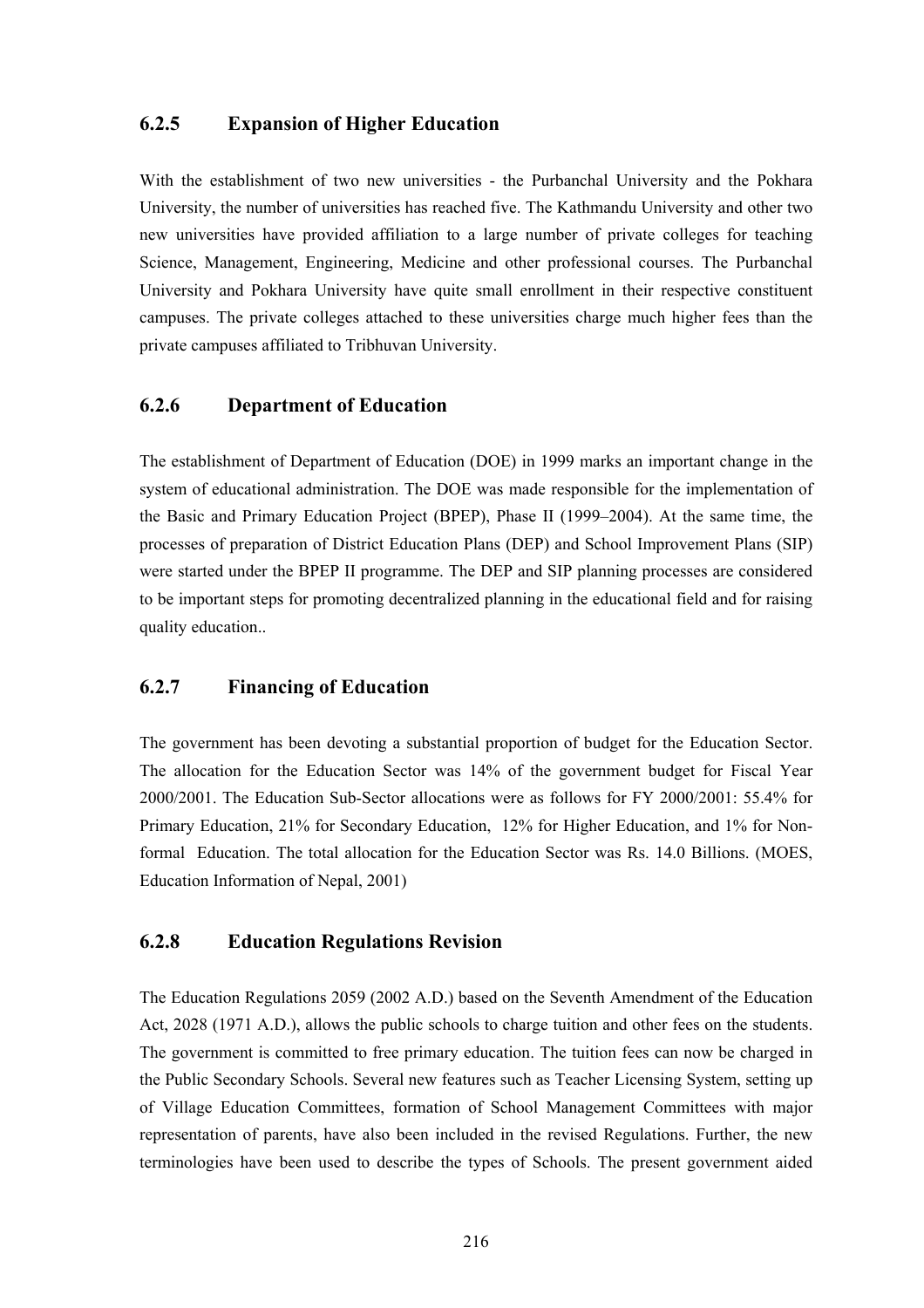### 6.2.5 Expansion of Higher Education

With the establishment of two new universities - the Purbanchal University and the Pokhara University, the number of universities has reached five. The Kathmandu University and other two new universities have provided affiliation to a large number of private colleges for teaching Science, Management, Engineering, Medicine and other professional courses. The Purbanchal University and Pokhara University have quite small enrollment in their respective constituent campuses. The private colleges attached to these universities charge much higher fees than the private campuses affiliated to Tribhuvan University.

### 6.2.6 Department of Education

The establishment of Department of Education (DOE) in 1999 marks an important change in the system of educational administration. The DOE was made responsible for the implementation of the Basic and Primary Education Project (BPEP), Phase II (1999–2004). At the same time, the processes of preparation of District Education Plans (DEP) and School Improvement Plans (SIP) were started under the BPEP II programme. The DEP and SIP planning processes are considered to be important steps for promoting decentralized planning in the educational field and for raising quality education..

### 6.2.7 Financing of Education

The government has been devoting a substantial proportion of budget for the Education Sector. The allocation for the Education Sector was 14% of the government budget for Fiscal Year 2000/2001. The Education Sub-Sector allocations were as follows for FY 2000/2001: 55.4% for Primary Education, 21% for Secondary Education, 12% for Higher Education, and 1% for Non-formal Education. The total allocation for the Education Sector was Rs. 14.0 Billions. (MOES, Education Information of Nepal, 2001)

### 6.2.8 Education Regulations Revision

The Education Regulations 2059 (2002 A.D.) based on the Seventh Amendment of the Education Act, 2028 (1971 A.D.), allows the public schools to charge tuition and other fees on the students. The government is committed to free primary education. The tuition fees can now be charged in the Public Secondary Schools. Several new features such as Teacher Licensing System, setting up of Village Education Committees, formation of School Management Committees with major representation of parents, have also been included in the revised Regulations. Further, the new terminologies have been used to describe the types of Schools. The present government aided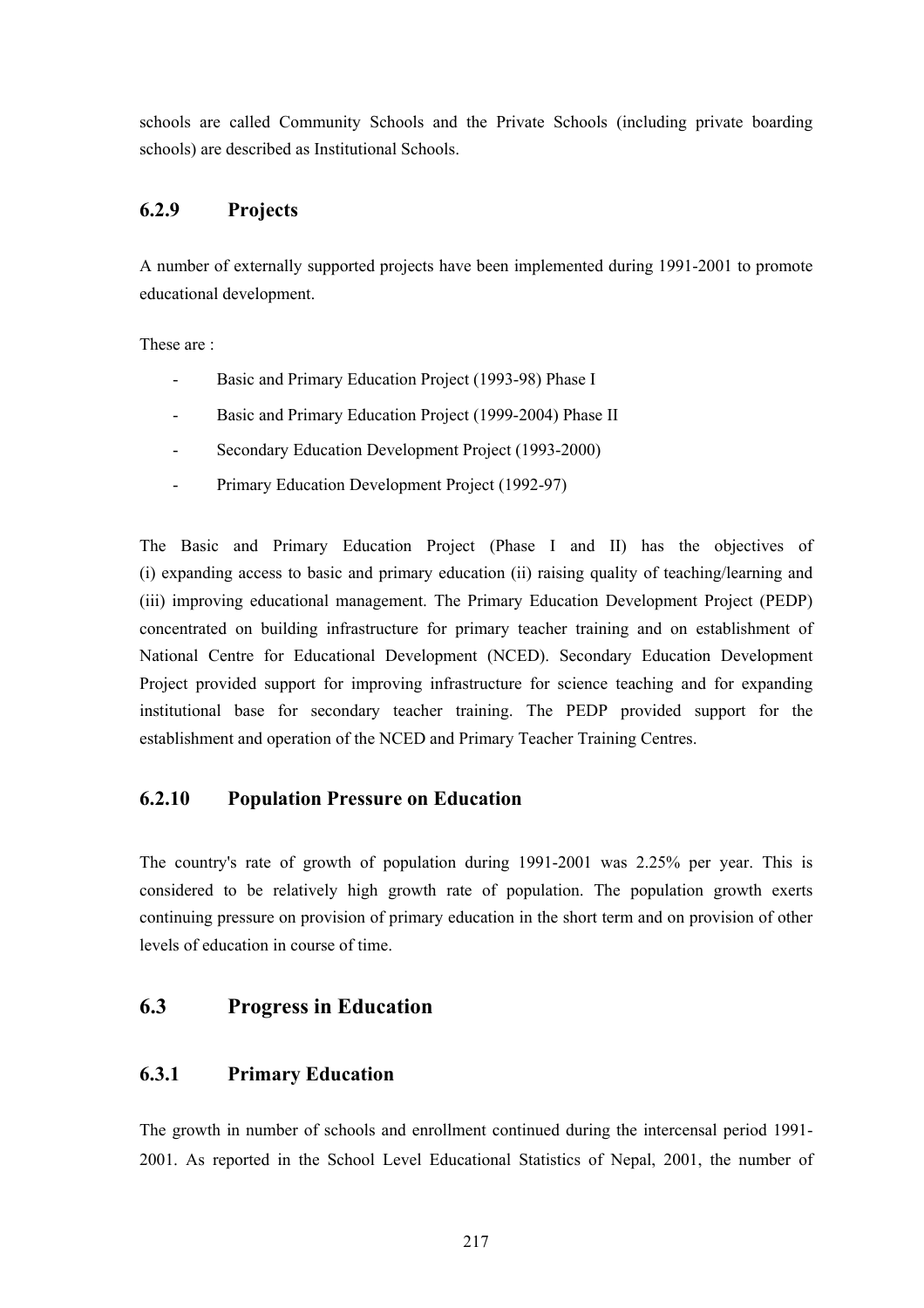schools are called Community Schools and the Private Schools (including private boarding schools) are described as Institutional Schools.

### 6.2.9 Projects

A number of externally supported projects have been implemented during 1991-2001 to promote educational development.

These are :

- Basic and Primary Education Project (1993-98) Phase I
- Basic and Primary Education Project (1999-2004) Phase II
- Secondary Education Development Project (1993-2000)
- Primary Education Development Project (1992-97)

The Basic and Primary Education Project (Phase I and II) has the objectives of (i) expanding access to basic and primary education (ii) raising quality of teaching/learning and (iii) improving educational management. The Primary Education Development Project (PEDP) concentrated on building infrastructure for primary teacher training and on establishment of National Centre for Educational Development (NCED). Secondary Education Development Project provided support for improving infrastructure for science teaching and for expanding institutional base for secondary teacher training. The PEDP provided support for the establishment and operation of the NCED and Primary Teacher Training Centres.

### 6.2.10 Population Pressure on Education

The country's rate of growth of population during 1991-2001 was 2.25% per year. This is considered to be relatively high growth rate of population. The population growth exerts continuing pressure on provision of primary education in the short term and on provision of other levels of education in course of time.

## 6.3 Progress in Education

### 6.3.1 Primary Education

The growth in number of schools and enrollment continued during the intercensal period 1991-2001. As reported in the School Level Educational Statistics of Nepal, 2001, the number of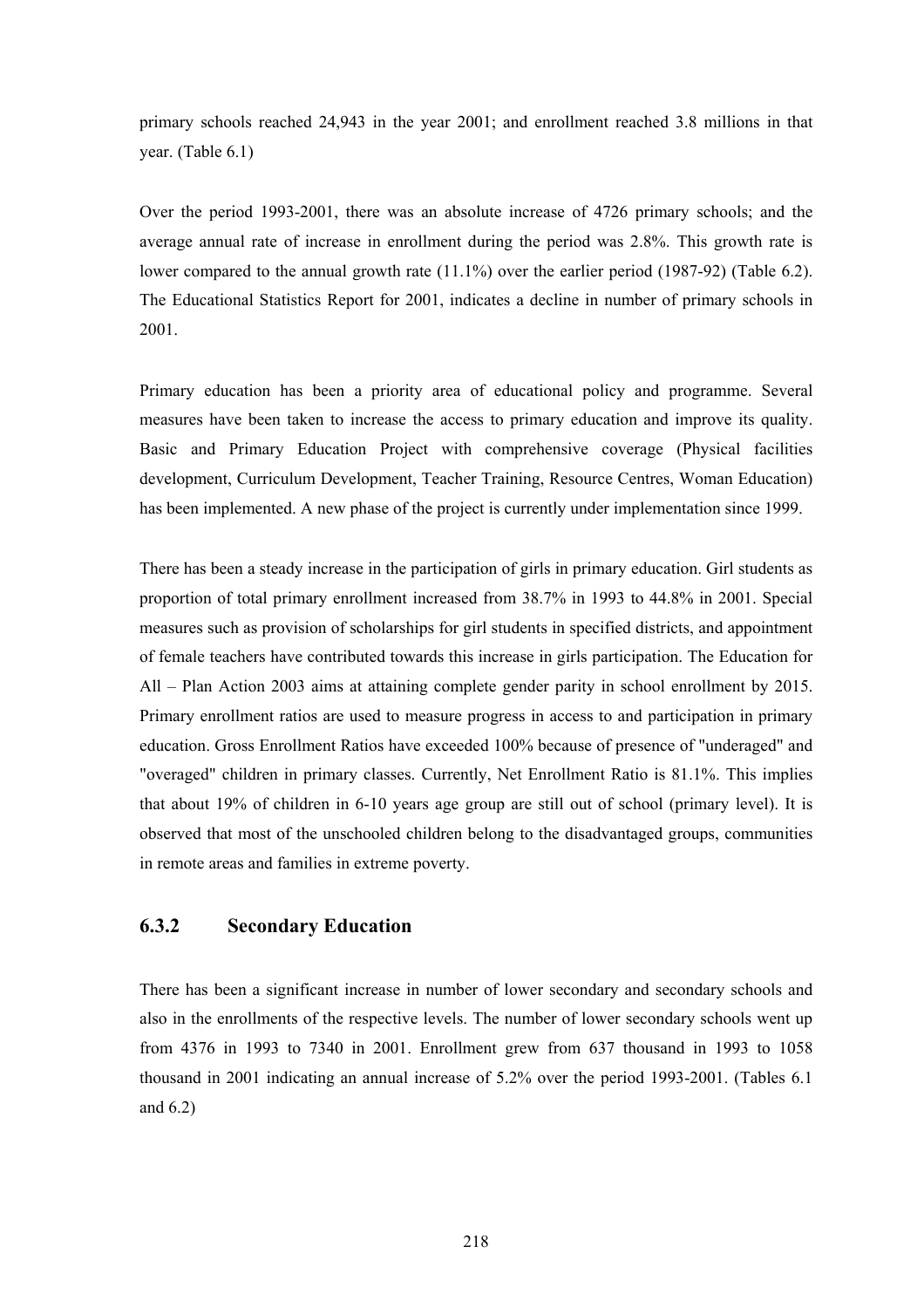primary schools reached 24,943 in the year 2001; and enrollment reached 3.8 millions in that year. (Table 6.1)

Over the period 1993-2001, there was an absolute increase of 4726 primary schools; and the average annual rate of increase in enrollment during the period was 2.8%. This growth rate is lower compared to the annual growth rate (11.1%) over the earlier period (1987-92) (Table 6.2). The Educational Statistics Report for 2001, indicates a decline in number of primary schools in 2001.

Primary education has been a priority area of educational policy and programme. Several measures have been taken to increase the access to primary education and improve its quality. Basic and Primary Education Project with comprehensive coverage (Physical facilities development, Curriculum Development, Teacher Training, Resource Centres, Woman Education) has been implemented. A new phase of the project is currently under implementation since 1999.

There has been a steady increase in the participation of girls in primary education. Girl students as proportion of total primary enrollment increased from 38.7% in 1993 to 44.8% in 2001. Special measures such as provision of scholarships for girl students in specified districts, and appointment of female teachers have contributed towards this increase in girls participation. The Education for All – Plan Action 2003 aims at attaining complete gender parity in school enrollment by 2015. Primary enrollment ratios are used to measure progress in access to and participation in primary education. Gross Enrollment Ratios have exceeded 100% because of presence of "underaged" and "overaged" children in primary classes. Currently, Net Enrollment Ratio is 81.1%. This implies that about 19% of children in 6-10 years age group are still out of school (primary level). It is observed that most of the unschooled children belong to the disadvantaged groups, communities in remote areas and families in extreme poverty.

### 6.3.2 Secondary Education

There has been a significant increase in number of lower secondary and secondary schools and also in the enrollments of the respective levels. The number of lower secondary schools went up from 4376 in 1993 to 7340 in 2001. Enrollment grew from 637 thousand in 1993 to 1058 thousand in 2001 indicating an annual increase of 5.2% over the period 1993-2001. (Tables 6.1 and 6.2)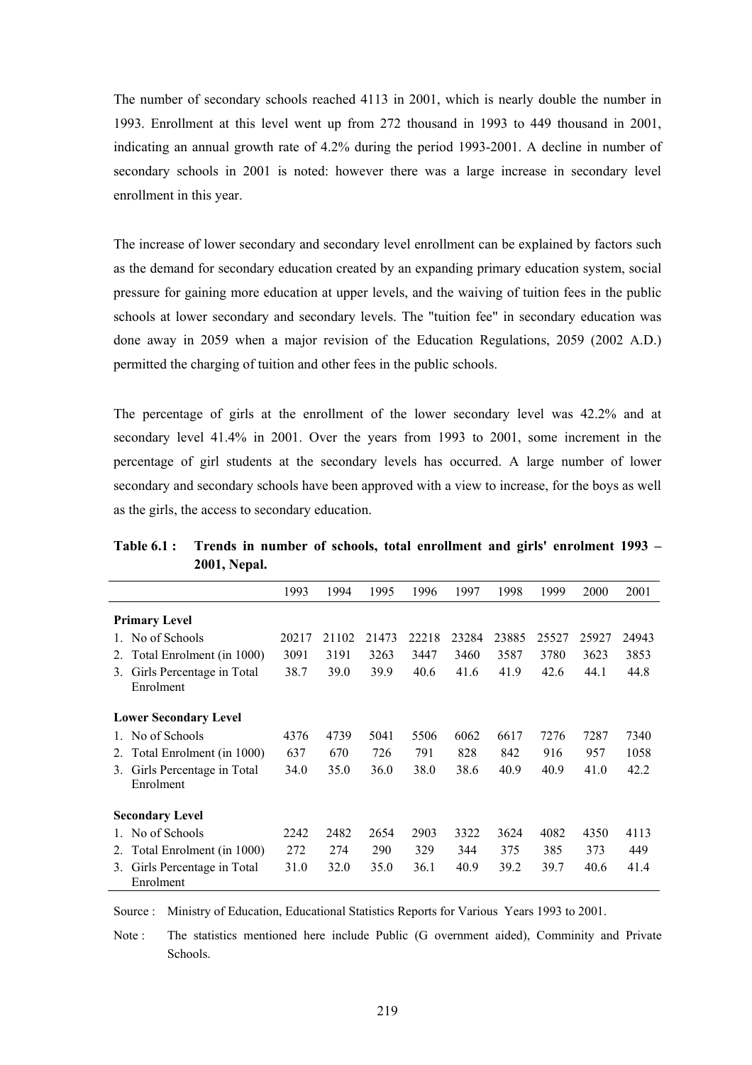The number of secondary schools reached 4113 in 2001, which is nearly double the number in 1993. Enrollment at this level went up from 272 thousand in 1993 to 449 thousand in 2001, indicating an annual growth rate of 4.2% during the period 1993-2001. A decline in number of secondary schools in 2001 is noted: however there was a large increase in secondary level enrollment in this year.

The increase of lower secondary and secondary level enrollment can be explained by factors such as the demand for secondary education created by an expanding primary education system, social pressure for gaining more education at upper levels, and the waiving of tuition fees in the public schools at lower secondary and secondary levels. The "tuition fee" in secondary education was done away in 2059 when a major revision of the Education Regulations, 2059 (2002 A.D.) permitted the charging of tuition and other fees in the public schools.

The percentage of girls at the enrollment of the lower secondary level was 42.2% and at secondary level 41.4% in 2001. Over the years from 1993 to 2001, some increment in the percentage of girl students at the secondary levels has occurred. A large number of lower secondary and secondary schools have been approved with a view to increase, for the boys as well as the girls, the access to secondary education.

**Table 6.1 : Trends in number of schools, total enrollment and girls' enrolment 1993 – 2001, Nepal.**

| | 1993 | 1994 | 1995 | 1996 | 1997 | 1998 | 1999 | 2000 | 2001 |
|---|---|---|---|---|---|---|---|---|---|
| **Primary Level** | | | | | | | | | |
| 1. No of Schools | 20217 | 21102 | 21473 | 22218 | 23284 | 23885 | 25527 | 25927 | 24943 |
| 2. Total Enrolment (in 1000) | 3091 | 3191 | 3263 | 3447 | 3460 | 3587 | 3780 | 3623 | 3853 |
| 3. Girls Percentage in Total Enrolment | 38.7 | 39.0 | 39.9 | 40.6 | 41.6 | 41.9 | 42.6 | 44.1 | 44.8 |
| **Lower Secondary Level** | | | | | | | | | |
| 1. No of Schools | 4376 | 4739 | 5041 | 5506 | 6062 | 6617 | 7276 | 7287 | 7340 |
| 2. Total Enrolment (in 1000) | 637 | 670 | 726 | 791 | 828 | 842 | 916 | 957 | 1058 |
| 3. Girls Percentage in Total Enrolment | 34.0 | 35.0 | 36.0 | 38.0 | 38.6 | 40.9 | 40.9 | 41.0 | 42.2 |
| **Secondary Level** | | | | | | | | | |
| 1. No of Schools | 2242 | 2482 | 2654 | 2903 | 3322 | 3624 | 4082 | 4350 | 4113 |
| 2. Total Enrolment (in 1000) | 272 | 274 | 290 | 329 | 344 | 375 | 385 | 373 | 449 |
| 3. Girls Percentage in Total Enrolment | 31.0 | 32.0 | 35.0 | 36.1 | 40.9 | 39.2 | 39.7 | 40.6 | 41.4 |

Source : Ministry of Education, Educational Statistics Reports for Various Years 1993 to 2001.

Note : The statistics mentioned here include Public (G overnment aided), Comminity and Private Schools.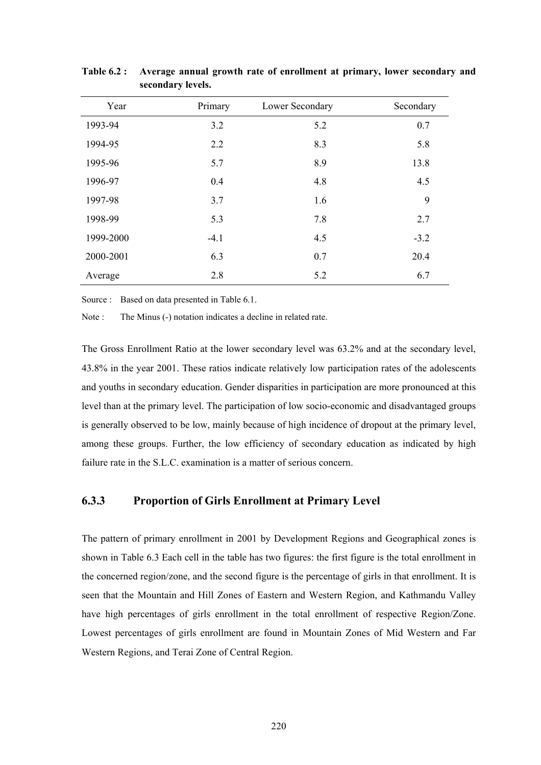**Table 6.2 : Average annual growth rate of enrollment at primary, lower secondary and secondary levels.**

| Year | Primary | Lower Secondary | Secondary |
|---|---|---|---|
| 1993-94 | 3.2 | 5.2 | 0.7 |
| 1994-95 | 2.2 | 8.3 | 5.8 |
| 1995-96 | 5.7 | 8.9 | 13.8 |
| 1996-97 | 0.4 | 4.8 | 4.5 |
| 1997-98 | 3.7 | 1.6 | 9 |
| 1998-99 | 5.3 | 7.8 | 2.7 |
| 1999-2000 | -4.1 | 4.5 | -3.2 |
| 2000-2001 | 6.3 | 0.7 | 20.4 |
| Average | 2.8 | 5.2 | 6.7 |

Source : Based on data presented in Table 6.1.

Note : The Minus (-) notation indicates a decline in related rate.

The Gross Enrollment Ratio at the lower secondary level was 63.2% and at the secondary level, 43.8% in the year 2001. These ratios indicate relatively low participation rates of the adolescents and youths in secondary education. Gender disparities in participation are more pronounced at this level than at the primary level. The participation of low socio-economic and disadvantaged groups is generally observed to be low, mainly because of high incidence of dropout at the primary level, among these groups. Further, the low efficiency of secondary education as indicated by high failure rate in the S.L.C. examination is a matter of serious concern.

### 6.3.3 Proportion of Girls Enrollment at Primary Level

The pattern of primary enrollment in 2001 by Development Regions and Geographical zones is shown in Table 6.3 Each cell in the table has two figures: the first figure is the total enrollment in the concerned region/zone, and the second figure is the percentage of girls in that enrollment. It is seen that the Mountain and Hill Zones of Eastern and Western Region, and Kathmandu Valley have high percentages of girls enrollment in the total enrollment of respective Region/Zone. Lowest percentages of girls enrollment are found in Mountain Zones of Mid Western and Far Western Regions, and Terai Zone of Central Region.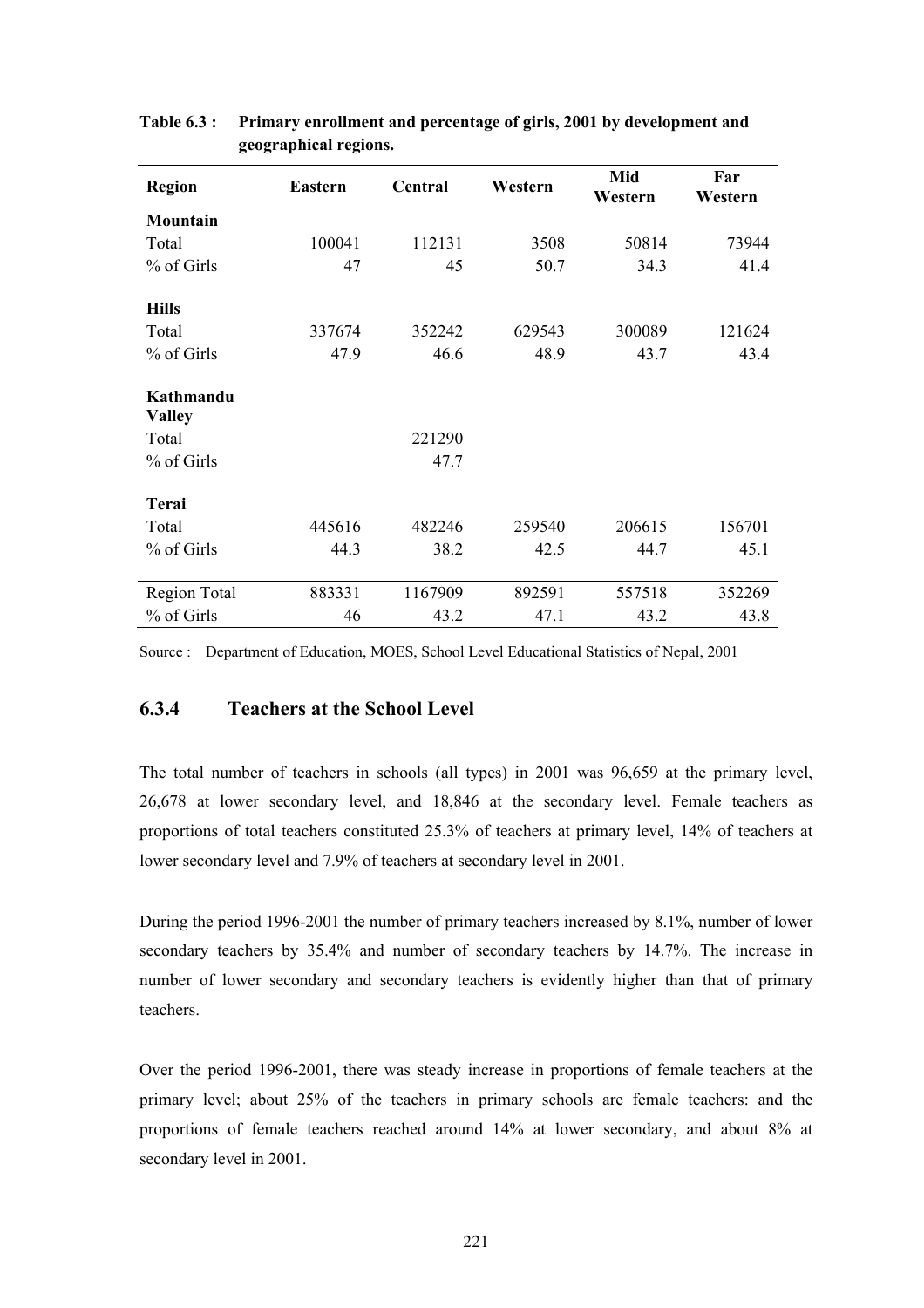**Table 6.3 : Primary enrollment and percentage of girls, 2001 by development and geographical regions.**

| Region | Eastern | Central | Western | Mid Western | Far Western |
|---|---|---|---|---|---|
| **Mountain** | | | | | |
| Total | 100041 | 112131 | 3508 | 50814 | 73944 |
| % of Girls | 47 | 45 | 50.7 | 34.3 | 41.4 |
| **Hills** | | | | | |
| Total | 337674 | 352242 | 629543 | 300089 | 121624 |
| % of Girls | 47.9 | 46.6 | 48.9 | 43.7 | 43.4 |
| **Kathmandu Valley** | | | | | |
| Total | | 221290 | | | |
| % of Girls | | 47.7 | | | |
| **Terai** | | | | | |
| Total | 445616 | 482246 | 259540 | 206615 | 156701 |
| % of Girls | 44.3 | 38.2 | 42.5 | 44.7 | 45.1 |
| Region Total | 883331 | 1167909 | 892591 | 557518 | 352269 |
| % of Girls | 46 | 43.2 | 47.1 | 43.2 | 43.8 |

Source : Department of Education, MOES, School Level Educational Statistics of Nepal, 2001

### 6.3.4 Teachers at the School Level

The total number of teachers in schools (all types) in 2001 was 96,659 at the primary level, 26,678 at lower secondary level, and 18,846 at the secondary level. Female teachers as proportions of total teachers constituted 25.3% of teachers at primary level, 14% of teachers at lower secondary level and 7.9% of teachers at secondary level in 2001.

During the period 1996-2001 the number of primary teachers increased by 8.1%, number of lower secondary teachers by 35.4% and number of secondary teachers by 14.7%. The increase in number of lower secondary and secondary teachers is evidently higher than that of primary teachers.

Over the period 1996-2001, there was steady increase in proportions of female teachers at the primary level; about 25% of the teachers in primary schools are female teachers: and the proportions of female teachers reached around 14% at lower secondary, and about 8% at secondary level in 2001.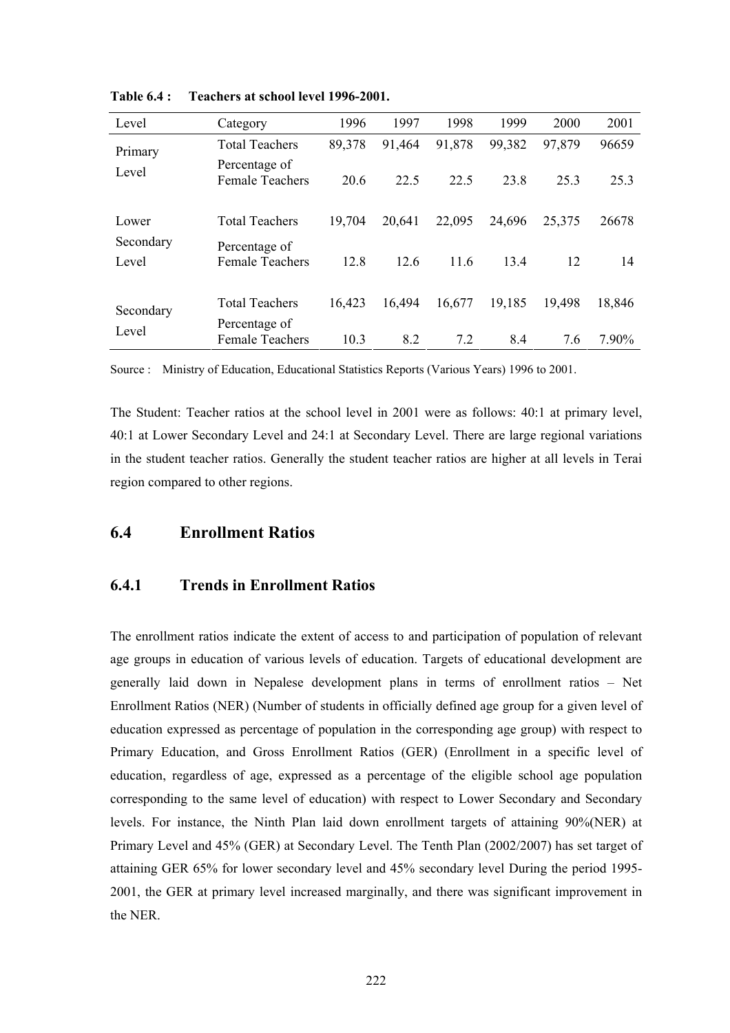**Table 6.4 : Teachers at school level 1996-2001.**

| Level | Category | 1996 | 1997 | 1998 | 1999 | 2000 | 2001 |
|---|---|---|---|---|---|---|---|
| Primary Level | Total Teachers | 89,378 | 91,464 | 91,878 | 99,382 | 97,879 | 96659 |
| | Percentage of Female Teachers | 20.6 | 22.5 | 22.5 | 23.8 | 25.3 | 25.3 |
| Lower Secondary Level | Total Teachers | 19,704 | 20,641 | 22,095 | 24,696 | 25,375 | 26678 |
| | Percentage of Female Teachers | 12.8 | 12.6 | 11.6 | 13.4 | 12 | 14 |
| Secondary Level | Total Teachers | 16,423 | 16,494 | 16,677 | 19,185 | 19,498 | 18,846 |
| | Percentage of Female Teachers | 10.3 | 8.2 | 7.2 | 8.4 | 7.6 | 7.90% |

Source : Ministry of Education, Educational Statistics Reports (Various Years) 1996 to 2001.

The Student: Teacher ratios at the school level in 2001 were as follows: 40:1 at primary level, 40:1 at Lower Secondary Level and 24:1 at Secondary Level. There are large regional variations in the student teacher ratios. Generally the student teacher ratios are higher at all levels in Terai region compared to other regions.

## 6.4 Enrollment Ratios

### 6.4.1 Trends in Enrollment Ratios

The enrollment ratios indicate the extent of access to and participation of population of relevant age groups in education of various levels of education. Targets of educational development are generally laid down in Nepalese development plans in terms of enrollment ratios – Net Enrollment Ratios (NER) (Number of students in officially defined age group for a given level of education expressed as percentage of population in the corresponding age group) with respect to Primary Education, and Gross Enrollment Ratios (GER) (Enrollment in a specific level of education, regardless of age, expressed as a percentage of the eligible school age population corresponding to the same level of education) with respect to Lower Secondary and Secondary levels. For instance, the Ninth Plan laid down enrollment targets of attaining 90%(NER) at Primary Level and 45% (GER) at Secondary Level. The Tenth Plan (2002/2007) has set target of attaining GER 65% for lower secondary level and 45% secondary level During the period 1995-2001, the GER at primary level increased marginally, and there was significant improvement in the NER.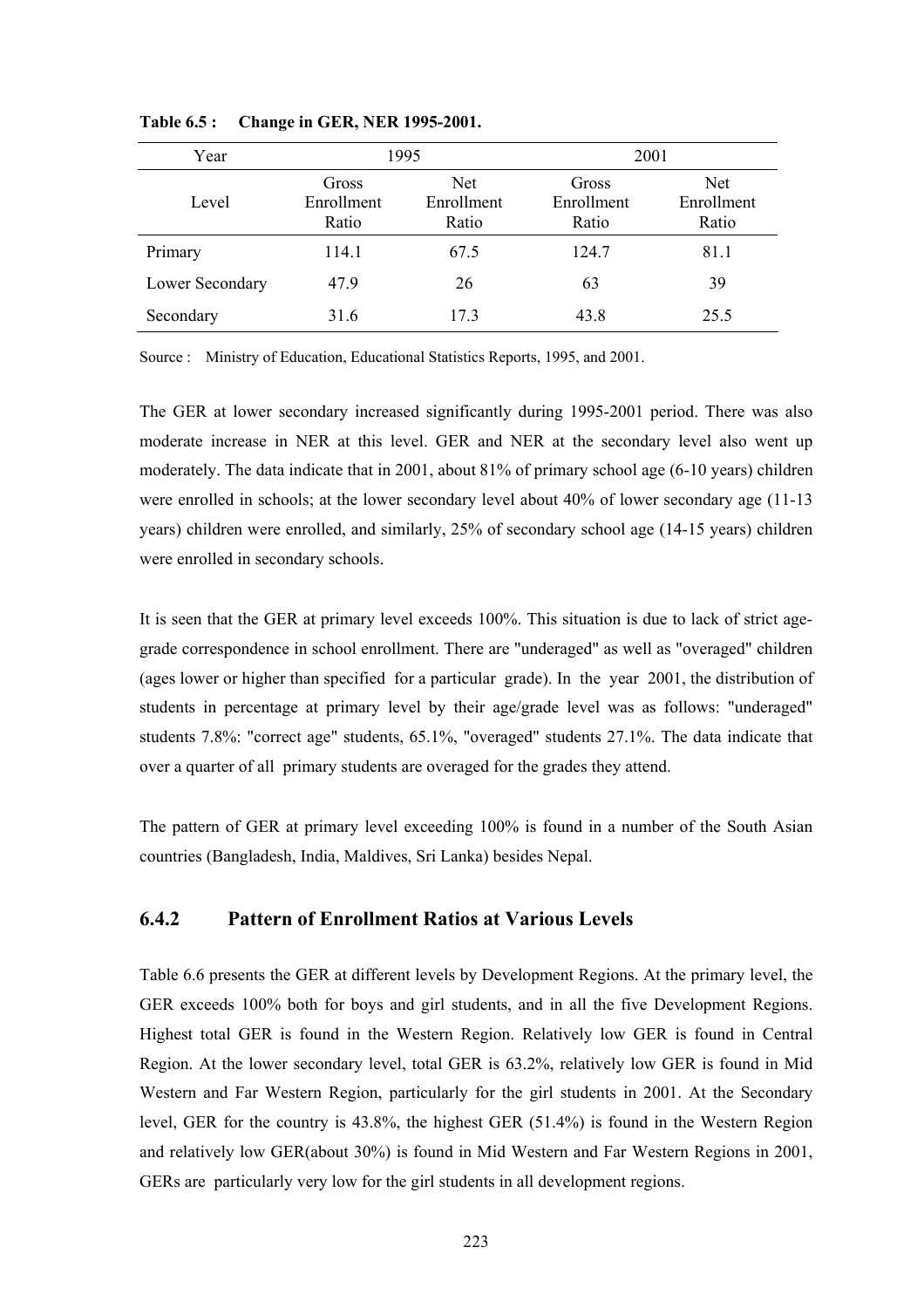**Table 6.5 : Change in GER, NER 1995-2001.**

| Year | 1995 | | 2001 | |
|---|---|---|---|---|
| Level | Gross Enrollment Ratio | Net Enrollment Ratio | Gross Enrollment Ratio | Net Enrollment Ratio |
| Primary | 114.1 | 67.5 | 124.7 | 81.1 |
| Lower Secondary | 47.9 | 26 | 63 | 39 |
| Secondary | 31.6 | 17.3 | 43.8 | 25.5 |

Source : Ministry of Education, Educational Statistics Reports, 1995, and 2001.

The GER at lower secondary increased significantly during 1995-2001 period. There was also moderate increase in NER at this level. GER and NER at the secondary level also went up moderately. The data indicate that in 2001, about 81% of primary school age (6-10 years) children were enrolled in schools; at the lower secondary level about 40% of lower secondary age (11-13 years) children were enrolled, and similarly, 25% of secondary school age (14-15 years) children were enrolled in secondary schools.

It is seen that the GER at primary level exceeds 100%. This situation is due to lack of strict age-grade correspondence in school enrollment. There are "underaged" as well as "overaged" children (ages lower or higher than specified for a particular grade). In the year 2001, the distribution of students in percentage at primary level by their age/grade level was as follows: "underaged" students 7.8%: "correct age" students, 65.1%, "overaged" students 27.1%. The data indicate that over a quarter of all primary students are overaged for the grades they attend.

The pattern of GER at primary level exceeding 100% is found in a number of the South Asian countries (Bangladesh, India, Maldives, Sri Lanka) besides Nepal.

### 6.4.2 Pattern of Enrollment Ratios at Various Levels

Table 6.6 presents the GER at different levels by Development Regions. At the primary level, the GER exceeds 100% both for boys and girl students, and in all the five Development Regions. Highest total GER is found in the Western Region. Relatively low GER is found in Central Region. At the lower secondary level, total GER is 63.2%, relatively low GER is found in Mid Western and Far Western Region, particularly for the girl students in 2001. At the Secondary level, GER for the country is 43.8%, the highest GER (51.4%) is found in the Western Region and relatively low GER(about 30%) is found in Mid Western and Far Western Regions in 2001, GERs are particularly very low for the girl students in all development regions.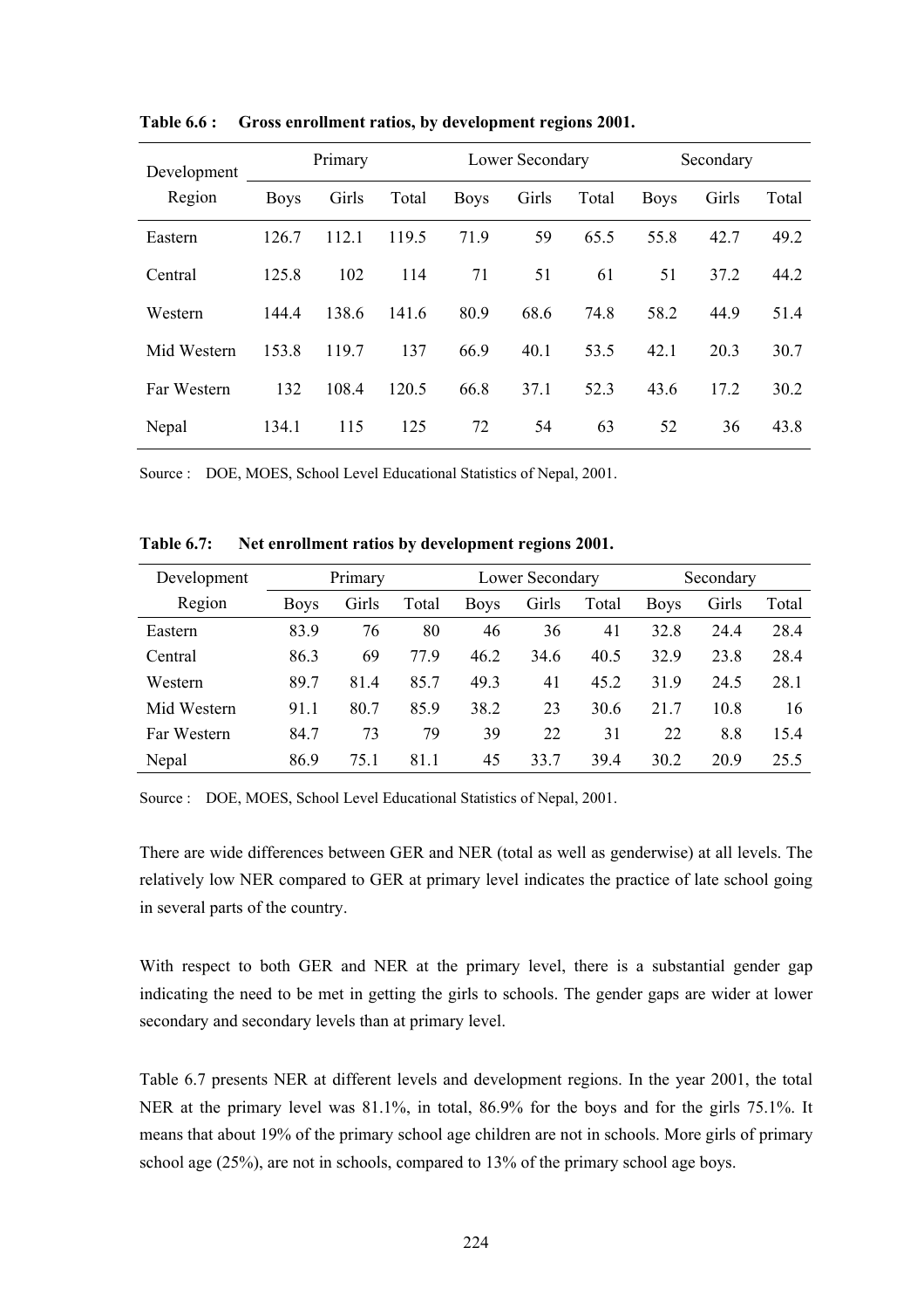**Table 6.6 : Gross enrollment ratios, by development regions 2001.**

| Development Region | Primary | | | Lower Secondary | | | Secondary | | |
|---|---|---|---|---|---|---|---|---|---|
| | Boys | Girls | Total | Boys | Girls | Total | Boys | Girls | Total |
| Eastern | 126.7 | 112.1 | 119.5 | 71.9 | 59 | 65.5 | 55.8 | 42.7 | 49.2 |
| Central | 125.8 | 102 | 114 | 71 | 51 | 61 | 51 | 37.2 | 44.2 |
| Western | 144.4 | 138.6 | 141.6 | 80.9 | 68.6 | 74.8 | 58.2 | 44.9 | 51.4 |
| Mid Western | 153.8 | 119.7 | 137 | 66.9 | 40.1 | 53.5 | 42.1 | 20.3 | 30.7 |
| Far Western | 132 | 108.4 | 120.5 | 66.8 | 37.1 | 52.3 | 43.6 | 17.2 | 30.2 |
| Nepal | 134.1 | 115 | 125 | 72 | 54 | 63 | 52 | 36 | 43.8 |

Source : DOE, MOES, School Level Educational Statistics of Nepal, 2001.

**Table 6.7: Net enrollment ratios by development regions 2001.**

| Development Region | Primary | | | Lower Secondary | | | Secondary | | |
|---|---|---|---|---|---|---|---|---|---|
| | Boys | Girls | Total | Boys | Girls | Total | Boys | Girls | Total |
| Eastern | 83.9 | 76 | 80 | 46 | 36 | 41 | 32.8 | 24.4 | 28.4 |
| Central | 86.3 | 69 | 77.9 | 46.2 | 34.6 | 40.5 | 32.9 | 23.8 | 28.4 |
| Western | 89.7 | 81.4 | 85.7 | 49.3 | 41 | 45.2 | 31.9 | 24.5 | 28.1 |
| Mid Western | 91.1 | 80.7 | 85.9 | 38.2 | 23 | 30.6 | 21.7 | 10.8 | 16 |
| Far Western | 84.7 | 73 | 79 | 39 | 22 | 31 | 22 | 8.8 | 15.4 |
| Nepal | 86.9 | 75.1 | 81.1 | 45 | 33.7 | 39.4 | 30.2 | 20.9 | 25.5 |

Source : DOE, MOES, School Level Educational Statistics of Nepal, 2001.

There are wide differences between GER and NER (total as well as genderwise) at all levels. The relatively low NER compared to GER at primary level indicates the practice of late school going in several parts of the country.

With respect to both GER and NER at the primary level, there is a substantial gender gap indicating the need to be met in getting the girls to schools. The gender gaps are wider at lower secondary and secondary levels than at primary level.

Table 6.7 presents NER at different levels and development regions. In the year 2001, the total NER at the primary level was 81.1%, in total, 86.9% for the boys and for the girls 75.1%. It means that about 19% of the primary school age children are not in schools. More girls of primary school age (25%), are not in schools, compared to 13% of the primary school age boys.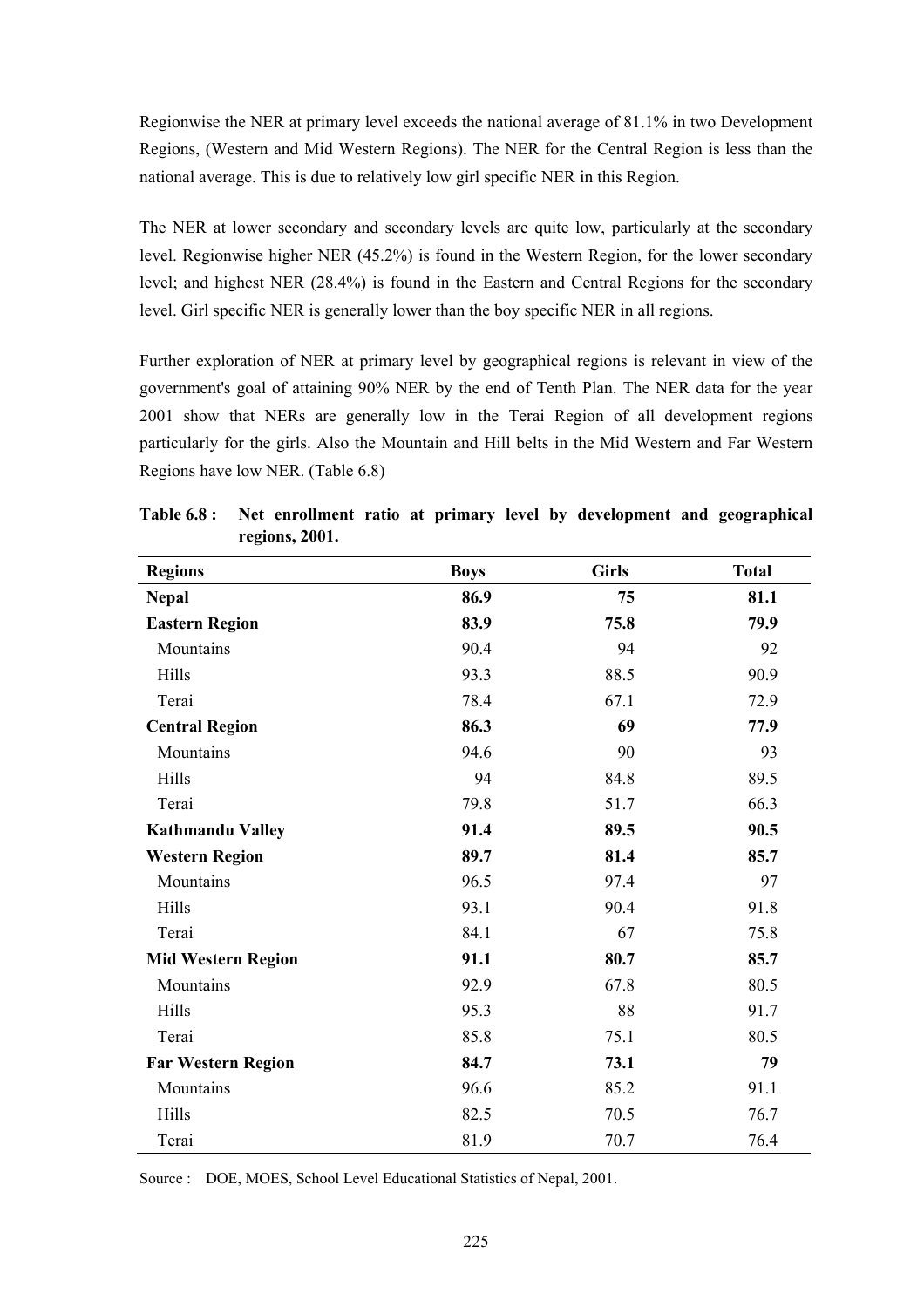Regionwise the NER at primary level exceeds the national average of 81.1% in two Development Regions, (Western and Mid Western Regions). The NER for the Central Region is less than the national average. This is due to relatively low girl specific NER in this Region.

The NER at lower secondary and secondary levels are quite low, particularly at the secondary level. Regionwise higher NER (45.2%) is found in the Western Region, for the lower secondary level; and highest NER (28.4%) is found in the Eastern and Central Regions for the secondary level. Girl specific NER is generally lower than the boy specific NER in all regions.

Further exploration of NER at primary level by geographical regions is relevant in view of the government's goal of attaining 90% NER by the end of Tenth Plan. The NER data for the year 2001 show that NERs are generally low in the Terai Region of all development regions particularly for the girls. Also the Mountain and Hill belts in the Mid Western and Far Western Regions have low NER. (Table 6.8)

**Table 6.8 : Net enrollment ratio at primary level by development and geographical regions, 2001.**

| Regions | Boys | Girls | Total |
|---|---|---|---|
| **Nepal** | **86.9** | **75** | **81.1** |
| **Eastern Region** | **83.9** | **75.8** | **79.9** |
| Mountains | 90.4 | 94 | 92 |
| Hills | 93.3 | 88.5 | 90.9 |
| Terai | 78.4 | 67.1 | 72.9 |
| **Central Region** | **86.3** | **69** | **77.9** |
| Mountains | 94.6 | 90 | 93 |
| Hills | 94 | 84.8 | 89.5 |
| Terai | 79.8 | 51.7 | 66.3 |
| **Kathmandu Valley** | **91.4** | **89.5** | **90.5** |
| **Western Region** | **89.7** | **81.4** | **85.7** |
| Mountains | 96.5 | 97.4 | 97 |
| Hills | 93.1 | 90.4 | 91.8 |
| Terai | 84.1 | 67 | 75.8 |
| **Mid Western Region** | **91.1** | **80.7** | **85.7** |
| Mountains | 92.9 | 67.8 | 80.5 |
| Hills | 95.3 | 88 | 91.7 |
| Terai | 85.8 | 75.1 | 80.5 |
| **Far Western Region** | **84.7** | **73.1** | **79** |
| Mountains | 96.6 | 85.2 | 91.1 |
| Hills | 82.5 | 70.5 | 76.7 |
| Terai | 81.9 | 70.7 | 76.4 |

Source : DOE, MOES, School Level Educational Statistics of Nepal, 2001.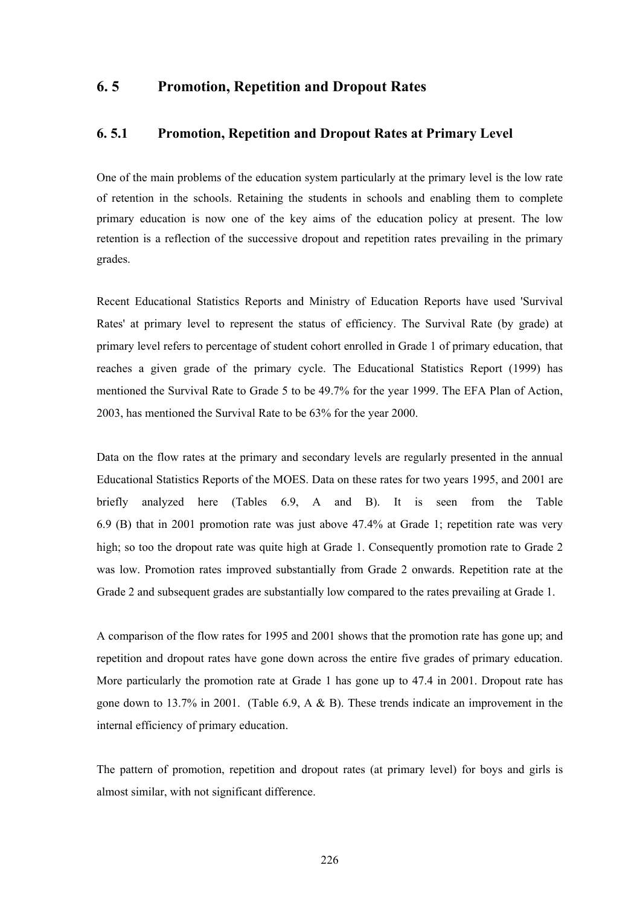## 6. 5 Promotion, Repetition and Dropout Rates

### 6. 5.1 Promotion, Repetition and Dropout Rates at Primary Level

One of the main problems of the education system particularly at the primary level is the low rate of retention in the schools. Retaining the students in schools and enabling them to complete primary education is now one of the key aims of the education policy at present. The low retention is a reflection of the successive dropout and repetition rates prevailing in the primary grades.

Recent Educational Statistics Reports and Ministry of Education Reports have used 'Survival Rates' at primary level to represent the status of efficiency. The Survival Rate (by grade) at primary level refers to percentage of student cohort enrolled in Grade 1 of primary education, that reaches a given grade of the primary cycle. The Educational Statistics Report (1999) has mentioned the Survival Rate to Grade 5 to be 49.7% for the year 1999. The EFA Plan of Action, 2003, has mentioned the Survival Rate to be 63% for the year 2000.

Data on the flow rates at the primary and secondary levels are regularly presented in the annual Educational Statistics Reports of the MOES. Data on these rates for two years 1995, and 2001 are briefly analyzed here (Tables 6.9, A and B). It is seen from the Table 6.9 (B) that in 2001 promotion rate was just above 47.4% at Grade 1; repetition rate was very high; so too the dropout rate was quite high at Grade 1. Consequently promotion rate to Grade 2 was low. Promotion rates improved substantially from Grade 2 onwards. Repetition rate at the Grade 2 and subsequent grades are substantially low compared to the rates prevailing at Grade 1.

A comparison of the flow rates for 1995 and 2001 shows that the promotion rate has gone up; and repetition and dropout rates have gone down across the entire five grades of primary education. More particularly the promotion rate at Grade 1 has gone up to 47.4 in 2001. Dropout rate has gone down to 13.7% in 2001. (Table 6.9, A & B). These trends indicate an improvement in the internal efficiency of primary education.

The pattern of promotion, repetition and dropout rates (at primary level) for boys and girls is almost similar, with not significant difference.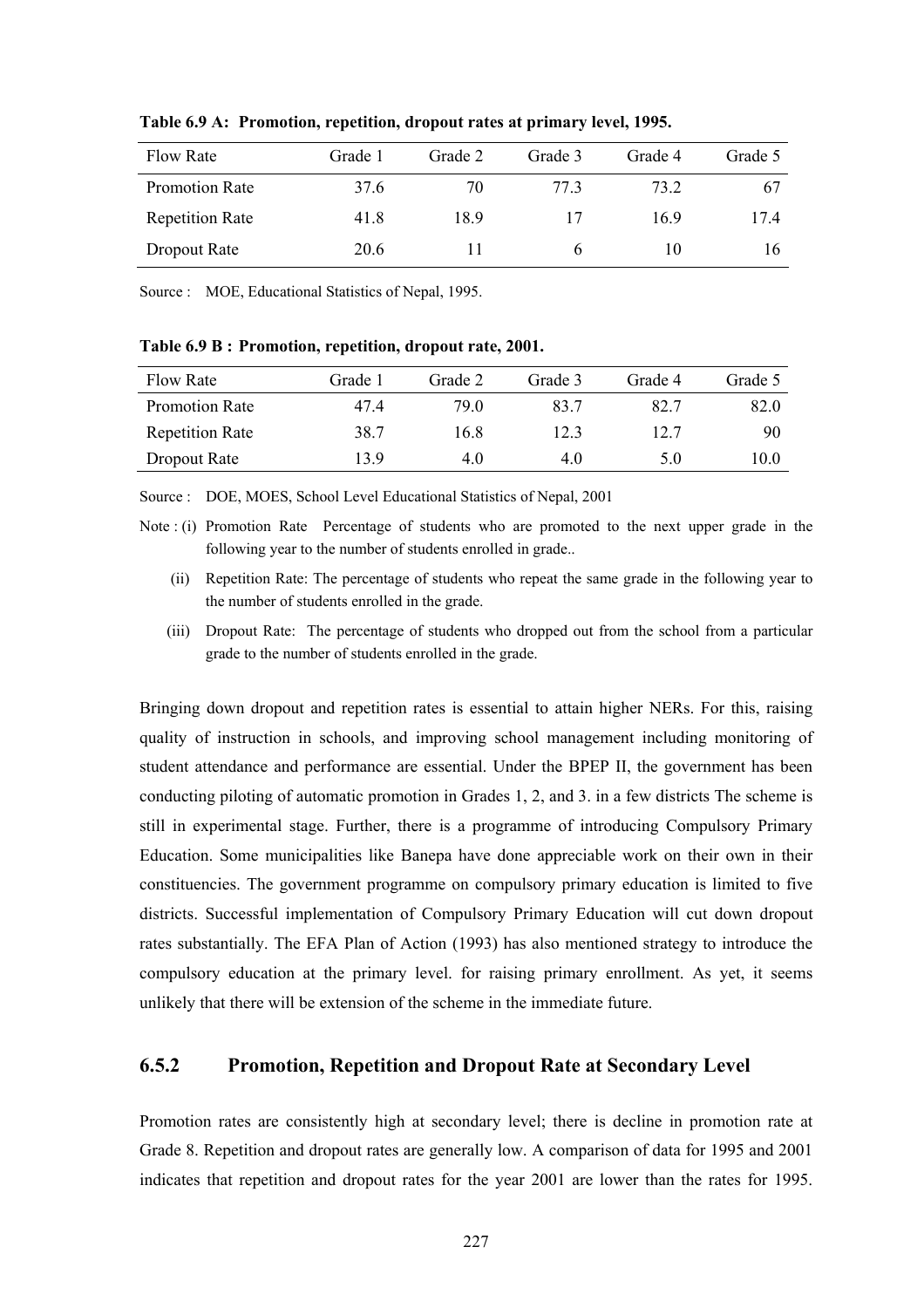**Table 6.9 A: Promotion, repetition, dropout rates at primary level, 1995.**

| Flow Rate | Grade 1 | Grade 2 | Grade 3 | Grade 4 | Grade 5 |
|---|---|---|---|---|---|
| Promotion Rate | 37.6 | 70 | 77.3 | 73.2 | 67 |
| Repetition Rate | 41.8 | 18.9 | 17 | 16.9 | 17.4 |
| Dropout Rate | 20.6 | 11 | 6 | 10 | 16 |

Source : MOE, Educational Statistics of Nepal, 1995.

**Table 6.9 B : Promotion, repetition, dropout rate, 2001.**

| Flow Rate | Grade 1 | Grade 2 | Grade 3 | Grade 4 | Grade 5 |
|---|---|---|---|---|---|
| Promotion Rate | 47.4 | 79.0 | 83.7 | 82.7 | 82.0 |
| Repetition Rate | 38.7 | 16.8 | 12.3 | 12.7 | 90 |
| Dropout Rate | 13.9 | 4.0 | 4.0 | 5.0 | 10.0 |

Source : DOE, MOES, School Level Educational Statistics of Nepal, 2001

Note : (i) Promotion Rate Percentage of students who are promoted to the next upper grade in the following year to the number of students enrolled in grade..

(ii) Repetition Rate: The percentage of students who repeat the same grade in the following year to the number of students enrolled in the grade.

(iii) Dropout Rate: The percentage of students who dropped out from the school from a particular grade to the number of students enrolled in the grade.

Bringing down dropout and repetition rates is essential to attain higher NERs. For this, raising quality of instruction in schools, and improving school management including monitoring of student attendance and performance are essential. Under the BPEP II, the government has been conducting piloting of automatic promotion in Grades 1, 2, and 3. in a few districts The scheme is still in experimental stage. Further, there is a programme of introducing Compulsory Primary Education. Some municipalities like Banepa have done appreciable work on their own in their constituencies. The government programme on compulsory primary education is limited to five districts. Successful implementation of Compulsory Primary Education will cut down dropout rates substantially. The EFA Plan of Action (1993) has also mentioned strategy to introduce the compulsory education at the primary level. for raising primary enrollment. As yet, it seems unlikely that there will be extension of the scheme in the immediate future.

### 6.5.2 Promotion, Repetition and Dropout Rate at Secondary Level

Promotion rates are consistently high at secondary level; there is decline in promotion rate at Grade 8. Repetition and dropout rates are generally low. A comparison of data for 1995 and 2001 indicates that repetition and dropout rates for the year 2001 are lower than the rates for 1995.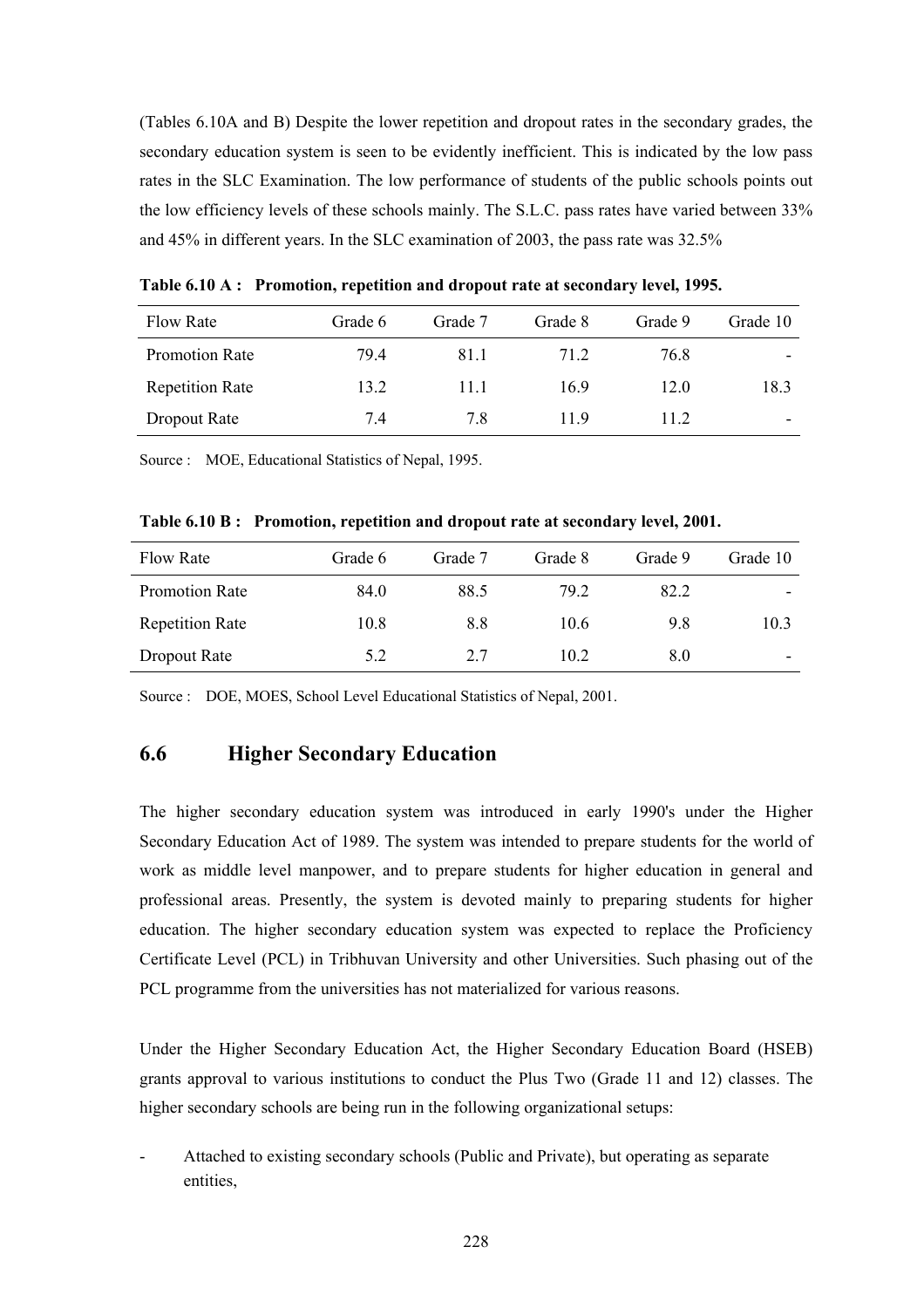(Tables 6.10A and B) Despite the lower repetition and dropout rates in the secondary grades, the secondary education system is seen to be evidently inefficient. This is indicated by the low pass rates in the SLC Examination. The low performance of students of the public schools points out the low efficiency levels of these schools mainly. The S.L.C. pass rates have varied between 33% and 45% in different years. In the SLC examination of 2003, the pass rate was 32.5%

**Table 6.10 A : Promotion, repetition and dropout rate at secondary level, 1995.**

| Flow Rate | Grade 6 | Grade 7 | Grade 8 | Grade 9 | Grade 10 |
|---|---|---|---|---|---|
| Promotion Rate | 79.4 | 81.1 | 71.2 | 76.8 | - |
| Repetition Rate | 13.2 | 11.1 | 16.9 | 12.0 | 18.3 |
| Dropout Rate | 7.4 | 7.8 | 11.9 | 11.2 | - |

Source : MOE, Educational Statistics of Nepal, 1995.

**Table 6.10 B : Promotion, repetition and dropout rate at secondary level, 2001.**

| Flow Rate | Grade 6 | Grade 7 | Grade 8 | Grade 9 | Grade 10 |
|---|---|---|---|---|---|
| Promotion Rate | 84.0 | 88.5 | 79.2 | 82.2 | - |
| Repetition Rate | 10.8 | 8.8 | 10.6 | 9.8 | 10.3 |
| Dropout Rate | 5.2 | 2.7 | 10.2 | 8.0 | - |

Source : DOE, MOES, School Level Educational Statistics of Nepal, 2001.

## 6.6 Higher Secondary Education

The higher secondary education system was introduced in early 1990's under the Higher Secondary Education Act of 1989. The system was intended to prepare students for the world of work as middle level manpower, and to prepare students for higher education in general and professional areas. Presently, the system is devoted mainly to preparing students for higher education. The higher secondary education system was expected to replace the Proficiency Certificate Level (PCL) in Tribhuvan University and other Universities. Such phasing out of the PCL programme from the universities has not materialized for various reasons.

Under the Higher Secondary Education Act, the Higher Secondary Education Board (HSEB) grants approval to various institutions to conduct the Plus Two (Grade 11 and 12) classes. The higher secondary schools are being run in the following organizational setups:

- Attached to existing secondary schools (Public and Private), but operating as separate entities,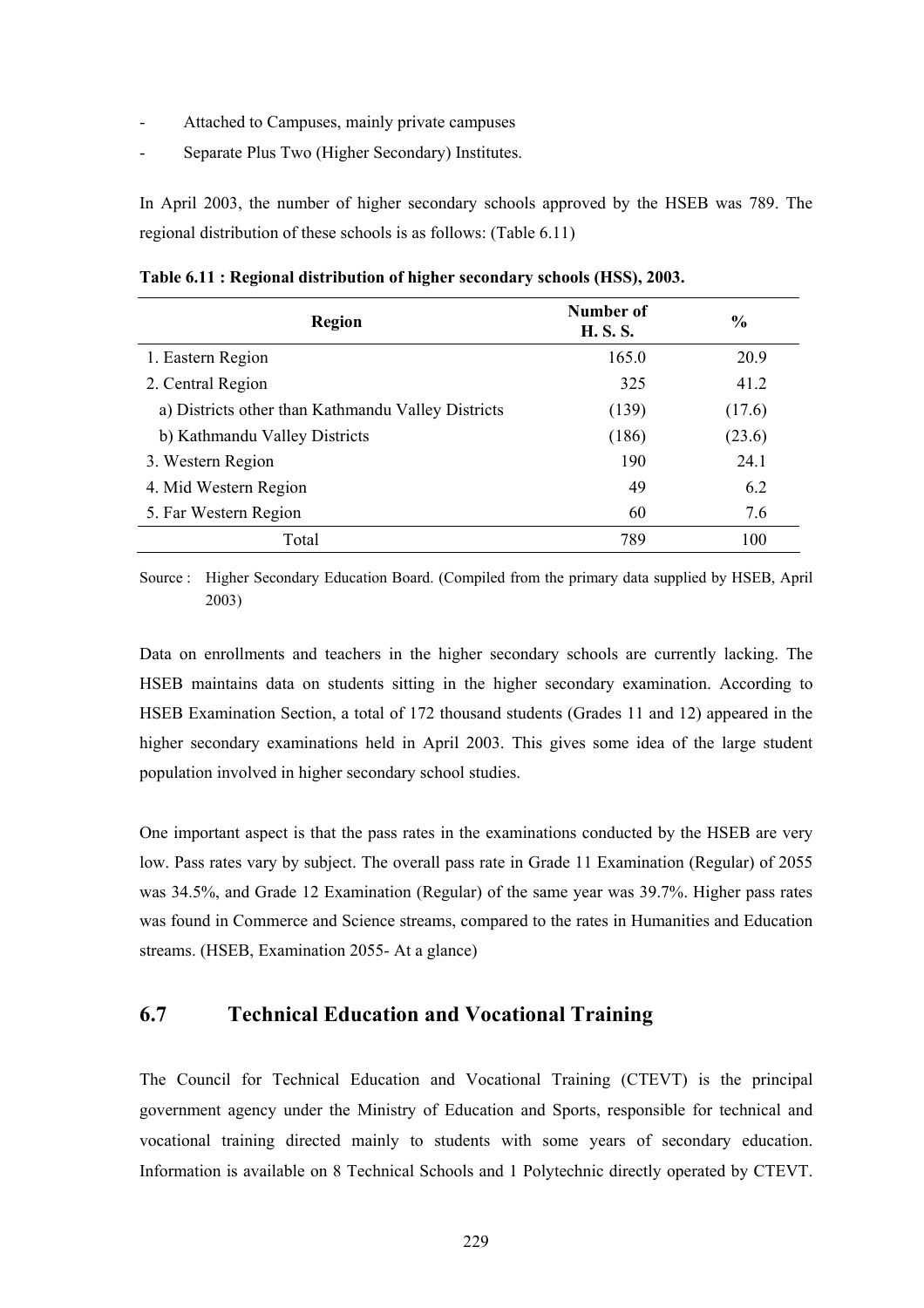- Attached to Campuses, mainly private campuses
- Separate Plus Two (Higher Secondary) Institutes.

In April 2003, the number of higher secondary schools approved by the HSEB was 789. The regional distribution of these schools is as follows: (Table 6.11)

**Table 6.11 : Regional distribution of higher secondary schools (HSS), 2003.**

| Region | Number of H. S. S. | % |
|---|---|---|
| 1. Eastern Region | 165.0 | 20.9 |
| 2. Central Region | 325 | 41.2 |
| a) Districts other than Kathmandu Valley Districts | (139) | (17.6) |
| b) Kathmandu Valley Districts | (186) | (23.6) |
| 3. Western Region | 190 | 24.1 |
| 4. Mid Western Region | 49 | 6.2 |
| 5. Far Western Region | 60 | 7.6 |
| Total | 789 | 100 |

Source : Higher Secondary Education Board. (Compiled from the primary data supplied by HSEB, April 2003)

Data on enrollments and teachers in the higher secondary schools are currently lacking. The HSEB maintains data on students sitting in the higher secondary examination. According to HSEB Examination Section, a total of 172 thousand students (Grades 11 and 12) appeared in the higher secondary examinations held in April 2003. This gives some idea of the large student population involved in higher secondary school studies.

One important aspect is that the pass rates in the examinations conducted by the HSEB are very low. Pass rates vary by subject. The overall pass rate in Grade 11 Examination (Regular) of 2055 was 34.5%, and Grade 12 Examination (Regular) of the same year was 39.7%. Higher pass rates was found in Commerce and Science streams, compared to the rates in Humanities and Education streams. (HSEB, Examination 2055- At a glance)

## 6.7 Technical Education and Vocational Training

The Council for Technical Education and Vocational Training (CTEVT) is the principal government agency under the Ministry of Education and Sports, responsible for technical and vocational training directed mainly to students with some years of secondary education. Information is available on 8 Technical Schools and 1 Polytechnic directly operated by CTEVT.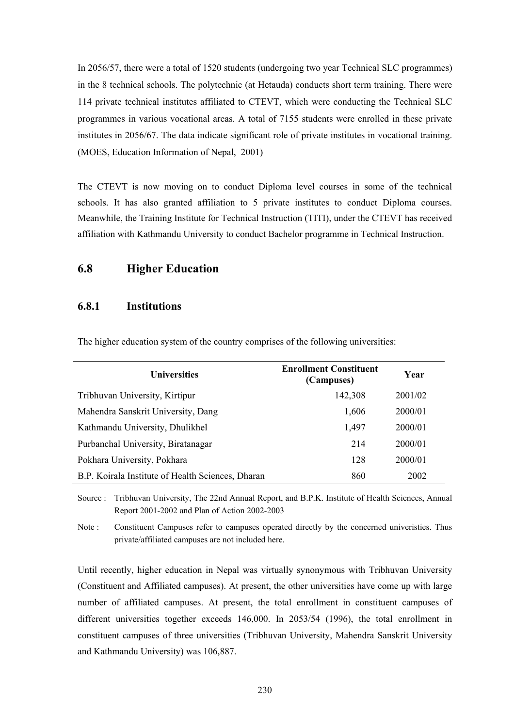In 2056/57, there were a total of 1520 students (undergoing two year Technical SLC programmes) in the 8 technical schools. The polytechnic (at Hetauda) conducts short term training. There were 114 private technical institutes affiliated to CTEVT, which were conducting the Technical SLC programmes in various vocational areas. A total of 7155 students were enrolled in these private institutes in 2056/67. The data indicate significant role of private institutes in vocational training. (MOES, Education Information of Nepal, 2001)

The CTEVT is now moving on to conduct Diploma level courses in some of the technical schools. It has also granted affiliation to 5 private institutes to conduct Diploma courses. Meanwhile, the Training Institute for Technical Instruction (TITI), under the CTEVT has received affiliation with Kathmandu University to conduct Bachelor programme in Technical Instruction.

## 6.8 Higher Education

### 6.8.1 Institutions

The higher education system of the country comprises of the following universities:

| Universities | Enrollment Constituent (Campuses) | Year |
|---|---:|---:|
| Tribhuvan University, Kirtipur | 142,308 | 2001/02 |
| Mahendra Sanskrit University, Dang | 1,606 | 2000/01 |
| Kathmandu University, Dhulikhel | 1,497 | 2000/01 |
| Purbanchal University, Biratanagar | 214 | 2000/01 |
| Pokhara University, Pokhara | 128 | 2000/01 |
| B.P. Koirala Institute of Health Sciences, Dharan | 860 | 2002 |

Source : Tribhuvan University, The 22nd Annual Report, and B.P.K. Institute of Health Sciences, Annual Report 2001-2002 and Plan of Action 2002-2003

Note : Constituent Campuses refer to campuses operated directly by the concerned univeristies. Thus private/affiliated campuses are not included here.

Until recently, higher education in Nepal was virtually synonymous with Tribhuvan University (Constituent and Affiliated campuses). At present, the other universities have come up with large number of affiliated campuses. At present, the total enrollment in constituent campuses of different universities together exceeds 146,000. In 2053/54 (1996), the total enrollment in constituent campuses of three universities (Tribhuvan University, Mahendra Sanskrit University and Kathmandu University) was 106,887.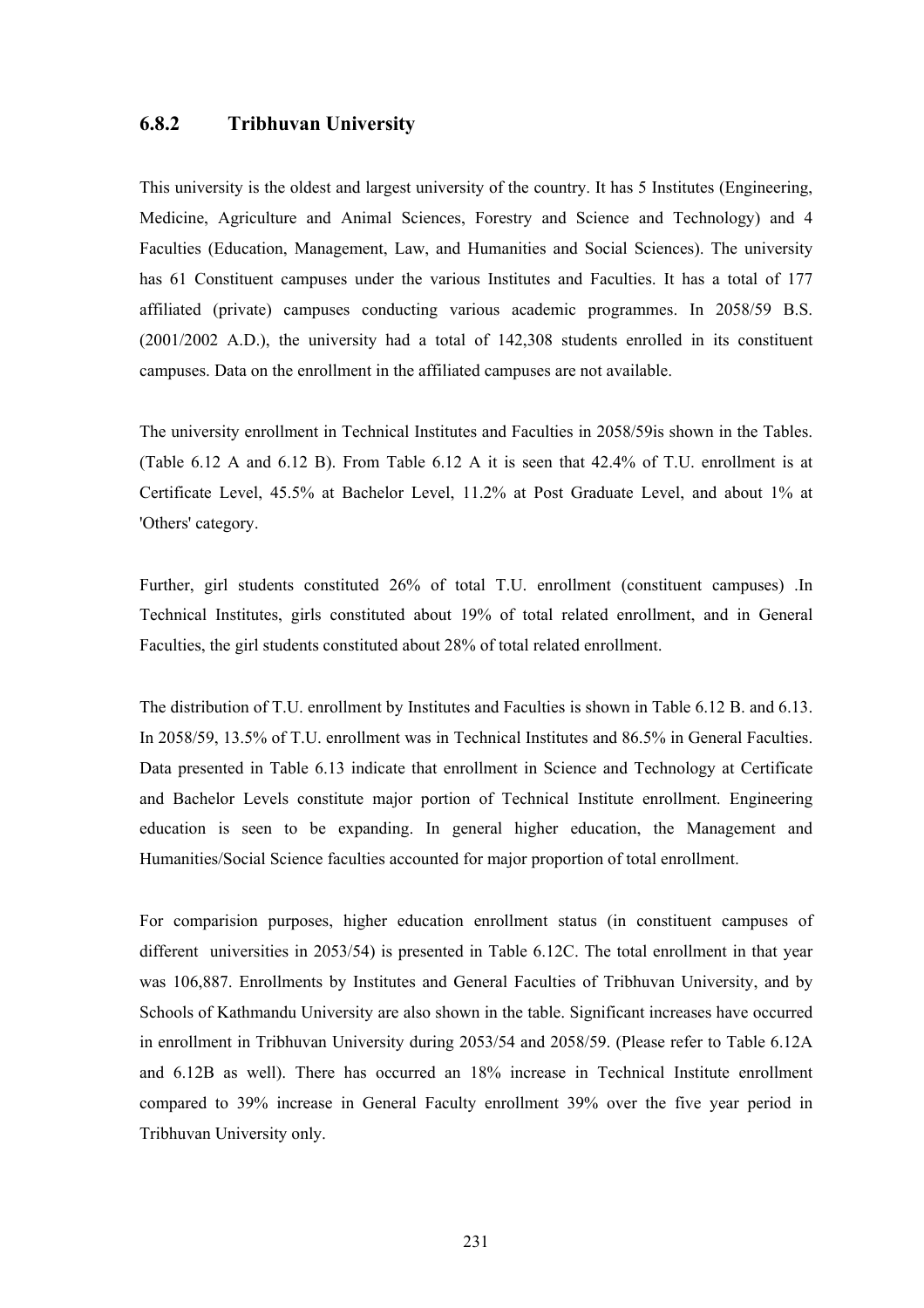### 6.8.2 Tribhuvan University

This university is the oldest and largest university of the country. It has 5 Institutes (Engineering, Medicine, Agriculture and Animal Sciences, Forestry and Science and Technology) and 4 Faculties (Education, Management, Law, and Humanities and Social Sciences). The university has 61 Constituent campuses under the various Institutes and Faculties. It has a total of 177 affiliated (private) campuses conducting various academic programmes. In 2058/59 B.S. (2001/2002 A.D.), the university had a total of 142,308 students enrolled in its constituent campuses. Data on the enrollment in the affiliated campuses are not available.

The university enrollment in Technical Institutes and Faculties in 2058/59is shown in the Tables. (Table 6.12 A and 6.12 B). From Table 6.12 A it is seen that 42.4% of T.U. enrollment is at Certificate Level, 45.5% at Bachelor Level, 11.2% at Post Graduate Level, and about 1% at 'Others' category.

Further, girl students constituted 26% of total T.U. enrollment (constituent campuses) .In Technical Institutes, girls constituted about 19% of total related enrollment, and in General Faculties, the girl students constituted about 28% of total related enrollment.

The distribution of T.U. enrollment by Institutes and Faculties is shown in Table 6.12 B. and 6.13. In 2058/59, 13.5% of T.U. enrollment was in Technical Institutes and 86.5% in General Faculties. Data presented in Table 6.13 indicate that enrollment in Science and Technology at Certificate and Bachelor Levels constitute major portion of Technical Institute enrollment. Engineering education is seen to be expanding. In general higher education, the Management and Humanities/Social Science faculties accounted for major proportion of total enrollment.

For comparision purposes, higher education enrollment status (in constituent campuses of different universities in 2053/54) is presented in Table 6.12C. The total enrollment in that year was 106,887. Enrollments by Institutes and General Faculties of Tribhuvan University, and by Schools of Kathmandu University are also shown in the table. Significant increases have occurred in enrollment in Tribhuvan University during 2053/54 and 2058/59. (Please refer to Table 6.12A and 6.12B as well). There has occurred an 18% increase in Technical Institute enrollment compared to 39% increase in General Faculty enrollment 39% over the five year period in Tribhuvan University only.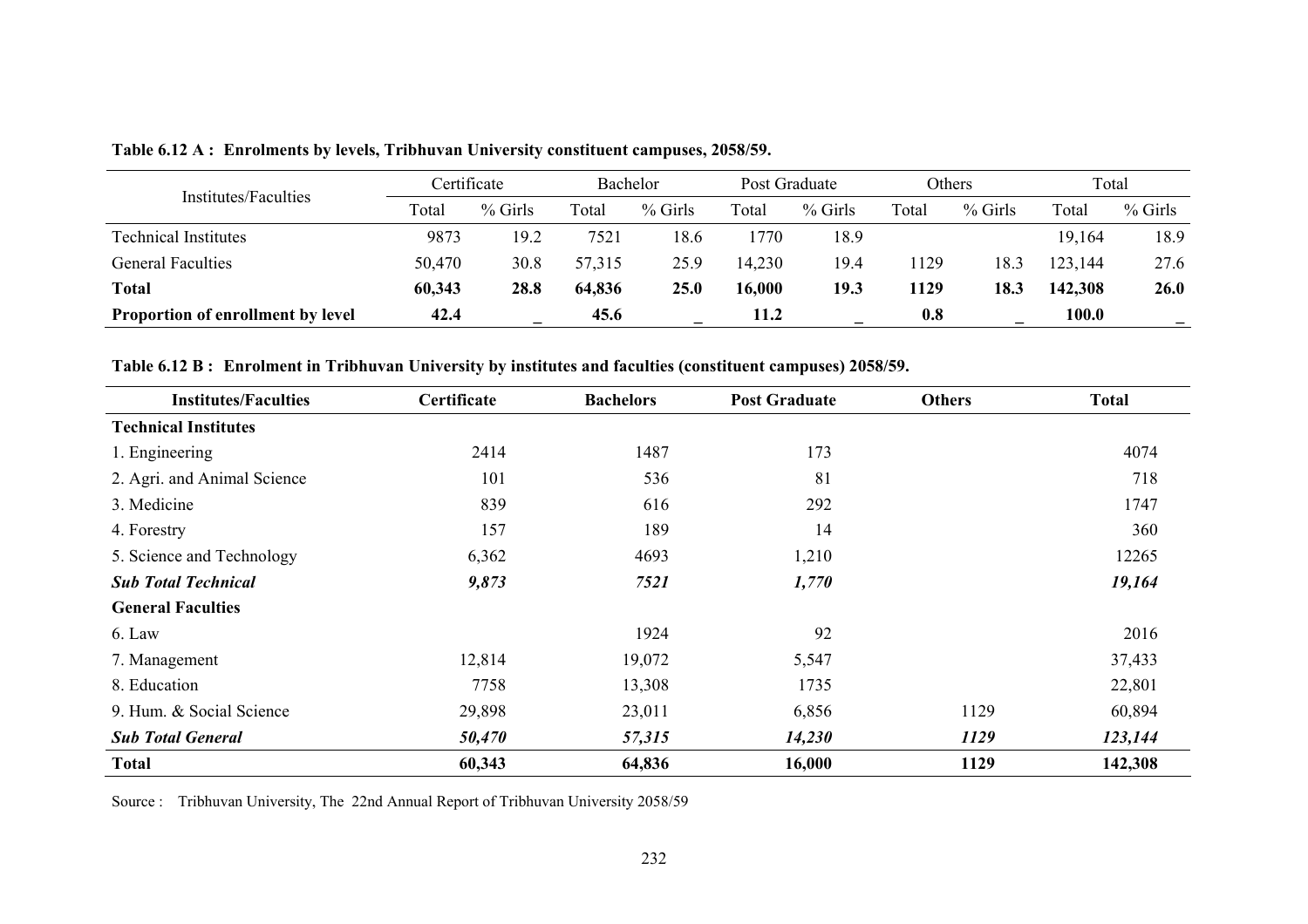**Table 6.12 A : Enrolments by levels, Tribhuvan University constituent campuses, 2058/59.**

| Institutes/Faculties | Certificate | | Bachelor | | Post Graduate | | Others | | Total | |
|---|---|---|---|---|---|---|---|---|---|---|
| | Total | % Girls | Total | % Girls | Total | % Girls | Total | % Girls | Total | % Girls |
| Technical Institutes | 9873 | 19.2 | 7521 | 18.6 | 1770 | 18.9 | | | 19,164 | 18.9 |
| General Faculties | 50,470 | 30.8 | 57,315 | 25.9 | 14,230 | 19.4 | 1129 | 18.3 | 123,144 | 27.6 |
| **Total** | **60,343** | **28.8** | **64,836** | **25.0** | **16,000** | **19.3** | **1129** | **18.3** | **142,308** | **26.0** |
| **Proportion of enrollment by level** | **42.4** | _ | **45.6** | _ | **11.2** | _ | **0.8** | _ | **100.0** | _ |

**Table 6.12 B : Enrolment in Tribhuvan University by institutes and faculties (constituent campuses) 2058/59.**

| Institutes/Faculties | Certificate | Bachelors | Post Graduate | Others | Total |
|---|---|---|---|---|---|
| **Technical Institutes** | | | | | |
| 1. Engineering | 2414 | 1487 | 173 | | 4074 |
| 2. Agri. and Animal Science | 101 | 536 | 81 | | 718 |
| 3. Medicine | 839 | 616 | 292 | | 1747 |
| 4. Forestry | 157 | 189 | 14 | | 360 |
| 5. Science and Technology | 6,362 | 4693 | 1,210 | | 12265 |
| ***Sub Total Technical*** | ***9,873*** | ***7521*** | ***1,770*** | | ***19,164*** |
| **General Faculties** | | | | | |
| 6. Law | | 1924 | 92 | | 2016 |
| 7. Management | 12,814 | 19,072 | 5,547 | | 37,433 |
| 8. Education | 7758 | 13,308 | 1735 | | 22,801 |
| 9. Hum. & Social Science | 29,898 | 23,011 | 6,856 | 1129 | 60,894 |
| ***Sub Total General*** | ***50,470*** | ***57,315*** | ***14,230*** | ***1129*** | ***123,144*** |
| **Total** | **60,343** | **64,836** | **16,000** | **1129** | **142,308** |

Source : Tribhuvan University, The 22nd Annual Report of Tribhuvan University 2058/59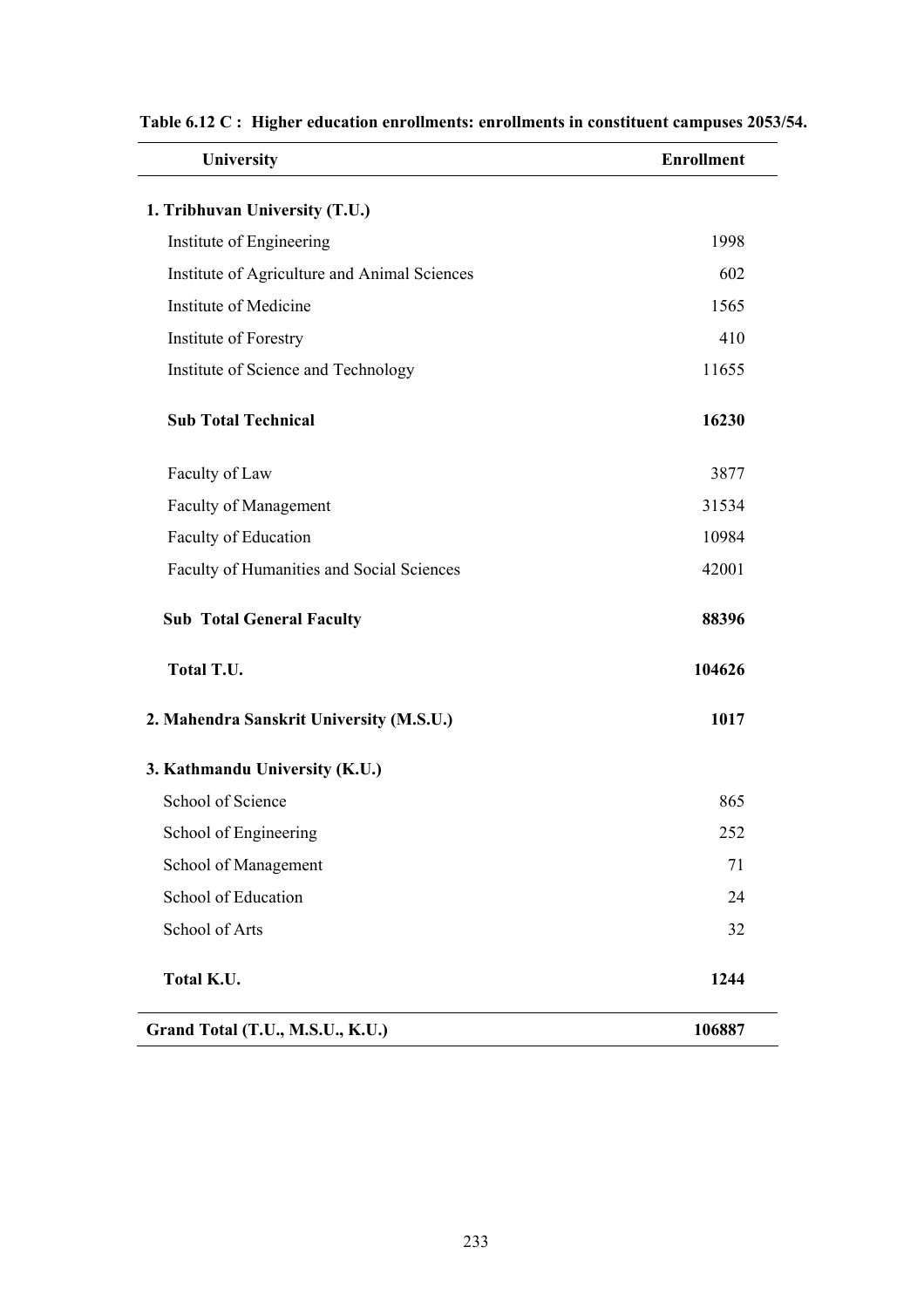**Table 6.12 C : Higher education enrollments: enrollments in constituent campuses 2053/54.**

| University | Enrollment |
|---|---|
| **1. Tribhuvan University (T.U.)** | |
| Institute of Engineering | 1998 |
| Institute of Agriculture and Animal Sciences | 602 |
| Institute of Medicine | 1565 |
| Institute of Forestry | 410 |
| Institute of Science and Technology | 11655 |
| **Sub Total Technical** | **16230** |
| Faculty of Law | 3877 |
| Faculty of Management | 31534 |
| Faculty of Education | 10984 |
| Faculty of Humanities and Social Sciences | 42001 |
| **Sub Total General Faculty** | **88396** |
| **Total T.U.** | **104626** |
| **2. Mahendra Sanskrit University (M.S.U.)** | **1017** |
| **3. Kathmandu University (K.U.)** | |
| School of Science | 865 |
| School of Engineering | 252 |
| School of Management | 71 |
| School of Education | 24 |
| School of Arts | 32 |
| **Total K.U.** | **1244** |
| **Grand Total (T.U., M.S.U., K.U.)** | **106887** |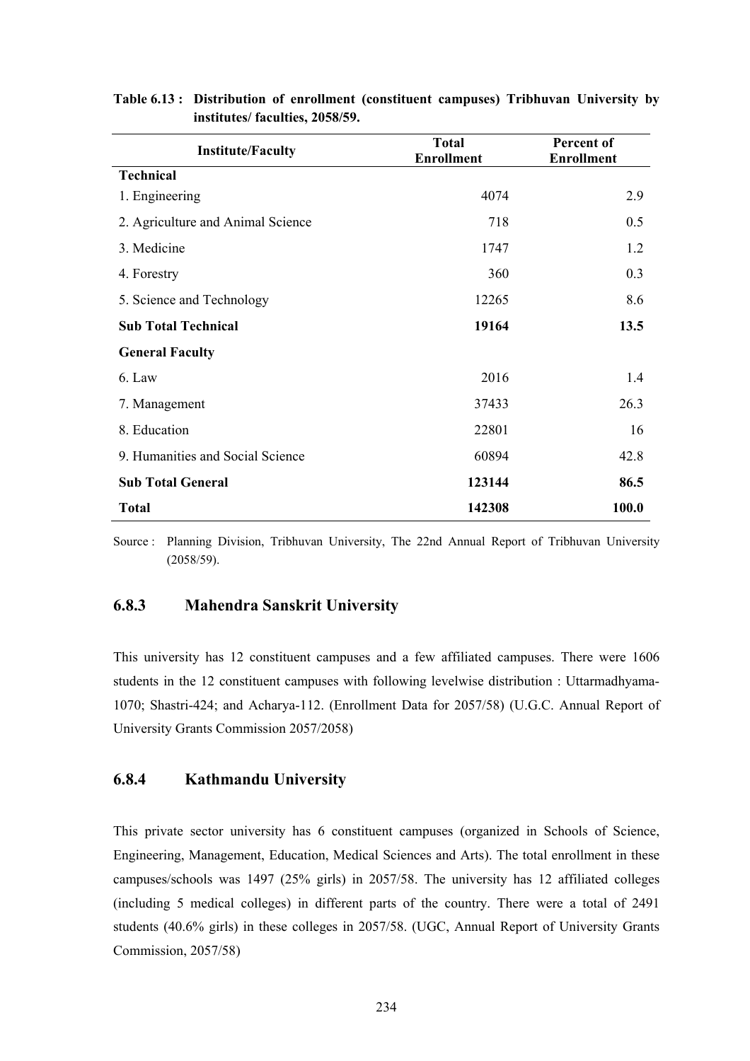**Table 6.13 : Distribution of enrollment (constituent campuses) Tribhuvan University by institutes/ faculties, 2058/59.**

| Institute/Faculty | Total Enrollment | Percent of Enrollment |
|---|---|---|
| **Technical** | | |
| 1. Engineering | 4074 | 2.9 |
| 2. Agriculture and Animal Science | 718 | 0.5 |
| 3. Medicine | 1747 | 1.2 |
| 4. Forestry | 360 | 0.3 |
| 5. Science and Technology | 12265 | 8.6 |
| **Sub Total Technical** | **19164** | **13.5** |
| **General Faculty** | | |
| 6. Law | 2016 | 1.4 |
| 7. Management | 37433 | 26.3 |
| 8. Education | 22801 | 16 |
| 9. Humanities and Social Science | 60894 | 42.8 |
| **Sub Total General** | **123144** | **86.5** |
| **Total** | **142308** | **100.0** |

Source : Planning Division, Tribhuvan University, The 22nd Annual Report of Tribhuvan University (2058/59).

### 6.8.3 Mahendra Sanskrit University

This university has 12 constituent campuses and a few affiliated campuses. There were 1606 students in the 12 constituent campuses with following levelwise distribution : Uttarmadhyama-1070; Shastri-424; and Acharya-112. (Enrollment Data for 2057/58) (U.G.C. Annual Report of University Grants Commission 2057/2058)

### 6.8.4 Kathmandu University

This private sector university has 6 constituent campuses (organized in Schools of Science, Engineering, Management, Education, Medical Sciences and Arts). The total enrollment in these campuses/schools was 1497 (25% girls) in 2057/58. The university has 12 affiliated colleges (including 5 medical colleges) in different parts of the country. There were a total of 2491 students (40.6% girls) in these colleges in 2057/58. (UGC, Annual Report of University Grants Commission, 2057/58)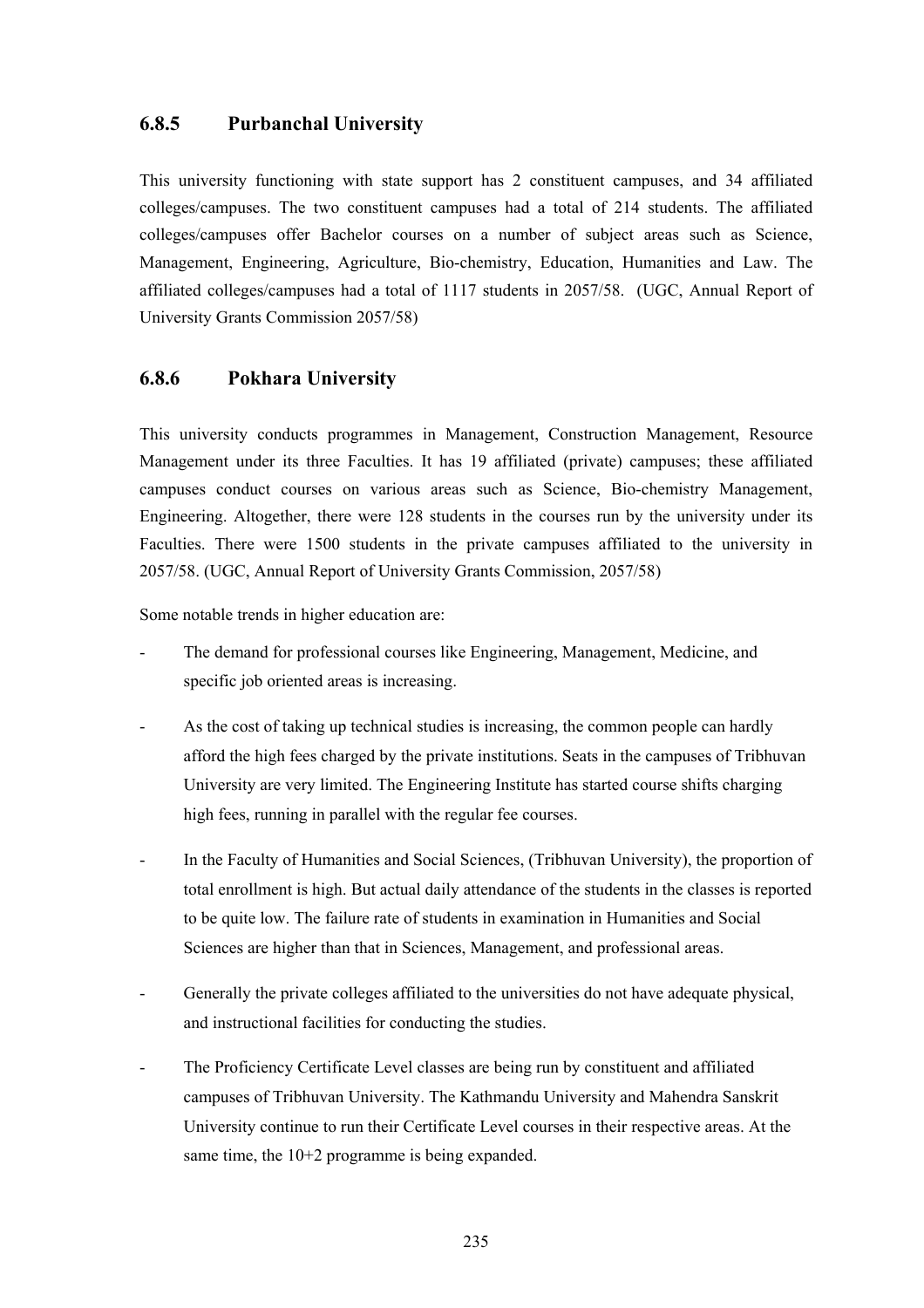### 6.8.5 Purbanchal University

This university functioning with state support has 2 constituent campuses, and 34 affiliated colleges/campuses. The two constituent campuses had a total of 214 students. The affiliated colleges/campuses offer Bachelor courses on a number of subject areas such as Science, Management, Engineering, Agriculture, Bio-chemistry, Education, Humanities and Law. The affiliated colleges/campuses had a total of 1117 students in 2057/58. (UGC, Annual Report of University Grants Commission 2057/58)

### 6.8.6 Pokhara University

This university conducts programmes in Management, Construction Management, Resource Management under its three Faculties. It has 19 affiliated (private) campuses; these affiliated campuses conduct courses on various areas such as Science, Bio-chemistry Management, Engineering. Altogether, there were 128 students in the courses run by the university under its Faculties. There were 1500 students in the private campuses affiliated to the university in 2057/58. (UGC, Annual Report of University Grants Commission, 2057/58)

Some notable trends in higher education are:

- The demand for professional courses like Engineering, Management, Medicine, and specific job oriented areas is increasing.
- As the cost of taking up technical studies is increasing, the common people can hardly afford the high fees charged by the private institutions. Seats in the campuses of Tribhuvan University are very limited. The Engineering Institute has started course shifts charging high fees, running in parallel with the regular fee courses.
- In the Faculty of Humanities and Social Sciences, (Tribhuvan University), the proportion of total enrollment is high. But actual daily attendance of the students in the classes is reported to be quite low. The failure rate of students in examination in Humanities and Social Sciences are higher than that in Sciences, Management, and professional areas.
- Generally the private colleges affiliated to the universities do not have adequate physical, and instructional facilities for conducting the studies.
- The Proficiency Certificate Level classes are being run by constituent and affiliated campuses of Tribhuvan University. The Kathmandu University and Mahendra Sanskrit University continue to run their Certificate Level courses in their respective areas. At the same time, the 10+2 programme is being expanded.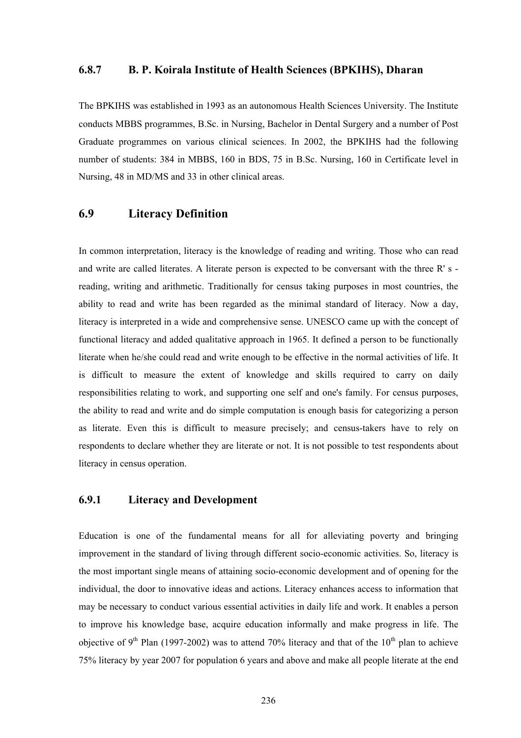### 6.8.7 B. P. Koirala Institute of Health Sciences (BPKIHS), Dharan

The BPKIHS was established in 1993 as an autonomous Health Sciences University. The Institute conducts MBBS programmes, B.Sc. in Nursing, Bachelor in Dental Surgery and a number of Post Graduate programmes on various clinical sciences. In 2002, the BPKIHS had the following number of students: 384 in MBBS, 160 in BDS, 75 in B.Sc. Nursing, 160 in Certificate level in Nursing, 48 in MD/MS and 33 in other clinical areas.

## 6.9 Literacy Definition

In common interpretation, literacy is the knowledge of reading and writing. Those who can read and write are called literates. A literate person is expected to be conversant with the three R' s - reading, writing and arithmetic. Traditionally for census taking purposes in most countries, the ability to read and write has been regarded as the minimal standard of literacy. Now a day, literacy is interpreted in a wide and comprehensive sense. UNESCO came up with the concept of functional literacy and added qualitative approach in 1965. It defined a person to be functionally literate when he/she could read and write enough to be effective in the normal activities of life. It is difficult to measure the extent of knowledge and skills required to carry on daily responsibilities relating to work, and supporting one self and one's family. For census purposes, the ability to read and write and do simple computation is enough basis for categorizing a person as literate. Even this is difficult to measure precisely; and census-takers have to rely on respondents to declare whether they are literate or not. It is not possible to test respondents about literacy in census operation.

### 6.9.1 Literacy and Development

Education is one of the fundamental means for all for alleviating poverty and bringing improvement in the standard of living through different socio-economic activities. So, literacy is the most important single means of attaining socio-economic development and of opening for the individual, the door to innovative ideas and actions. Literacy enhances access to information that may be necessary to conduct various essential activities in daily life and work. It enables a person to improve his knowledge base, acquire education informally and make progress in life. The objective of 9$^{th}$ Plan (1997-2002) was to attend 70% literacy and that of the 10$^{th}$ plan to achieve 75% literacy by year 2007 for population 6 years and above and make all people literate at the end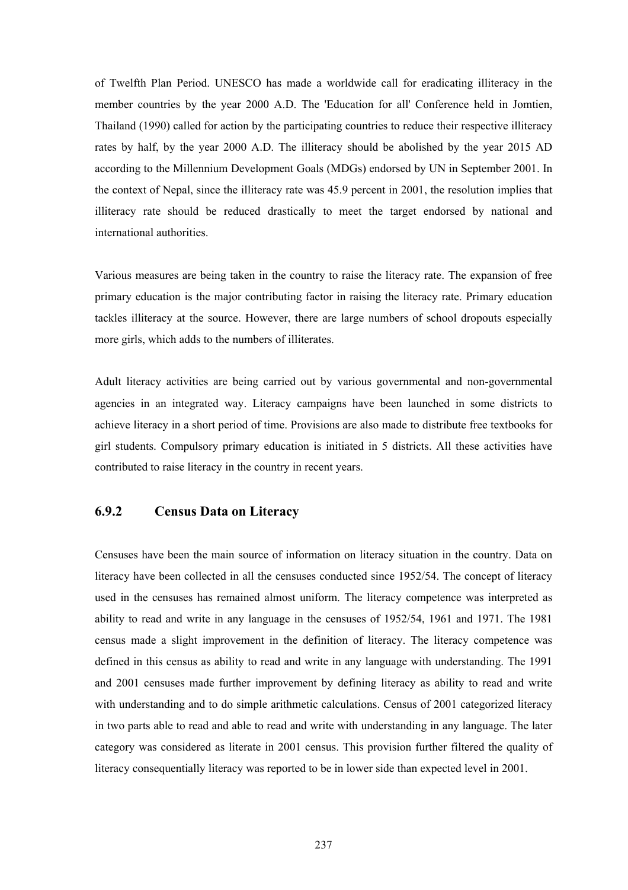of Twelfth Plan Period. UNESCO has made a worldwide call for eradicating illiteracy in the member countries by the year 2000 A.D. The 'Education for all' Conference held in Jomtien, Thailand (1990) called for action by the participating countries to reduce their respective illiteracy rates by half, by the year 2000 A.D. The illiteracy should be abolished by the year 2015 AD according to the Millennium Development Goals (MDGs) endorsed by UN in September 2001. In the context of Nepal, since the illiteracy rate was 45.9 percent in 2001, the resolution implies that illiteracy rate should be reduced drastically to meet the target endorsed by national and international authorities.

Various measures are being taken in the country to raise the literacy rate. The expansion of free primary education is the major contributing factor in raising the literacy rate. Primary education tackles illiteracy at the source. However, there are large numbers of school dropouts especially more girls, which adds to the numbers of illiterates.

Adult literacy activities are being carried out by various governmental and non-governmental agencies in an integrated way. Literacy campaigns have been launched in some districts to achieve literacy in a short period of time. Provisions are also made to distribute free textbooks for girl students. Compulsory primary education is initiated in 5 districts. All these activities have contributed to raise literacy in the country in recent years.

### 6.9.2 Census Data on Literacy

Censuses have been the main source of information on literacy situation in the country. Data on literacy have been collected in all the censuses conducted since 1952/54. The concept of literacy used in the censuses has remained almost uniform. The literacy competence was interpreted as ability to read and write in any language in the censuses of 1952/54, 1961 and 1971. The 1981 census made a slight improvement in the definition of literacy. The literacy competence was defined in this census as ability to read and write in any language with understanding. The 1991 and 2001 censuses made further improvement by defining literacy as ability to read and write with understanding and to do simple arithmetic calculations. Census of 2001 categorized literacy in two parts able to read and able to read and write with understanding in any language. The later category was considered as literate in 2001 census. This provision further filtered the quality of literacy consequentially literacy was reported to be in lower side than expected level in 2001.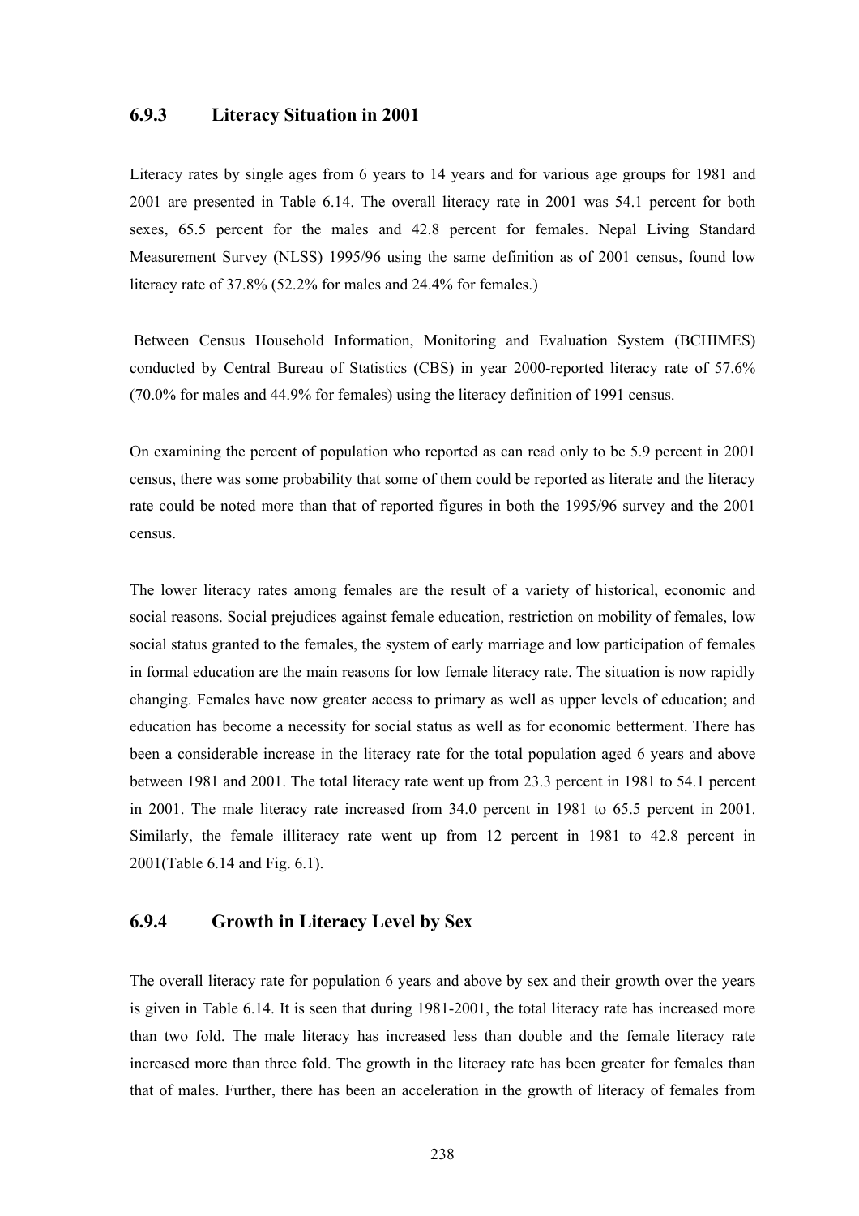### 6.9.3 Literacy Situation in 2001

Literacy rates by single ages from 6 years to 14 years and for various age groups for 1981 and 2001 are presented in Table 6.14. The overall literacy rate in 2001 was 54.1 percent for both sexes, 65.5 percent for the males and 42.8 percent for females. Nepal Living Standard Measurement Survey (NLSS) 1995/96 using the same definition as of 2001 census, found low literacy rate of 37.8% (52.2% for males and 24.4% for females.)

Between Census Household Information, Monitoring and Evaluation System (BCHIMES) conducted by Central Bureau of Statistics (CBS) in year 2000-reported literacy rate of 57.6% (70.0% for males and 44.9% for females) using the literacy definition of 1991 census.

On examining the percent of population who reported as can read only to be 5.9 percent in 2001 census, there was some probability that some of them could be reported as literate and the literacy rate could be noted more than that of reported figures in both the 1995/96 survey and the 2001 census.

The lower literacy rates among females are the result of a variety of historical, economic and social reasons. Social prejudices against female education, restriction on mobility of females, low social status granted to the females, the system of early marriage and low participation of females in formal education are the main reasons for low female literacy rate. The situation is now rapidly changing. Females have now greater access to primary as well as upper levels of education; and education has become a necessity for social status as well as for economic betterment. There has been a considerable increase in the literacy rate for the total population aged 6 years and above between 1981 and 2001. The total literacy rate went up from 23.3 percent in 1981 to 54.1 percent in 2001. The male literacy rate increased from 34.0 percent in 1981 to 65.5 percent in 2001. Similarly, the female illiteracy rate went up from 12 percent in 1981 to 42.8 percent in 2001(Table 6.14 and Fig. 6.1).

### 6.9.4 Growth in Literacy Level by Sex

The overall literacy rate for population 6 years and above by sex and their growth over the years is given in Table 6.14. It is seen that during 1981-2001, the total literacy rate has increased more than two fold. The male literacy has increased less than double and the female literacy rate increased more than three fold. The growth in the literacy rate has been greater for females than that of males. Further, there has been an acceleration in the growth of literacy of females from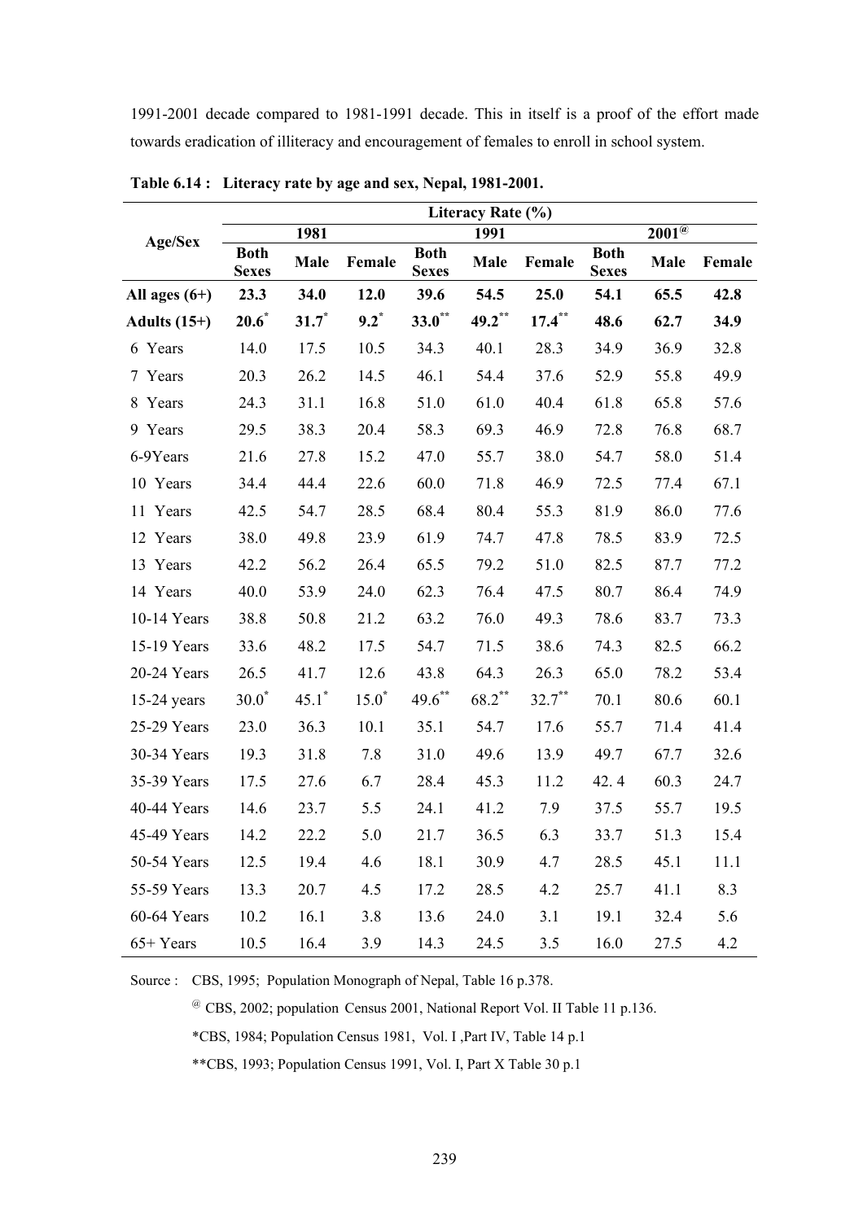1991-2001 decade compared to 1981-1991 decade. This in itself is a proof of the effort made towards eradication of illiteracy and encouragement of females to enroll in school system.

**Table 6.14 : Literacy rate by age and sex, Nepal, 1981-2001.**

| Age/Sex | Literacy Rate (%) | | | | | | | | |
|---|---|---|---|---|---|---|---|---|---|
| | 1981 | | | 1991 | | | 2001@ | | |
| | Both Sexes | Male | Female | Both Sexes | Male | Female | Both Sexes | Male | Female |
| **All ages (6+)** | **23.3** | **34.0** | **12.0** | **39.6** | **54.5** | **25.0** | **54.1** | **65.5** | **42.8** |
| **Adults (15+)** | **20.6*** | **31.7*** | **9.2*** | **33.0**** | **49.2**** | **17.4**** | **48.6** | **62.7** | **34.9** |
| 6 Years | 14.0 | 17.5 | 10.5 | 34.3 | 40.1 | 28.3 | 34.9 | 36.9 | 32.8 |
| 7 Years | 20.3 | 26.2 | 14.5 | 46.1 | 54.4 | 37.6 | 52.9 | 55.8 | 49.9 |
| 8 Years | 24.3 | 31.1 | 16.8 | 51.0 | 61.0 | 40.4 | 61.8 | 65.8 | 57.6 |
| 9 Years | 29.5 | 38.3 | 20.4 | 58.3 | 69.3 | 46.9 | 72.8 | 76.8 | 68.7 |
| 6-9Years | 21.6 | 27.8 | 15.2 | 47.0 | 55.7 | 38.0 | 54.7 | 58.0 | 51.4 |
| 10 Years | 34.4 | 44.4 | 22.6 | 60.0 | 71.8 | 46.9 | 72.5 | 77.4 | 67.1 |
| 11 Years | 42.5 | 54.7 | 28.5 | 68.4 | 80.4 | 55.3 | 81.9 | 86.0 | 77.6 |
| 12 Years | 38.0 | 49.8 | 23.9 | 61.9 | 74.7 | 47.8 | 78.5 | 83.9 | 72.5 |
| 13 Years | 42.2 | 56.2 | 26.4 | 65.5 | 79.2 | 51.0 | 82.5 | 87.7 | 77.2 |
| 14 Years | 40.0 | 53.9 | 24.0 | 62.3 | 76.4 | 47.5 | 80.7 | 86.4 | 74.9 |
| 10-14 Years | 38.8 | 50.8 | 21.2 | 63.2 | 76.0 | 49.3 | 78.6 | 83.7 | 73.3 |
| 15-19 Years | 33.6 | 48.2 | 17.5 | 54.7 | 71.5 | 38.6 | 74.3 | 82.5 | 66.2 |
| 20-24 Years | 26.5 | 41.7 | 12.6 | 43.8 | 64.3 | 26.3 | 65.0 | 78.2 | 53.4 |
| 15-24 years | 30.0* | 45.1* | 15.0* | 49.6** | 68.2** | 32.7** | 70.1 | 80.6 | 60.1 |
| 25-29 Years | 23.0 | 36.3 | 10.1 | 35.1 | 54.7 | 17.6 | 55.7 | 71.4 | 41.4 |
| 30-34 Years | 19.3 | 31.8 | 7.8 | 31.0 | 49.6 | 13.9 | 49.7 | 67.7 | 32.6 |
| 35-39 Years | 17.5 | 27.6 | 6.7 | 28.4 | 45.3 | 11.2 | 42. 4 | 60.3 | 24.7 |
| 40-44 Years | 14.6 | 23.7 | 5.5 | 24.1 | 41.2 | 7.9 | 37.5 | 55.7 | 19.5 |
| 45-49 Years | 14.2 | 22.2 | 5.0 | 21.7 | 36.5 | 6.3 | 33.7 | 51.3 | 15.4 |
| 50-54 Years | 12.5 | 19.4 | 4.6 | 18.1 | 30.9 | 4.7 | 28.5 | 45.1 | 11.1 |
| 55-59 Years | 13.3 | 20.7 | 4.5 | 17.2 | 28.5 | 4.2 | 25.7 | 41.1 | 8.3 |
| 60-64 Years | 10.2 | 16.1 | 3.8 | 13.6 | 24.0 | 3.1 | 19.1 | 32.4 | 5.6 |
| 65+ Years | 10.5 | 16.4 | 3.9 | 14.3 | 24.5 | 3.5 | 16.0 | 27.5 | 4.2 |

Source : CBS, 1995; Population Monograph of Nepal, Table 16 p.378.

@ CBS, 2002; population Census 2001, National Report Vol. II Table 11 p.136.

*CBS, 1984; Population Census 1981, Vol. I ,Part IV, Table 14 p.1

**CBS, 1993; Population Census 1991, Vol. I, Part X Table 30 p.1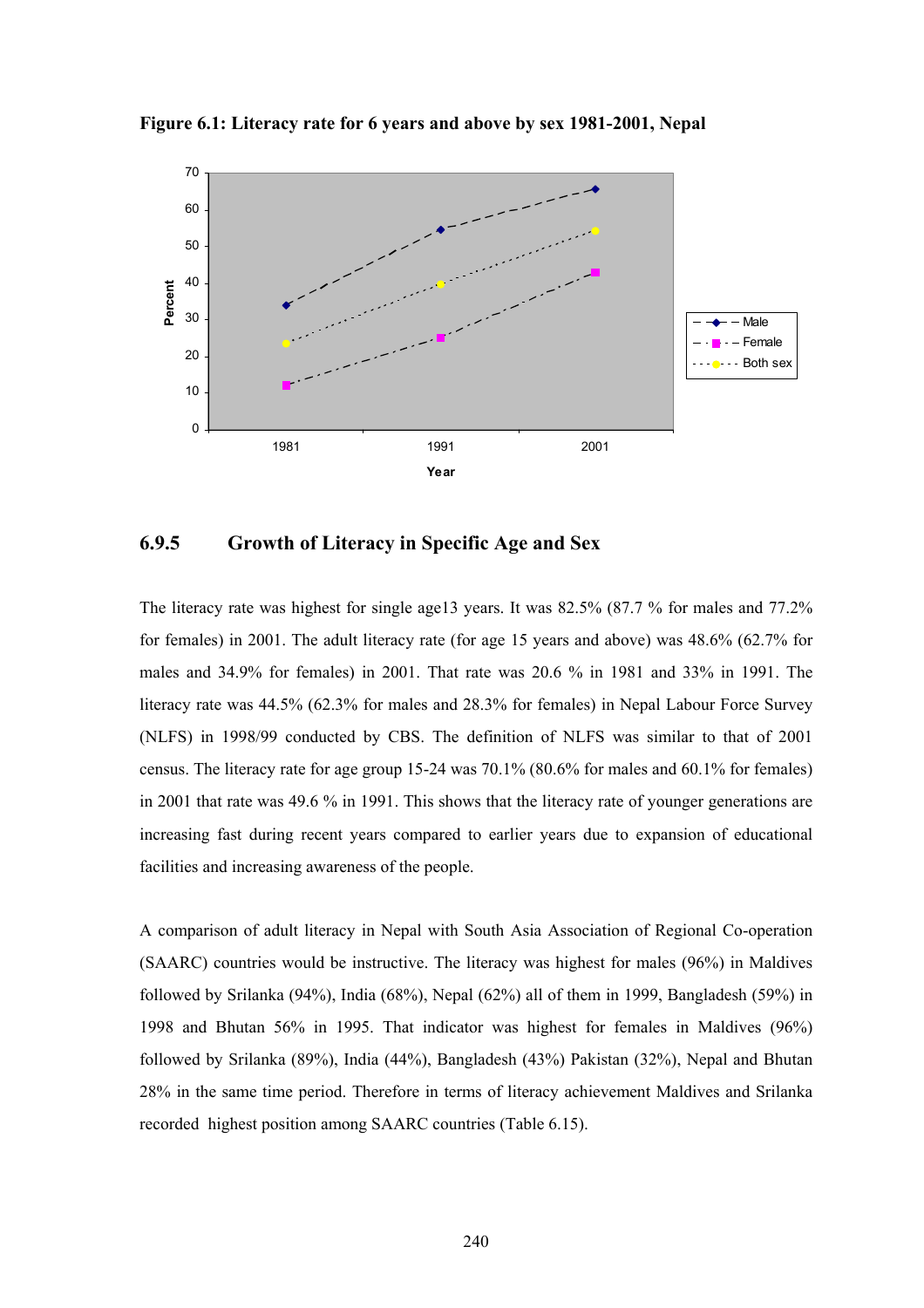**Figure 6.1: Literacy rate for 6 years and above by sex 1981-2001, Nepal**

### 6.9.5 Growth of Literacy in Specific Age and Sex

The literacy rate was highest for single age13 years. It was 82.5% (87.7 % for males and 77.2% for females) in 2001. The adult literacy rate (for age 15 years and above) was 48.6% (62.7% for males and 34.9% for females) in 2001. That rate was 20.6 % in 1981 and 33% in 1991. The literacy rate was 44.5% (62.3% for males and 28.3% for females) in Nepal Labour Force Survey (NLFS) in 1998/99 conducted by CBS. The definition of NLFS was similar to that of 2001 census. The literacy rate for age group 15-24 was 70.1% (80.6% for males and 60.1% for females) in 2001 that rate was 49.6 % in 1991. This shows that the literacy rate of younger generations are increasing fast during recent years compared to earlier years due to expansion of educational facilities and increasing awareness of the people.

A comparison of adult literacy in Nepal with South Asia Association of Regional Co-operation (SAARC) countries would be instructive. The literacy was highest for males (96%) in Maldives followed by Srilanka (94%), India (68%), Nepal (62%) all of them in 1999, Bangladesh (59%) in 1998 and Bhutan 56% in 1995. That indicator was highest for females in Maldives (96%) followed by Srilanka (89%), India (44%), Bangladesh (43%) Pakistan (32%), Nepal and Bhutan 28% in the same time period. Therefore in terms of literacy achievement Maldives and Srilanka recorded highest position among SAARC countries (Table 6.15).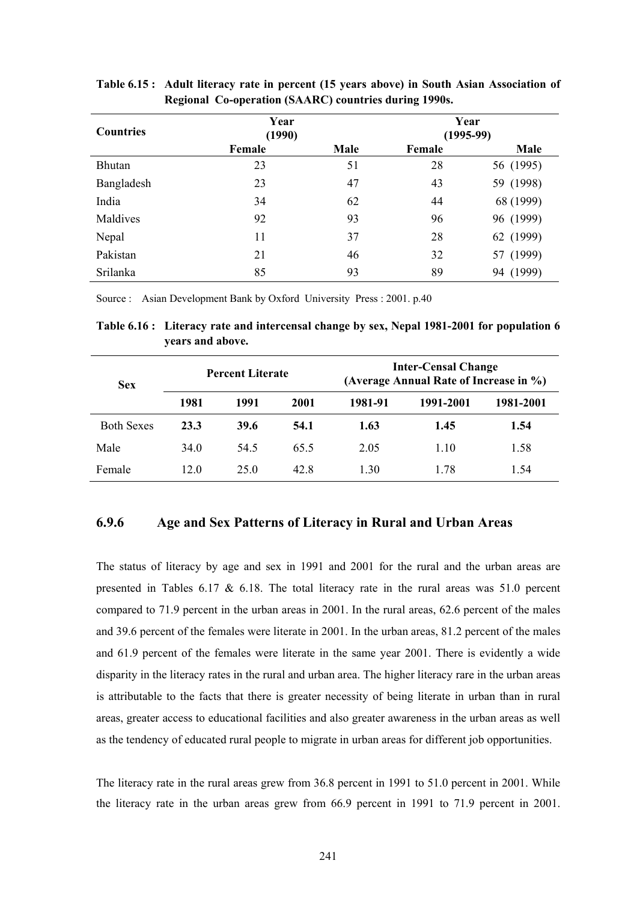**Table 6.15 : Adult literacy rate in percent (15 years above) in South Asian Association of Regional Co-operation (SAARC) countries during 1990s.**

| Countries | Year (1990) | | Year (1995-99) | |
|---|---|---|---|---|
| | Female | Male | Female | Male |
| Bhutan | 23 | 51 | 28 | 56 (1995) |
| Bangladesh | 23 | 47 | 43 | 59 (1998) |
| India | 34 | 62 | 44 | 68 (1999) |
| Maldives | 92 | 93 | 96 | 96 (1999) |
| Nepal | 11 | 37 | 28 | 62 (1999) |
| Pakistan | 21 | 46 | 32 | 57 (1999) |
| Srilanka | 85 | 93 | 89 | 94 (1999) |

Source : Asian Development Bank by Oxford University Press : 2001. p.40

**Table 6.16 : Literacy rate and intercensal change by sex, Nepal 1981-2001 for population 6 years and above.**

| Sex | Percent Literate | | | Inter-Censal Change (Average Annual Rate of Increase in %) | | |
|---|---|---|---|---|---|---|
| | 1981 | 1991 | 2001 | 1981-91 | 1991-2001 | 1981-2001 |
| Both Sexes | **23.3** | **39.6** | **54.1** | **1.63** | **1.45** | **1.54** |
| Male | 34.0 | 54.5 | 65.5 | 2.05 | 1.10 | 1.58 |
| Female | 12.0 | 25.0 | 42.8 | 1.30 | 1.78 | 1.54 |

### 6.9.6 Age and Sex Patterns of Literacy in Rural and Urban Areas

The status of literacy by age and sex in 1991 and 2001 for the rural and the urban areas are presented in Tables 6.17 & 6.18. The total literacy rate in the rural areas was 51.0 percent compared to 71.9 percent in the urban areas in 2001. In the rural areas, 62.6 percent of the males and 39.6 percent of the females were literate in 2001. In the urban areas, 81.2 percent of the males and 61.9 percent of the females were literate in the same year 2001. There is evidently a wide disparity in the literacy rates in the rural and urban area. The higher literacy rare in the urban areas is attributable to the facts that there is greater necessity of being literate in urban than in rural areas, greater access to educational facilities and also greater awareness in the urban areas as well as the tendency of educated rural people to migrate in urban areas for different job opportunities.

The literacy rate in the rural areas grew from 36.8 percent in 1991 to 51.0 percent in 2001. While the literacy rate in the urban areas grew from 66.9 percent in 1991 to 71.9 percent in 2001.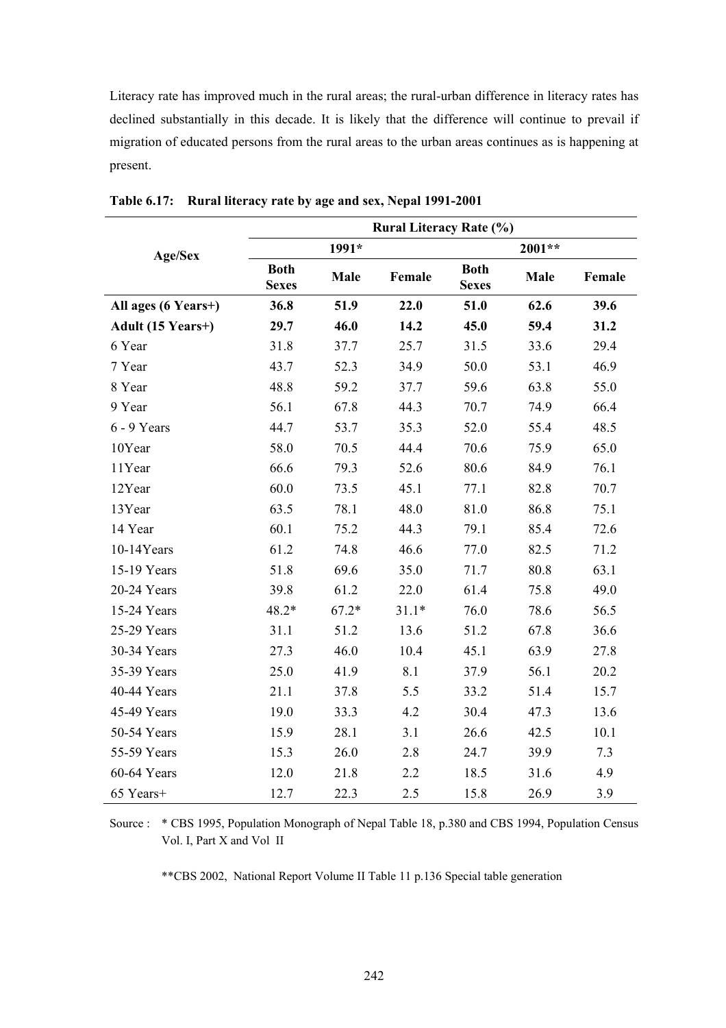Literacy rate has improved much in the rural areas; the rural-urban difference in literacy rates has declined substantially in this decade. It is likely that the difference will continue to prevail if migration of educated persons from the rural areas to the urban areas continues as is happening at present.

**Table 6.17: Rural literacy rate by age and sex, Nepal 1991-2001**

| Age/Sex | Rural Literacy Rate (%) | | | | | |
|---|---|---|---|---|---|---|
| | 1991* | | | 2001** | | |
| | Both Sexes | Male | Female | Both Sexes | Male | Female |
| **All ages (6 Years+)** | **36.8** | **51.9** | **22.0** | **51.0** | **62.6** | **39.6** |
| **Adult (15 Years+)** | **29.7** | **46.0** | **14.2** | **45.0** | **59.4** | **31.2** |
| 6 Year | 31.8 | 37.7 | 25.7 | 31.5 | 33.6 | 29.4 |
| 7 Year | 43.7 | 52.3 | 34.9 | 50.0 | 53.1 | 46.9 |
| 8 Year | 48.8 | 59.2 | 37.7 | 59.6 | 63.8 | 55.0 |
| 9 Year | 56.1 | 67.8 | 44.3 | 70.7 | 74.9 | 66.4 |
| 6 - 9 Years | 44.7 | 53.7 | 35.3 | 52.0 | 55.4 | 48.5 |
| 10Year | 58.0 | 70.5 | 44.4 | 70.6 | 75.9 | 65.0 |
| 11Year | 66.6 | 79.3 | 52.6 | 80.6 | 84.9 | 76.1 |
| 12Year | 60.0 | 73.5 | 45.1 | 77.1 | 82.8 | 70.7 |
| 13Year | 63.5 | 78.1 | 48.0 | 81.0 | 86.8 | 75.1 |
| 14 Year | 60.1 | 75.2 | 44.3 | 79.1 | 85.4 | 72.6 |
| 10-14Years | 61.2 | 74.8 | 46.6 | 77.0 | 82.5 | 71.2 |
| 15-19 Years | 51.8 | 69.6 | 35.0 | 71.7 | 80.8 | 63.1 |
| 20-24 Years | 39.8 | 61.2 | 22.0 | 61.4 | 75.8 | 49.0 |
| 15-24 Years | 48.2* | 67.2* | 31.1* | 76.0 | 78.6 | 56.5 |
| 25-29 Years | 31.1 | 51.2 | 13.6 | 51.2 | 67.8 | 36.6 |
| 30-34 Years | 27.3 | 46.0 | 10.4 | 45.1 | 63.9 | 27.8 |
| 35-39 Years | 25.0 | 41.9 | 8.1 | 37.9 | 56.1 | 20.2 |
| 40-44 Years | 21.1 | 37.8 | 5.5 | 33.2 | 51.4 | 15.7 |
| 45-49 Years | 19.0 | 33.3 | 4.2 | 30.4 | 47.3 | 13.6 |
| 50-54 Years | 15.9 | 28.1 | 3.1 | 26.6 | 42.5 | 10.1 |
| 55-59 Years | 15.3 | 26.0 | 2.8 | 24.7 | 39.9 | 7.3 |
| 60-64 Years | 12.0 | 21.8 | 2.2 | 18.5 | 31.6 | 4.9 |
| 65 Years+ | 12.7 | 22.3 | 2.5 | 15.8 | 26.9 | 3.9 |

Source : * CBS 1995, Population Monograph of Nepal Table 18, p.380 and CBS 1994, Population Census Vol. I, Part X and Vol II

**CBS 2002, National Report Volume II Table 11 p.136 Special table generation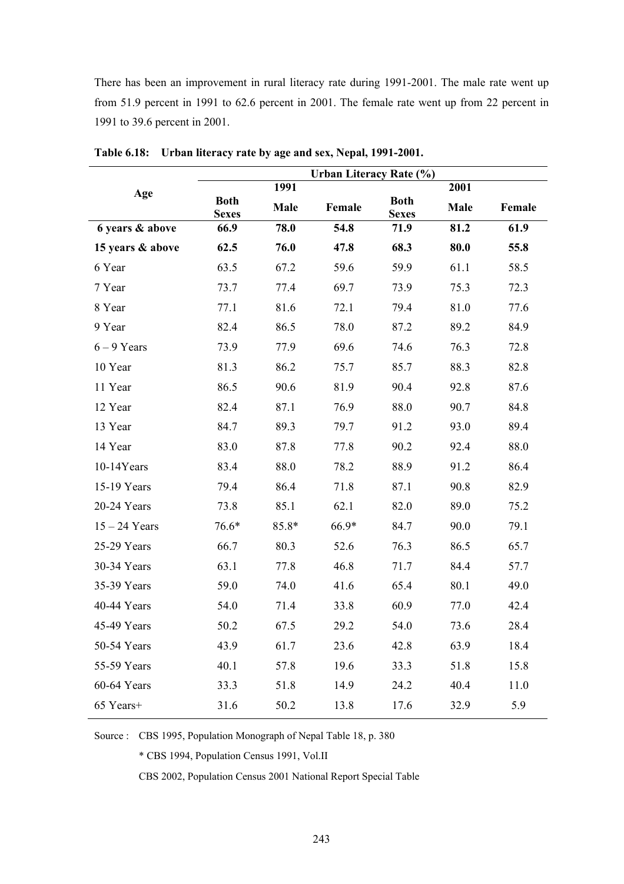There has been an improvement in rural literacy rate during 1991-2001. The male rate went up from 51.9 percent in 1991 to 62.6 percent in 2001. The female rate went up from 22 percent in 1991 to 39.6 percent in 2001.

**Table 6.18: Urban literacy rate by age and sex, Nepal, 1991-2001.**

| Age | Urban Literacy Rate (%) | | | | | |
|---|---|---|---|---|---|---|
| | 1991 | | | 2001 | | |
| | Both Sexes | Male | Female | Both Sexes | Male | Female |
| **6 years & above** | **66.9** | **78.0** | **54.8** | **71.9** | **81.2** | **61.9** |
| **15 years & above** | **62.5** | **76.0** | **47.8** | **68.3** | **80.0** | **55.8** |
| 6 Year | 63.5 | 67.2 | 59.6 | 59.9 | 61.1 | 58.5 |
| 7 Year | 73.7 | 77.4 | 69.7 | 73.9 | 75.3 | 72.3 |
| 8 Year | 77.1 | 81.6 | 72.1 | 79.4 | 81.0 | 77.6 |
| 9 Year | 82.4 | 86.5 | 78.0 | 87.2 | 89.2 | 84.9 |
| 6 – 9 Years | 73.9 | 77.9 | 69.6 | 74.6 | 76.3 | 72.8 |
| 10 Year | 81.3 | 86.2 | 75.7 | 85.7 | 88.3 | 82.8 |
| 11 Year | 86.5 | 90.6 | 81.9 | 90.4 | 92.8 | 87.6 |
| 12 Year | 82.4 | 87.1 | 76.9 | 88.0 | 90.7 | 84.8 |
| 13 Year | 84.7 | 89.3 | 79.7 | 91.2 | 93.0 | 89.4 |
| 14 Year | 83.0 | 87.8 | 77.8 | 90.2 | 92.4 | 88.0 |
| 10-14Years | 83.4 | 88.0 | 78.2 | 88.9 | 91.2 | 86.4 |
| 15-19 Years | 79.4 | 86.4 | 71.8 | 87.1 | 90.8 | 82.9 |
| 20-24 Years | 73.8 | 85.1 | 62.1 | 82.0 | 89.0 | 75.2 |
| 15 – 24 Years | 76.6* | 85.8* | 66.9* | 84.7 | 90.0 | 79.1 |
| 25-29 Years | 66.7 | 80.3 | 52.6 | 76.3 | 86.5 | 65.7 |
| 30-34 Years | 63.1 | 77.8 | 46.8 | 71.7 | 84.4 | 57.7 |
| 35-39 Years | 59.0 | 74.0 | 41.6 | 65.4 | 80.1 | 49.0 |
| 40-44 Years | 54.0 | 71.4 | 33.8 | 60.9 | 77.0 | 42.4 |
| 45-49 Years | 50.2 | 67.5 | 29.2 | 54.0 | 73.6 | 28.4 |
| 50-54 Years | 43.9 | 61.7 | 23.6 | 42.8 | 63.9 | 18.4 |
| 55-59 Years | 40.1 | 57.8 | 19.6 | 33.3 | 51.8 | 15.8 |
| 60-64 Years | 33.3 | 51.8 | 14.9 | 24.2 | 40.4 | 11.0 |
| 65 Years+ | 31.6 | 50.2 | 13.8 | 17.6 | 32.9 | 5.9 |

Source : CBS 1995, Population Monograph of Nepal Table 18, p. 380

\* CBS 1994, Population Census 1991, Vol.II

CBS 2002, Population Census 2001 National Report Special Table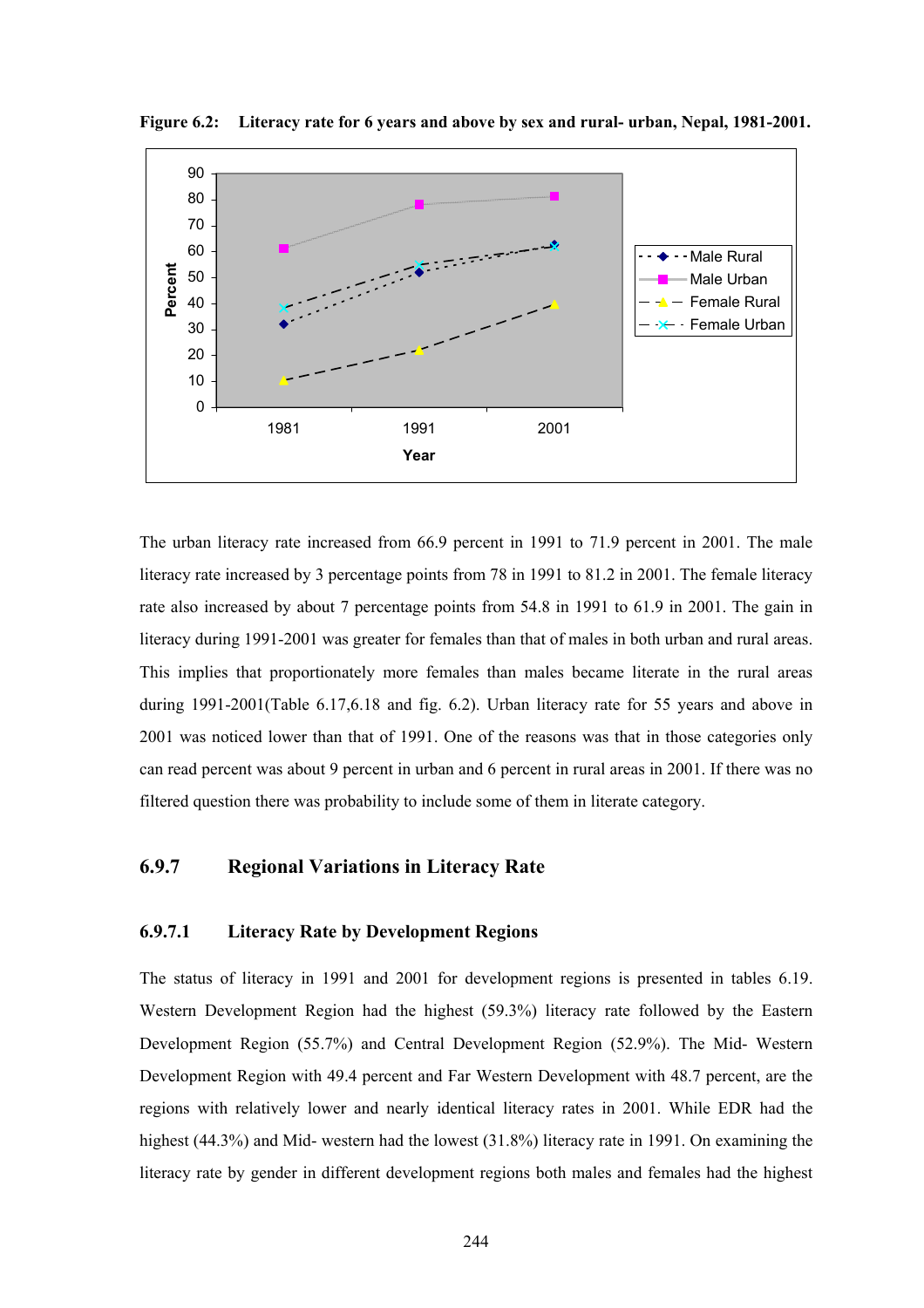**Figure 6.2: Literacy rate for 6 years and above by sex and rural- urban, Nepal, 1981-2001.**

The urban literacy rate increased from 66.9 percent in 1991 to 71.9 percent in 2001. The male literacy rate increased by 3 percentage points from 78 in 1991 to 81.2 in 2001. The female literacy rate also increased by about 7 percentage points from 54.8 in 1991 to 61.9 in 2001. The gain in literacy during 1991-2001 was greater for females than that of males in both urban and rural areas. This implies that proportionately more females than males became literate in the rural areas during 1991-2001(Table 6.17,6.18 and fig. 6.2). Urban literacy rate for 55 years and above in 2001 was noticed lower than that of 1991. One of the reasons was that in those categories only can read percent was about 9 percent in urban and 6 percent in rural areas in 2001. If there was no filtered question there was probability to include some of them in literate category.

## 6.9.7 Regional Variations in Literacy Rate

### 6.9.7.1 Literacy Rate by Development Regions

The status of literacy in 1991 and 2001 for development regions is presented in tables 6.19. Western Development Region had the highest (59.3%) literacy rate followed by the Eastern Development Region (55.7%) and Central Development Region (52.9%). The Mid- Western Development Region with 49.4 percent and Far Western Development with 48.7 percent, are the regions with relatively lower and nearly identical literacy rates in 2001. While EDR had the highest (44.3%) and Mid- western had the lowest (31.8%) literacy rate in 1991. On examining the literacy rate by gender in different development regions both males and females had the highest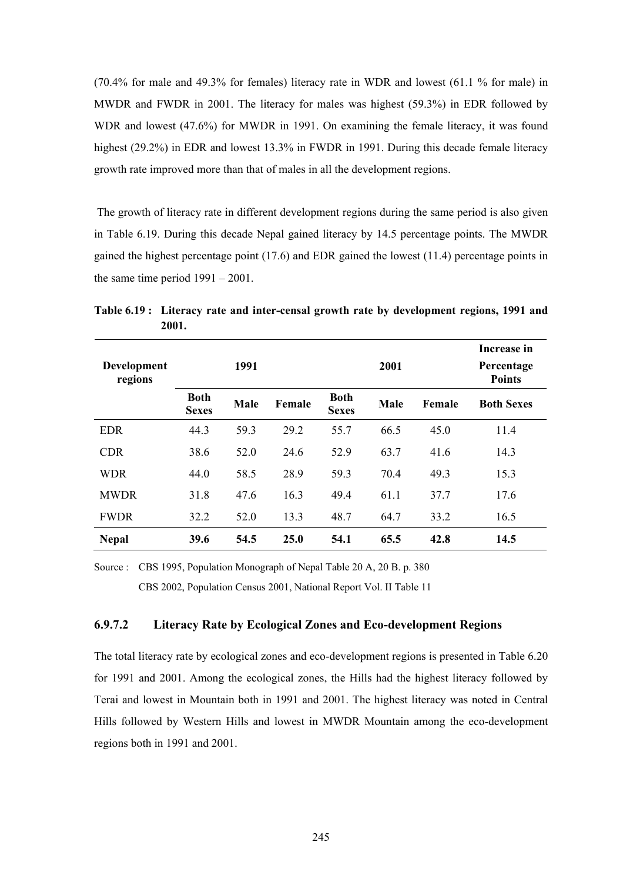(70.4% for male and 49.3% for females) literacy rate in WDR and lowest (61.1 % for male) in MWDR and FWDR in 2001. The literacy for males was highest (59.3%) in EDR followed by WDR and lowest (47.6%) for MWDR in 1991. On examining the female literacy, it was found highest (29.2%) in EDR and lowest 13.3% in FWDR in 1991. During this decade female literacy growth rate improved more than that of males in all the development regions.

The growth of literacy rate in different development regions during the same period is also given in Table 6.19. During this decade Nepal gained literacy by 14.5 percentage points. The MWDR gained the highest percentage point (17.6) and EDR gained the lowest (11.4) percentage points in the same time period 1991 – 2001.

**Table 6.19 : Literacy rate and inter-censal growth rate by development regions, 1991 and 2001.**

| Development regions | 1991 | | | 2001 | | | Increase in Percentage Points |
|---|---|---|---|---|---|---|---|
| | Both Sexes | Male | Female | Both Sexes | Male | Female | Both Sexes |
| EDR | 44.3 | 59.3 | 29.2 | 55.7 | 66.5 | 45.0 | 11.4 |
| CDR | 38.6 | 52.0 | 24.6 | 52.9 | 63.7 | 41.6 | 14.3 |
| WDR | 44.0 | 58.5 | 28.9 | 59.3 | 70.4 | 49.3 | 15.3 |
| MWDR | 31.8 | 47.6 | 16.3 | 49.4 | 61.1 | 37.7 | 17.6 |
| FWDR | 32.2 | 52.0 | 13.3 | 48.7 | 64.7 | 33.2 | 16.5 |
| **Nepal** | **39.6** | **54.5** | **25.0** | **54.1** | **65.5** | **42.8** | **14.5** |

Source : CBS 1995, Population Monograph of Nepal Table 20 A, 20 B. p. 380
CBS 2002, Population Census 2001, National Report Vol. II Table 11

### 6.9.7.2 Literacy Rate by Ecological Zones and Eco-development Regions

The total literacy rate by ecological zones and eco-development regions is presented in Table 6.20 for 1991 and 2001. Among the ecological zones, the Hills had the highest literacy followed by Terai and lowest in Mountain both in 1991 and 2001. The highest literacy was noted in Central Hills followed by Western Hills and lowest in MWDR Mountain among the eco-development regions both in 1991 and 2001.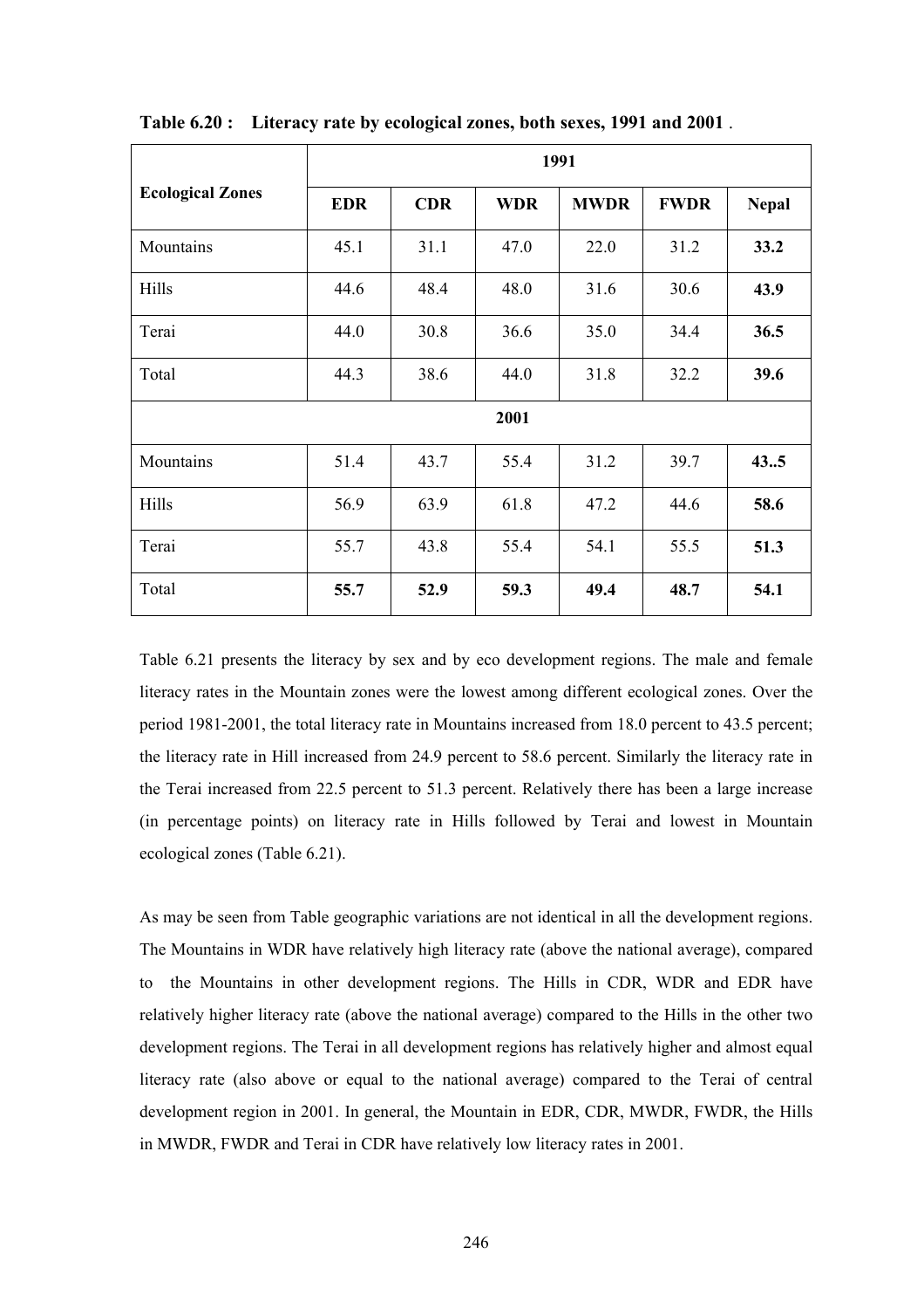**Table 6.20 : Literacy rate by ecological zones, both sexes, 1991 and 2001 .**

| Ecological Zones | 1991 | | | | | |
|---|---|---|---|---|---|---|
| | **EDR** | **CDR** | **WDR** | **MWDR** | **FWDR** | **Nepal** |
| Mountains | 45.1 | 31.1 | 47.0 | 22.0 | 31.2 | **33.2** |
| Hills | 44.6 | 48.4 | 48.0 | 31.6 | 30.6 | **43.9** |
| Terai | 44.0 | 30.8 | 36.6 | 35.0 | 34.4 | **36.5** |
| Total | 44.3 | 38.6 | 44.0 | 31.8 | 32.2 | **39.6** |
| | **2001** | | | | | |
| Mountains | 51.4 | 43.7 | 55.4 | 31.2 | 39.7 | **43..5** |
| Hills | 56.9 | 63.9 | 61.8 | 47.2 | 44.6 | **58.6** |
| Terai | 55.7 | 43.8 | 55.4 | 54.1 | 55.5 | **51.3** |
| Total | **55.7** | **52.9** | **59.3** | **49.4** | **48.7** | **54.1** |

Table 6.21 presents the literacy by sex and by eco development regions. The male and female literacy rates in the Mountain zones were the lowest among different ecological zones. Over the period 1981-2001, the total literacy rate in Mountains increased from 18.0 percent to 43.5 percent; the literacy rate in Hill increased from 24.9 percent to 58.6 percent. Similarly the literacy rate in the Terai increased from 22.5 percent to 51.3 percent. Relatively there has been a large increase (in percentage points) on literacy rate in Hills followed by Terai and lowest in Mountain ecological zones (Table 6.21).

As may be seen from Table geographic variations are not identical in all the development regions. The Mountains in WDR have relatively high literacy rate (above the national average), compared to the Mountains in other development regions. The Hills in CDR, WDR and EDR have relatively higher literacy rate (above the national average) compared to the Hills in the other two development regions. The Terai in all development regions has relatively higher and almost equal literacy rate (also above or equal to the national average) compared to the Terai of central development region in 2001. In general, the Mountain in EDR, CDR, MWDR, FWDR, the Hills in MWDR, FWDR and Terai in CDR have relatively low literacy rates in 2001.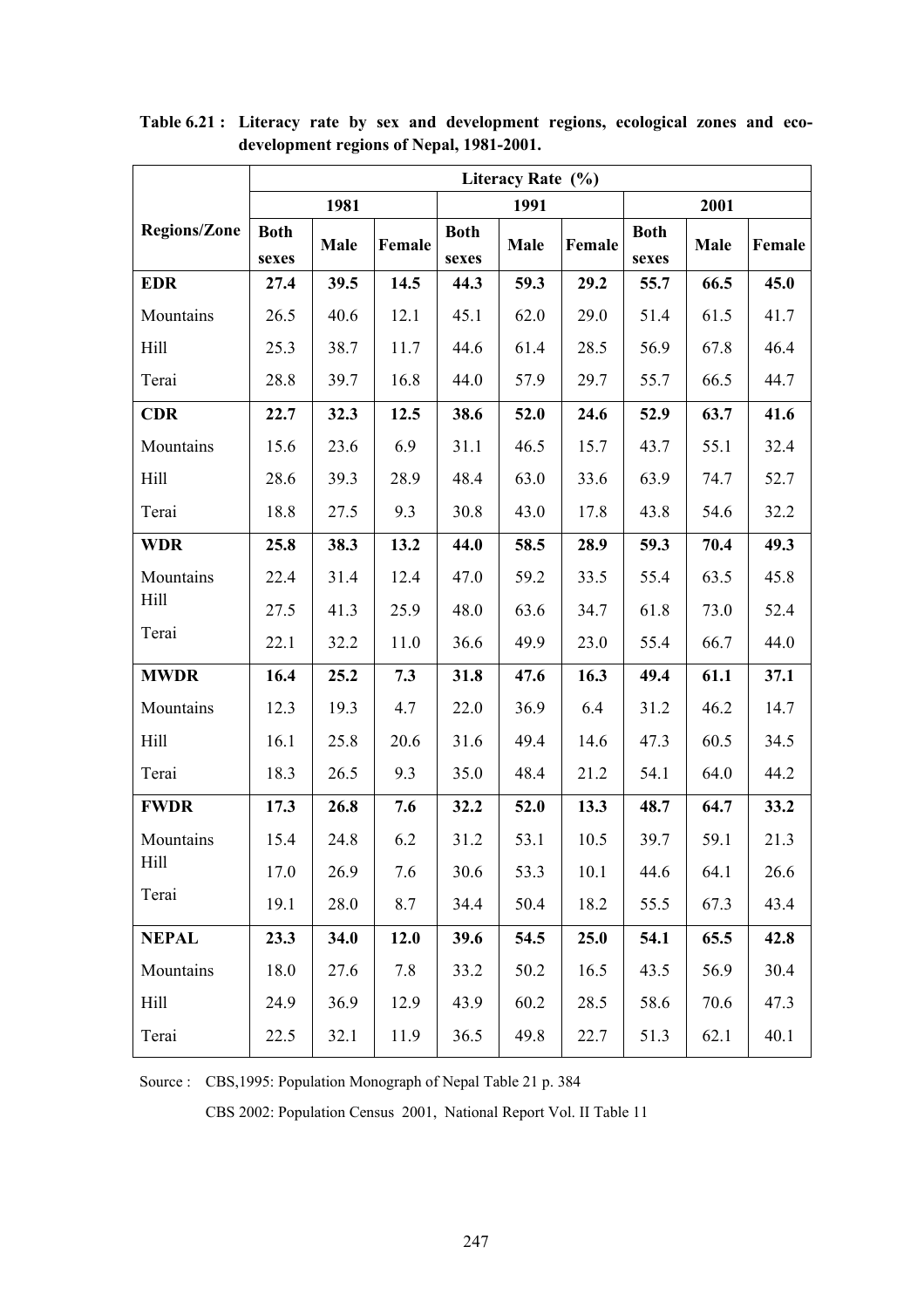**Table 6.21 : Literacy rate by sex and development regions, ecological zones and eco-development regions of Nepal, 1981-2001.**

| Regions/Zone | Literacy Rate (%) | | | | | | | | |
|---|---|---|---|---|---|---|---|---|---|
| | 1981 | | | 1991 | | | 2001 | | |
| | Both sexes | Male | Female | Both sexes | Male | Female | Both sexes | Male | Female |
| **EDR** | **27.4** | **39.5** | **14.5** | **44.3** | **59.3** | **29.2** | **55.7** | **66.5** | **45.0** |
| Mountains | 26.5 | 40.6 | 12.1 | 45.1 | 62.0 | 29.0 | 51.4 | 61.5 | 41.7 |
| Hill | 25.3 | 38.7 | 11.7 | 44.6 | 61.4 | 28.5 | 56.9 | 67.8 | 46.4 |
| Terai | 28.8 | 39.7 | 16.8 | 44.0 | 57.9 | 29.7 | 55.7 | 66.5 | 44.7 |
| **CDR** | **22.7** | **32.3** | **12.5** | **38.6** | **52.0** | **24.6** | **52.9** | **63.7** | **41.6** |
| Mountains | 15.6 | 23.6 | 6.9 | 31.1 | 46.5 | 15.7 | 43.7 | 55.1 | 32.4 |
| Hill | 28.6 | 39.3 | 28.9 | 48.4 | 63.0 | 33.6 | 63.9 | 74.7 | 52.7 |
| Terai | 18.8 | 27.5 | 9.3 | 30.8 | 43.0 | 17.8 | 43.8 | 54.6 | 32.2 |
| **WDR** | **25.8** | **38.3** | **13.2** | **44.0** | **58.5** | **28.9** | **59.3** | **70.4** | **49.3** |
| Mountains | 22.4 | 31.4 | 12.4 | 47.0 | 59.2 | 33.5 | 55.4 | 63.5 | 45.8 |
| Hill | 27.5 | 41.3 | 25.9 | 48.0 | 63.6 | 34.7 | 61.8 | 73.0 | 52.4 |
| Terai | 22.1 | 32.2 | 11.0 | 36.6 | 49.9 | 23.0 | 55.4 | 66.7 | 44.0 |
| **MWDR** | **16.4** | **25.2** | **7.3** | **31.8** | **47.6** | **16.3** | **49.4** | **61.1** | **37.1** |
| Mountains | 12.3 | 19.3 | 4.7 | 22.0 | 36.9 | 6.4 | 31.2 | 46.2 | 14.7 |
| Hill | 16.1 | 25.8 | 20.6 | 31.6 | 49.4 | 14.6 | 47.3 | 60.5 | 34.5 |
| Terai | 18.3 | 26.5 | 9.3 | 35.0 | 48.4 | 21.2 | 54.1 | 64.0 | 44.2 |
| **FWDR** | **17.3** | **26.8** | **7.6** | **32.2** | **52.0** | **13.3** | **48.7** | **64.7** | **33.2** |
| Mountains | 15.4 | 24.8 | 6.2 | 31.2 | 53.1 | 10.5 | 39.7 | 59.1 | 21.3 |
| Hill | 17.0 | 26.9 | 7.6 | 30.6 | 53.3 | 10.1 | 44.6 | 64.1 | 26.6 |
| Terai | 19.1 | 28.0 | 8.7 | 34.4 | 50.4 | 18.2 | 55.5 | 67.3 | 43.4 |
| **NEPAL** | **23.3** | **34.0** | **12.0** | **39.6** | **54.5** | **25.0** | **54.1** | **65.5** | **42.8** |
| Mountains | 18.0 | 27.6 | 7.8 | 33.2 | 50.2 | 16.5 | 43.5 | 56.9 | 30.4 |
| Hill | 24.9 | 36.9 | 12.9 | 43.9 | 60.2 | 28.5 | 58.6 | 70.6 | 47.3 |
| Terai | 22.5 | 32.1 | 11.9 | 36.5 | 49.8 | 22.7 | 51.3 | 62.1 | 40.1 |

Source : CBS,1995: Population Monograph of Nepal Table 21 p. 384

CBS 2002: Population Census 2001, National Report Vol. II Table 11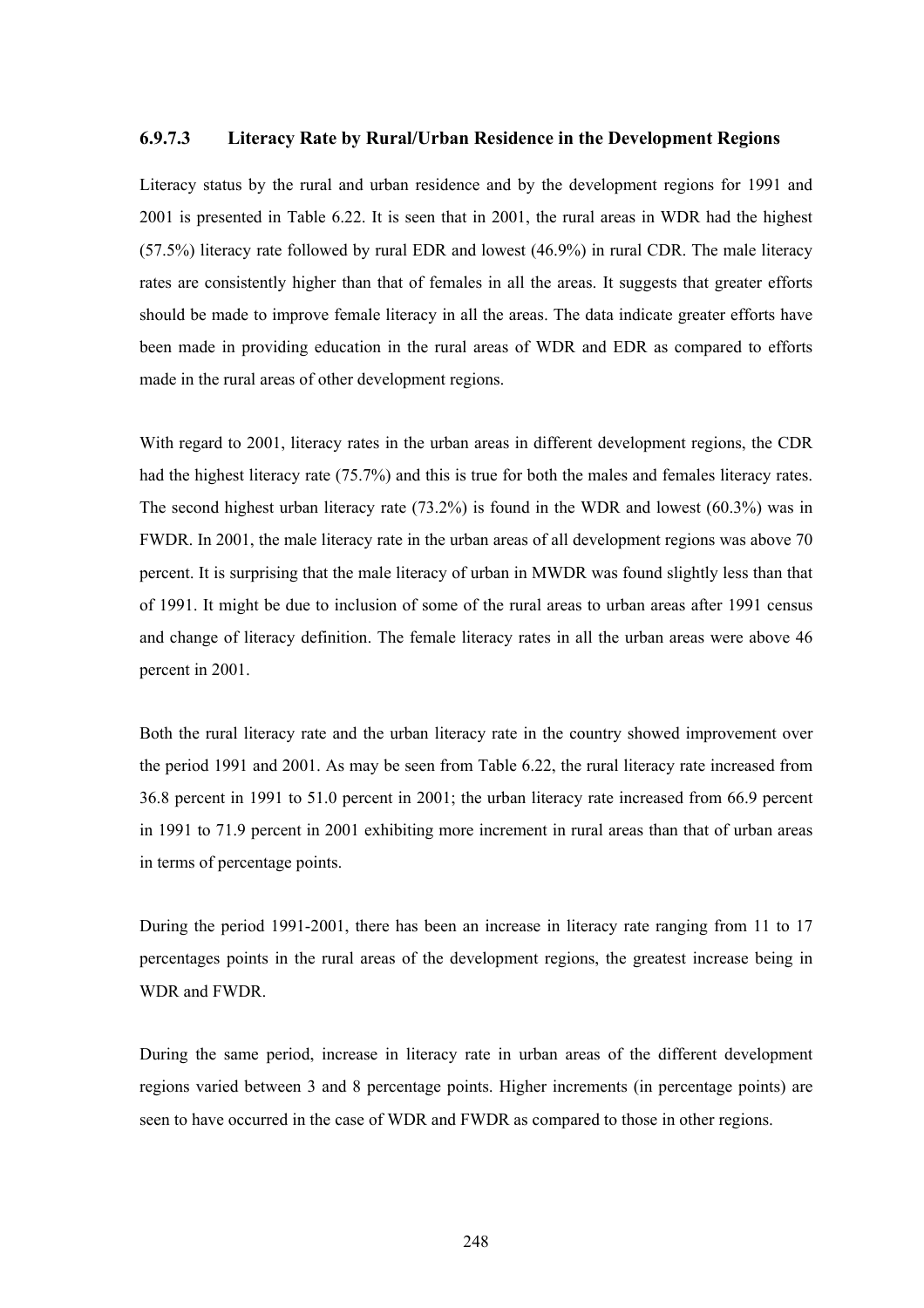#### 6.9.7.3 Literacy Rate by Rural/Urban Residence in the Development Regions

Literacy status by the rural and urban residence and by the development regions for 1991 and 2001 is presented in Table 6.22. It is seen that in 2001, the rural areas in WDR had the highest (57.5%) literacy rate followed by rural EDR and lowest (46.9%) in rural CDR. The male literacy rates are consistently higher than that of females in all the areas. It suggests that greater efforts should be made to improve female literacy in all the areas. The data indicate greater efforts have been made in providing education in the rural areas of WDR and EDR as compared to efforts made in the rural areas of other development regions.

With regard to 2001, literacy rates in the urban areas in different development regions, the CDR had the highest literacy rate (75.7%) and this is true for both the males and females literacy rates. The second highest urban literacy rate (73.2%) is found in the WDR and lowest (60.3%) was in FWDR. In 2001, the male literacy rate in the urban areas of all development regions was above 70 percent. It is surprising that the male literacy of urban in MWDR was found slightly less than that of 1991. It might be due to inclusion of some of the rural areas to urban areas after 1991 census and change of literacy definition. The female literacy rates in all the urban areas were above 46 percent in 2001.

Both the rural literacy rate and the urban literacy rate in the country showed improvement over the period 1991 and 2001. As may be seen from Table 6.22, the rural literacy rate increased from 36.8 percent in 1991 to 51.0 percent in 2001; the urban literacy rate increased from 66.9 percent in 1991 to 71.9 percent in 2001 exhibiting more increment in rural areas than that of urban areas in terms of percentage points.

During the period 1991-2001, there has been an increase in literacy rate ranging from 11 to 17 percentages points in the rural areas of the development regions, the greatest increase being in WDR and FWDR.

During the same period, increase in literacy rate in urban areas of the different development regions varied between 3 and 8 percentage points. Higher increments (in percentage points) are seen to have occurred in the case of WDR and FWDR as compared to those in other regions.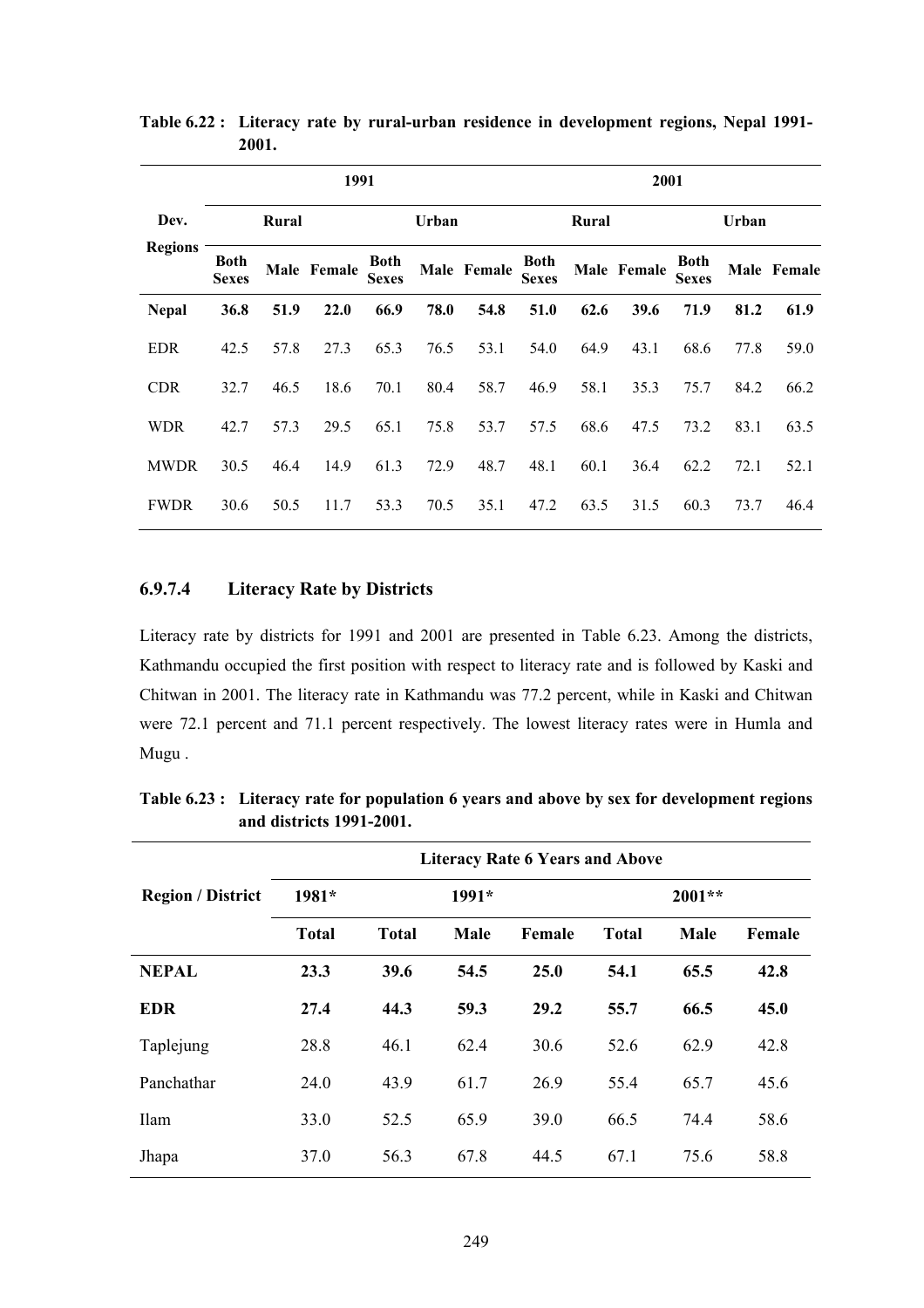**Table 6.22 : Literacy rate by rural-urban residence in development regions, Nepal 1991-2001.**

| Dev. Regions | 1991 | | | | | | 2001 | | | | | |
|---|---|---|---|---|---|---|---|---|---|---|---|---|
| | Rural | | | Urban | | | Rural | | | Urban | | |
| | Both Sexes | Male | Female | Both Sexes | Male | Female | Both Sexes | Male | Female | Both Sexes | Male | Female |
| **Nepal** | **36.8** | **51.9** | **22.0** | **66.9** | **78.0** | **54.8** | **51.0** | **62.6** | **39.6** | **71.9** | **81.2** | **61.9** |
| EDR | 42.5 | 57.8 | 27.3 | 65.3 | 76.5 | 53.1 | 54.0 | 64.9 | 43.1 | 68.6 | 77.8 | 59.0 |
| CDR | 32.7 | 46.5 | 18.6 | 70.1 | 80.4 | 58.7 | 46.9 | 58.1 | 35.3 | 75.7 | 84.2 | 66.2 |
| WDR | 42.7 | 57.3 | 29.5 | 65.1 | 75.8 | 53.7 | 57.5 | 68.6 | 47.5 | 73.2 | 83.1 | 63.5 |
| MWDR | 30.5 | 46.4 | 14.9 | 61.3 | 72.9 | 48.7 | 48.1 | 60.1 | 36.4 | 62.2 | 72.1 | 52.1 |
| FWDR | 30.6 | 50.5 | 11.7 | 53.3 | 70.5 | 35.1 | 47.2 | 63.5 | 31.5 | 60.3 | 73.7 | 46.4 |

#### 6.9.7.4 Literacy Rate by Districts

Literacy rate by districts for 1991 and 2001 are presented in Table 6.23. Among the districts, Kathmandu occupied the first position with respect to literacy rate and is followed by Kaski and Chitwan in 2001. The literacy rate in Kathmandu was 77.2 percent, while in Kaski and Chitwan were 72.1 percent and 71.1 percent respectively. The lowest literacy rates were in Humla and Mugu .

**Table 6.23 : Literacy rate for population 6 years and above by sex for development regions and districts 1991-2001.**

| Region / District | Literacy Rate 6 Years and Above | | | | | | |
|---|---|---|---|---|---|---|---|
| | 1981* | 1991* | | | 2001** | | |
| | Total | Total | Male | Female | Total | Male | Female |
| **NEPAL** | **23.3** | **39.6** | **54.5** | **25.0** | **54.1** | **65.5** | **42.8** |
| **EDR** | **27.4** | **44.3** | **59.3** | **29.2** | **55.7** | **66.5** | **45.0** |
| Taplejung | 28.8 | 46.1 | 62.4 | 30.6 | 52.6 | 62.9 | 42.8 |
| Panchathar | 24.0 | 43.9 | 61.7 | 26.9 | 55.4 | 65.7 | 45.6 |
| Ilam | 33.0 | 52.5 | 65.9 | 39.0 | 66.5 | 74.4 | 58.6 |
| Jhapa | 37.0 | 56.3 | 67.8 | 44.5 | 67.1 | 75.6 | 58.8 |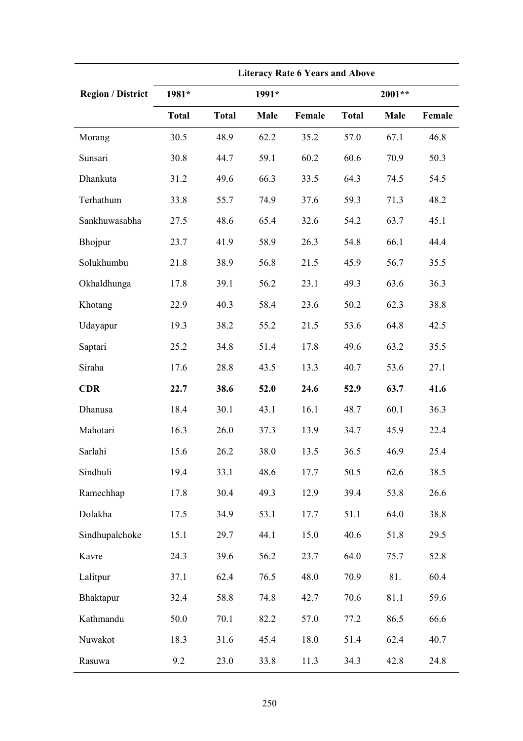| Region / District | Literacy Rate 6 Years and Above | | | | | | |
|---|---|---|---|---|---|---|---|
| | 1981* | 1991* | | | 2001** | | |
| | Total | Total | Male | Female | Total | Male | Female |
| Morang | 30.5 | 48.9 | 62.2 | 35.2 | 57.0 | 67.1 | 46.8 |
| Sunsari | 30.8 | 44.7 | 59.1 | 60.2 | 60.6 | 70.9 | 50.3 |
| Dhankuta | 31.2 | 49.6 | 66.3 | 33.5 | 64.3 | 74.5 | 54.5 |
| Terhathum | 33.8 | 55.7 | 74.9 | 37.6 | 59.3 | 71.3 | 48.2 |
| Sankhuwasabha | 27.5 | 48.6 | 65.4 | 32.6 | 54.2 | 63.7 | 45.1 |
| Bhojpur | 23.7 | 41.9 | 58.9 | 26.3 | 54.8 | 66.1 | 44.4 |
| Solukhumbu | 21.8 | 38.9 | 56.8 | 21.5 | 45.9 | 56.7 | 35.5 |
| Okhaldhunga | 17.8 | 39.1 | 56.2 | 23.1 | 49.3 | 63.6 | 36.3 |
| Khotang | 22.9 | 40.3 | 58.4 | 23.6 | 50.2 | 62.3 | 38.8 |
| Udayapur | 19.3 | 38.2 | 55.2 | 21.5 | 53.6 | 64.8 | 42.5 |
| Saptari | 25.2 | 34.8 | 51.4 | 17.8 | 49.6 | 63.2 | 35.5 |
| Siraha | 17.6 | 28.8 | 43.5 | 13.3 | 40.7 | 53.6 | 27.1 |
| **CDR** | **22.7** | **38.6** | **52.0** | **24.6** | **52.9** | **63.7** | **41.6** |
| Dhanusa | 18.4 | 30.1 | 43.1 | 16.1 | 48.7 | 60.1 | 36.3 |
| Mahotari | 16.3 | 26.0 | 37.3 | 13.9 | 34.7 | 45.9 | 22.4 |
| Sarlahi | 15.6 | 26.2 | 38.0 | 13.5 | 36.5 | 46.9 | 25.4 |
| Sindhuli | 19.4 | 33.1 | 48.6 | 17.7 | 50.5 | 62.6 | 38.5 |
| Ramechhap | 17.8 | 30.4 | 49.3 | 12.9 | 39.4 | 53.8 | 26.6 |
| Dolakha | 17.5 | 34.9 | 53.1 | 17.7 | 51.1 | 64.0 | 38.8 |
| Sindhupalchoke | 15.1 | 29.7 | 44.1 | 15.0 | 40.6 | 51.8 | 29.5 |
| Kavre | 24.3 | 39.6 | 56.2 | 23.7 | 64.0 | 75.7 | 52.8 |
| Lalitpur | 37.1 | 62.4 | 76.5 | 48.0 | 70.9 | 81. | 60.4 |
| Bhaktapur | 32.4 | 58.8 | 74.8 | 42.7 | 70.6 | 81.1 | 59.6 |
| Kathmandu | 50.0 | 70.1 | 82.2 | 57.0 | 77.2 | 86.5 | 66.6 |
| Nuwakot | 18.3 | 31.6 | 45.4 | 18.0 | 51.4 | 62.4 | 40.7 |
| Rasuwa | 9.2 | 23.0 | 33.8 | 11.3 | 34.3 | 42.8 | 24.8 |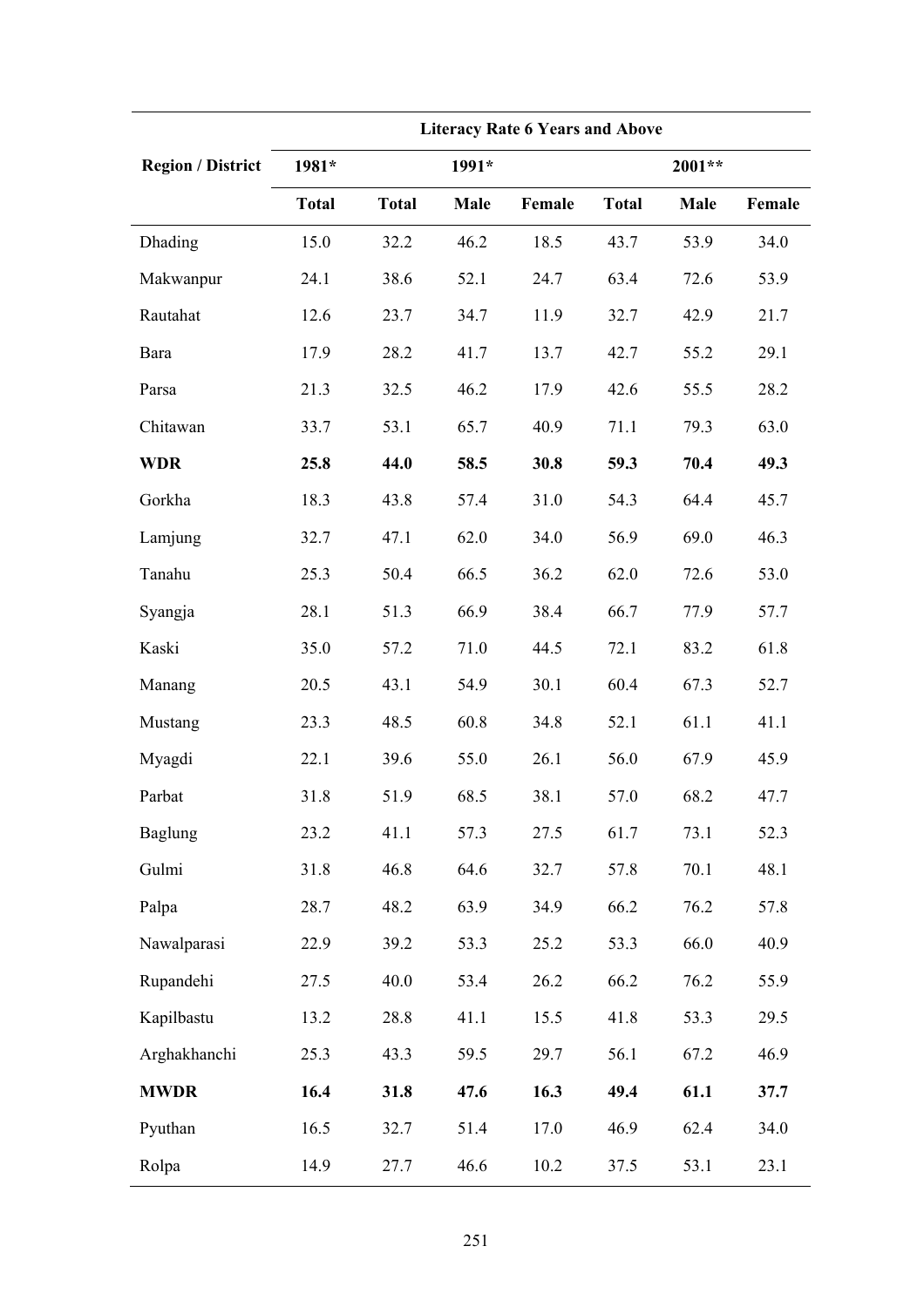| Region / District | Literacy Rate 6 Years and Above | | | | | | |
|---|---|---|---|---|---|---|---|
| | 1981* | 1991* | | | 2001** | | |
| | Total | Total | Male | Female | Total | Male | Female |
| Dhading | 15.0 | 32.2 | 46.2 | 18.5 | 43.7 | 53.9 | 34.0 |
| Makwanpur | 24.1 | 38.6 | 52.1 | 24.7 | 63.4 | 72.6 | 53.9 |
| Rautahat | 12.6 | 23.7 | 34.7 | 11.9 | 32.7 | 42.9 | 21.7 |
| Bara | 17.9 | 28.2 | 41.7 | 13.7 | 42.7 | 55.2 | 29.1 |
| Parsa | 21.3 | 32.5 | 46.2 | 17.9 | 42.6 | 55.5 | 28.2 |
| Chitawan | 33.7 | 53.1 | 65.7 | 40.9 | 71.1 | 79.3 | 63.0 |
| **WDR** | **25.8** | **44.0** | **58.5** | **30.8** | **59.3** | **70.4** | **49.3** |
| Gorkha | 18.3 | 43.8 | 57.4 | 31.0 | 54.3 | 64.4 | 45.7 |
| Lamjung | 32.7 | 47.1 | 62.0 | 34.0 | 56.9 | 69.0 | 46.3 |
| Tanahu | 25.3 | 50.4 | 66.5 | 36.2 | 62.0 | 72.6 | 53.0 |
| Syangja | 28.1 | 51.3 | 66.9 | 38.4 | 66.7 | 77.9 | 57.7 |
| Kaski | 35.0 | 57.2 | 71.0 | 44.5 | 72.1 | 83.2 | 61.8 |
| Manang | 20.5 | 43.1 | 54.9 | 30.1 | 60.4 | 67.3 | 52.7 |
| Mustang | 23.3 | 48.5 | 60.8 | 34.8 | 52.1 | 61.1 | 41.1 |
| Myagdi | 22.1 | 39.6 | 55.0 | 26.1 | 56.0 | 67.9 | 45.9 |
| Parbat | 31.8 | 51.9 | 68.5 | 38.1 | 57.0 | 68.2 | 47.7 |
| Baglung | 23.2 | 41.1 | 57.3 | 27.5 | 61.7 | 73.1 | 52.3 |
| Gulmi | 31.8 | 46.8 | 64.6 | 32.7 | 57.8 | 70.1 | 48.1 |
| Palpa | 28.7 | 48.2 | 63.9 | 34.9 | 66.2 | 76.2 | 57.8 |
| Nawalparasi | 22.9 | 39.2 | 53.3 | 25.2 | 53.3 | 66.0 | 40.9 |
| Rupandehi | 27.5 | 40.0 | 53.4 | 26.2 | 66.2 | 76.2 | 55.9 |
| Kapilbastu | 13.2 | 28.8 | 41.1 | 15.5 | 41.8 | 53.3 | 29.5 |
| Arghakhanchi | 25.3 | 43.3 | 59.5 | 29.7 | 56.1 | 67.2 | 46.9 |
| **MWDR** | **16.4** | **31.8** | **47.6** | **16.3** | **49.4** | **61.1** | **37.7** |
| Pyuthan | 16.5 | 32.7 | 51.4 | 17.0 | 46.9 | 62.4 | 34.0 |
| Rolpa | 14.9 | 27.7 | 46.6 | 10.2 | 37.5 | 53.1 | 23.1 |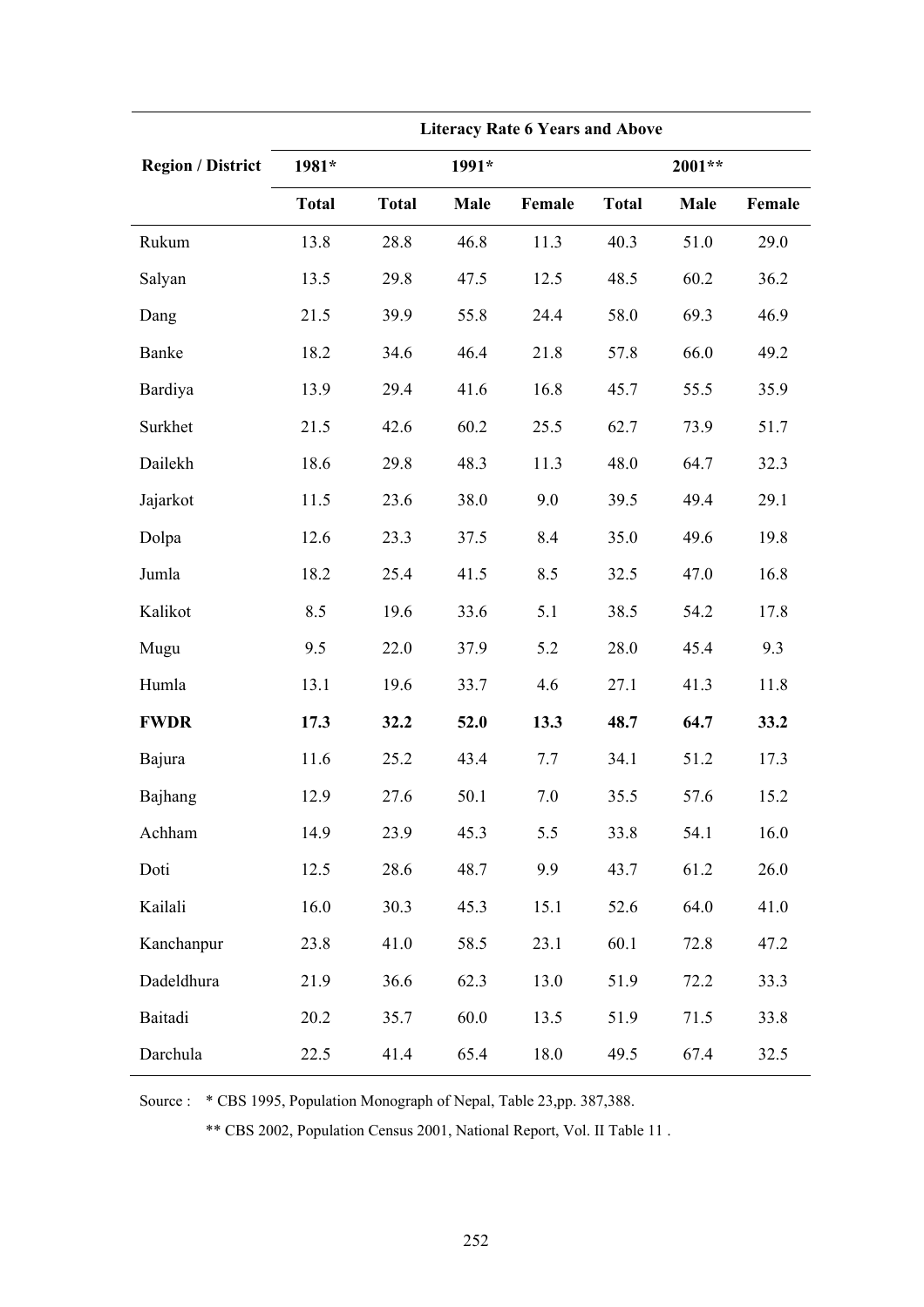| Region / District | Literacy Rate 6 Years and Above | | | | | | |
|---|---|---|---|---|---|---|---|
| | 1981* | 1991* | | | 2001** | | |
| | Total | Total | Male | Female | Total | Male | Female |
| Rukum | 13.8 | 28.8 | 46.8 | 11.3 | 40.3 | 51.0 | 29.0 |
| Salyan | 13.5 | 29.8 | 47.5 | 12.5 | 48.5 | 60.2 | 36.2 |
| Dang | 21.5 | 39.9 | 55.8 | 24.4 | 58.0 | 69.3 | 46.9 |
| Banke | 18.2 | 34.6 | 46.4 | 21.8 | 57.8 | 66.0 | 49.2 |
| Bardiya | 13.9 | 29.4 | 41.6 | 16.8 | 45.7 | 55.5 | 35.9 |
| Surkhet | 21.5 | 42.6 | 60.2 | 25.5 | 62.7 | 73.9 | 51.7 |
| Dailekh | 18.6 | 29.8 | 48.3 | 11.3 | 48.0 | 64.7 | 32.3 |
| Jajarkot | 11.5 | 23.6 | 38.0 | 9.0 | 39.5 | 49.4 | 29.1 |
| Dolpa | 12.6 | 23.3 | 37.5 | 8.4 | 35.0 | 49.6 | 19.8 |
| Jumla | 18.2 | 25.4 | 41.5 | 8.5 | 32.5 | 47.0 | 16.8 |
| Kalikot | 8.5 | 19.6 | 33.6 | 5.1 | 38.5 | 54.2 | 17.8 |
| Mugu | 9.5 | 22.0 | 37.9 | 5.2 | 28.0 | 45.4 | 9.3 |
| Humla | 13.1 | 19.6 | 33.7 | 4.6 | 27.1 | 41.3 | 11.8 |
| **FWDR** | **17.3** | **32.2** | **52.0** | **13.3** | **48.7** | **64.7** | **33.2** |
| Bajura | 11.6 | 25.2 | 43.4 | 7.7 | 34.1 | 51.2 | 17.3 |
| Bajhang | 12.9 | 27.6 | 50.1 | 7.0 | 35.5 | 57.6 | 15.2 |
| Achham | 14.9 | 23.9 | 45.3 | 5.5 | 33.8 | 54.1 | 16.0 |
| Doti | 12.5 | 28.6 | 48.7 | 9.9 | 43.7 | 61.2 | 26.0 |
| Kailali | 16.0 | 30.3 | 45.3 | 15.1 | 52.6 | 64.0 | 41.0 |
| Kanchanpur | 23.8 | 41.0 | 58.5 | 23.1 | 60.1 | 72.8 | 47.2 |
| Dadeldhura | 21.9 | 36.6 | 62.3 | 13.0 | 51.9 | 72.2 | 33.3 |
| Baitadi | 20.2 | 35.7 | 60.0 | 13.5 | 51.9 | 71.5 | 33.8 |
| Darchula | 22.5 | 41.4 | 65.4 | 18.0 | 49.5 | 67.4 | 32.5 |

Source : * CBS 1995, Population Monograph of Nepal, Table 23,pp. 387,388.

** CBS 2002, Population Census 2001, National Report, Vol. II Table 11 .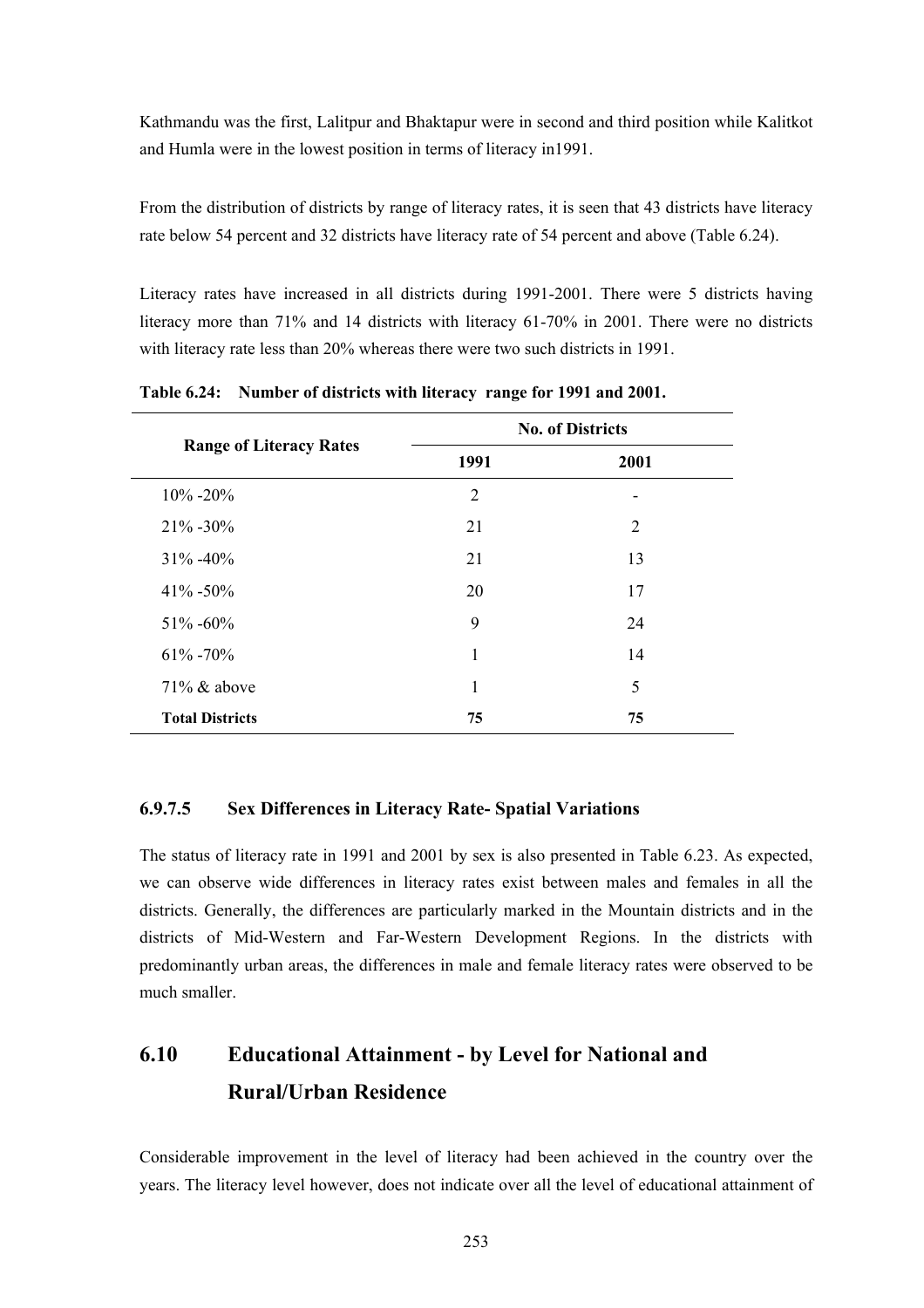Kathmandu was the first, Lalitpur and Bhaktapur were in second and third position while Kalitkot and Humla were in the lowest position in terms of literacy in1991.

From the distribution of districts by range of literacy rates, it is seen that 43 districts have literacy rate below 54 percent and 32 districts have literacy rate of 54 percent and above (Table 6.24).

Literacy rates have increased in all districts during 1991-2001. There were 5 districts having literacy more than 71% and 14 districts with literacy 61-70% in 2001. There were no districts with literacy rate less than 20% whereas there were two such districts in 1991.

**Table 6.24: Number of districts with literacy range for 1991 and 2001.**

| Range of Literacy Rates | No. of Districts | |
|---|---|---|
| | 1991 | 2001 |
| 10% -20% | 2 | - |
| 21% -30% | 21 | 2 |
| 31% -40% | 21 | 13 |
| 41% -50% | 20 | 17 |
| 51% -60% | 9 | 24 |
| 61% -70% | 1 | 14 |
| 71% & above | 1 | 5 |
| **Total Districts** | **75** | **75** |

### 6.9.7.5 Sex Differences in Literacy Rate- Spatial Variations

The status of literacy rate in 1991 and 2001 by sex is also presented in Table 6.23. As expected, we can observe wide differences in literacy rates exist between males and females in all the districts. Generally, the differences are particularly marked in the Mountain districts and in the districts of Mid-Western and Far-Western Development Regions. In the districts with predominantly urban areas, the differences in male and female literacy rates were observed to be much smaller.

## 6.10 Educational Attainment - by Level for National and Rural/Urban Residence

Considerable improvement in the level of literacy had been achieved in the country over the years. The literacy level however, does not indicate over all the level of educational attainment of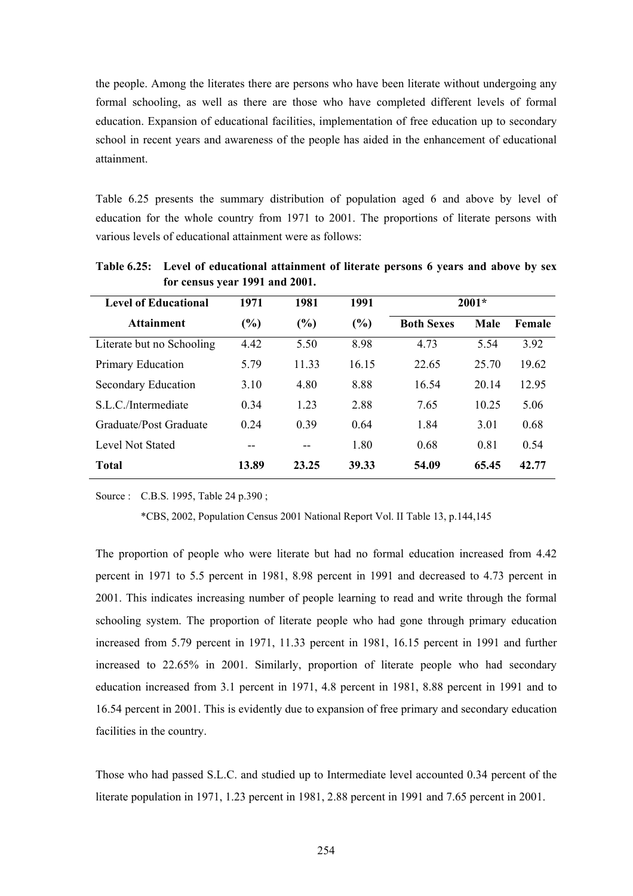the people. Among the literates there are persons who have been literate without undergoing any formal schooling, as well as there are those who have completed different levels of formal education. Expansion of educational facilities, implementation of free education up to secondary school in recent years and awareness of the people has aided in the enhancement of educational attainment.

Table 6.25 presents the summary distribution of population aged 6 and above by level of education for the whole country from 1971 to 2001. The proportions of literate persons with various levels of educational attainment were as follows:

**Table 6.25: Level of educational attainment of literate persons 6 years and above by sex for census year 1991 and 2001.**

| Level of Educational Attainment | 1971 (%) | 1981 (%) | 1991 (%) | 2001* | | |
|---|---|---|---|---|---|---|
| | | | | Both Sexes | Male | Female |
| Literate but no Schooling | 4.42 | 5.50 | 8.98 | 4.73 | 5.54 | 3.92 |
| Primary Education | 5.79 | 11.33 | 16.15 | 22.65 | 25.70 | 19.62 |
| Secondary Education | 3.10 | 4.80 | 8.88 | 16.54 | 20.14 | 12.95 |
| S.L.C./Intermediate | 0.34 | 1.23 | 2.88 | 7.65 | 10.25 | 5.06 |
| Graduate/Post Graduate | 0.24 | 0.39 | 0.64 | 1.84 | 3.01 | 0.68 |
| Level Not Stated | -- | -- | 1.80 | 0.68 | 0.81 | 0.54 |
| **Total** | **13.89** | **23.25** | **39.33** | **54.09** | **65.45** | **42.77** |

Source : C.B.S. 1995, Table 24 p.390 ;

*CBS, 2002, Population Census 2001 National Report Vol. II Table 13, p.144,145

The proportion of people who were literate but had no formal education increased from 4.42 percent in 1971 to 5.5 percent in 1981, 8.98 percent in 1991 and decreased to 4.73 percent in 2001. This indicates increasing number of people learning to read and write through the formal schooling system. The proportion of literate people who had gone through primary education increased from 5.79 percent in 1971, 11.33 percent in 1981, 16.15 percent in 1991 and further increased to 22.65% in 2001. Similarly, proportion of literate people who had secondary education increased from 3.1 percent in 1971, 4.8 percent in 1981, 8.88 percent in 1991 and to 16.54 percent in 2001. This is evidently due to expansion of free primary and secondary education facilities in the country.

Those who had passed S.L.C. and studied up to Intermediate level accounted 0.34 percent of the literate population in 1971, 1.23 percent in 1981, 2.88 percent in 1991 and 7.65 percent in 2001.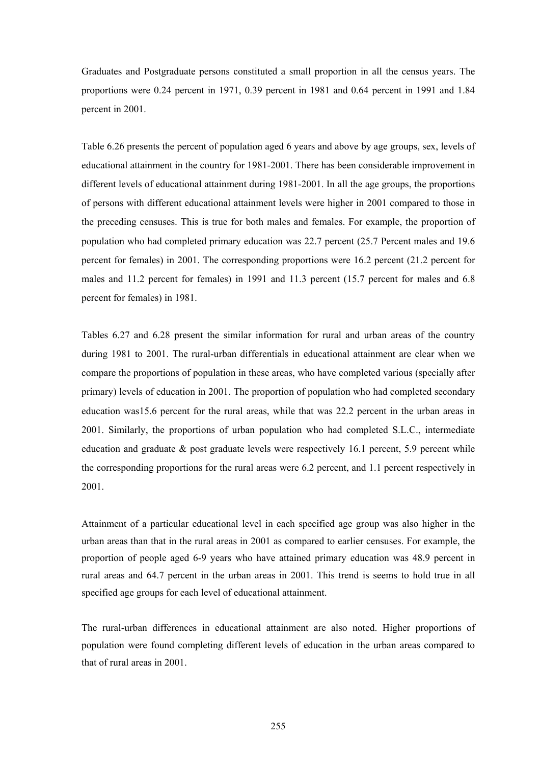Graduates and Postgraduate persons constituted a small proportion in all the census years. The proportions were 0.24 percent in 1971, 0.39 percent in 1981 and 0.64 percent in 1991 and 1.84 percent in 2001.

Table 6.26 presents the percent of population aged 6 years and above by age groups, sex, levels of educational attainment in the country for 1981-2001. There has been considerable improvement in different levels of educational attainment during 1981-2001. In all the age groups, the proportions of persons with different educational attainment levels were higher in 2001 compared to those in the preceding censuses. This is true for both males and females. For example, the proportion of population who had completed primary education was 22.7 percent (25.7 Percent males and 19.6 percent for females) in 2001. The corresponding proportions were 16.2 percent (21.2 percent for males and 11.2 percent for females) in 1991 and 11.3 percent (15.7 percent for males and 6.8 percent for females) in 1981.

Tables 6.27 and 6.28 present the similar information for rural and urban areas of the country during 1981 to 2001. The rural-urban differentials in educational attainment are clear when we compare the proportions of population in these areas, who have completed various (specially after primary) levels of education in 2001. The proportion of population who had completed secondary education was15.6 percent for the rural areas, while that was 22.2 percent in the urban areas in 2001. Similarly, the proportions of urban population who had completed S.L.C., intermediate education and graduate & post graduate levels were respectively 16.1 percent, 5.9 percent while the corresponding proportions for the rural areas were 6.2 percent, and 1.1 percent respectively in 2001.

Attainment of a particular educational level in each specified age group was also higher in the urban areas than that in the rural areas in 2001 as compared to earlier censuses. For example, the proportion of people aged 6-9 years who have attained primary education was 48.9 percent in rural areas and 64.7 percent in the urban areas in 2001. This trend is seems to hold true in all specified age groups for each level of educational attainment.

The rural-urban differences in educational attainment are also noted. Higher proportions of population were found completing different levels of education in the urban areas compared to that of rural areas in 2001.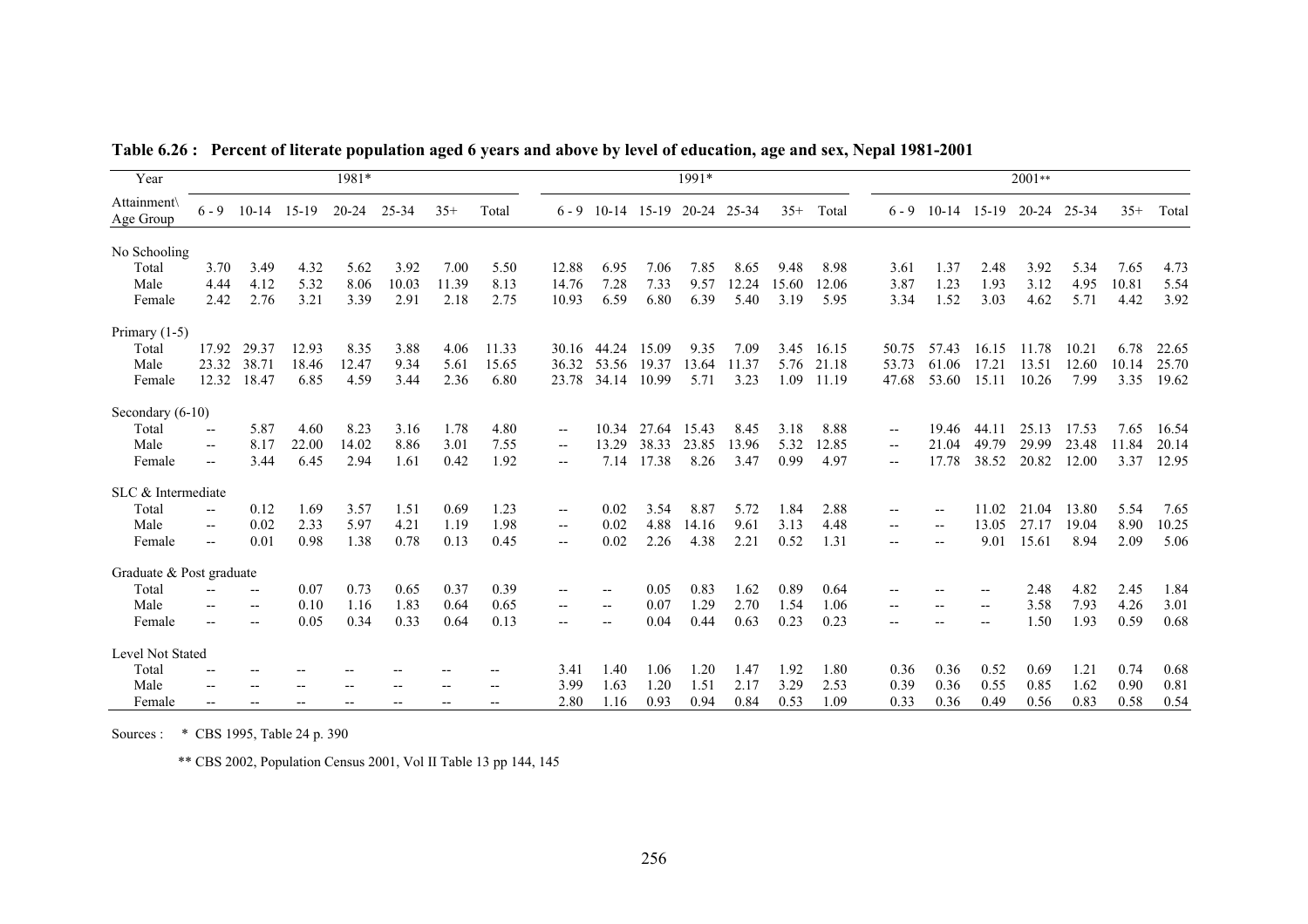**Table 6.26 : Percent of literate population aged 6 years and above by level of education, age and sex, Nepal 1981-2001**

| Year | 1981* | | | | | | | 1991* | | | | | | | 2001** | | | | | | |
|---|---|---|---|---|---|---|---|---|---|---|---|---|---|---|---|---|---|---|---|---|---|
| Attainment\ Age Group | 6 - 9 | 10-14 | 15-19 | 20-24 | 25-34 | 35+ | Total | 6 - 9 | 10-14 | 15-19 | 20-24 | 25-34 | 35+ | Total | 6 - 9 | 10-14 | 15-19 | 20-24 | 25-34 | 35+ | Total |
| **No Schooling** | | | | | | | | | | | | | | | | | | | | | |
| Total | 3.70 | 3.49 | 4.32 | 5.62 | 3.92 | 7.00 | 5.50 | 12.88 | 6.95 | 7.06 | 7.85 | 8.65 | 9.48 | 8.98 | 3.61 | 1.37 | 2.48 | 3.92 | 5.34 | 7.65 | 4.73 |
| Male | 4.44 | 4.12 | 5.32 | 8.06 | 10.03 | 11.39 | 8.13 | 14.76 | 7.28 | 7.33 | 9.57 | 12.24 | 15.60 | 12.06 | 3.87 | 1.23 | 1.93 | 3.12 | 4.95 | 10.81 | 5.54 |
| Female | 2.42 | 2.76 | 3.21 | 3.39 | 2.91 | 2.18 | 2.75 | 10.93 | 6.59 | 6.80 | 6.39 | 5.40 | 3.19 | 5.95 | 3.34 | 1.52 | 3.03 | 4.62 | 5.71 | 4.42 | 3.92 |
| **Primary (1-5)** | | | | | | | | | | | | | | | | | | | | | |
| Total | 17.92 | 29.37 | 12.93 | 8.35 | 3.88 | 4.06 | 11.33 | 30.16 | 44.24 | 15.09 | 9.35 | 7.09 | 3.45 | 16.15 | 50.75 | 57.43 | 16.15 | 11.78 | 10.21 | 6.78 | 22.65 |
| Male | 23.32 | 38.71 | 18.46 | 12.47 | 9.34 | 5.61 | 15.65 | 36.32 | 53.56 | 19.37 | 13.64 | 11.37 | 5.76 | 21.18 | 53.73 | 61.06 | 17.21 | 13.51 | 12.60 | 10.14 | 25.70 |
| Female | 12.32 | 18.47 | 6.85 | 4.59 | 3.44 | 2.36 | 6.80 | 23.78 | 34.14 | 10.99 | 5.71 | 3.23 | 1.09 | 11.19 | 47.68 | 53.60 | 15.11 | 10.26 | 7.99 | 3.35 | 19.62 |
| **Secondary (6-10)** | | | | | | | | | | | | | | | | | | | | | |
| Total | -- | 5.87 | 4.60 | 8.23 | 3.16 | 1.78 | 4.80 | -- | 10.34 | 27.64 | 15.43 | 8.45 | 3.18 | 8.88 | -- | 19.46 | 44.11 | 25.13 | 17.53 | 7.65 | 16.54 |
| Male | -- | 8.17 | 22.00 | 14.02 | 8.86 | 3.01 | 7.55 | -- | 13.29 | 38.33 | 23.85 | 13.96 | 5.32 | 12.85 | -- | 21.04 | 49.79 | 29.99 | 23.48 | 11.84 | 20.14 |
| Female | -- | 3.44 | 6.45 | 2.94 | 1.61 | 0.42 | 1.92 | -- | 7.14 | 17.38 | 8.26 | 3.47 | 0.99 | 4.97 | -- | 17.78 | 38.52 | 20.82 | 12.00 | 3.37 | 12.95 |
| **SLC & Intermediate** | | | | | | | | | | | | | | | | | | | | | |
| Total | -- | 0.12 | 1.69 | 3.57 | 1.51 | 0.69 | 1.23 | -- | 0.02 | 3.54 | 8.87 | 5.72 | 1.84 | 2.88 | -- | -- | 11.02 | 21.04 | 13.80 | 5.54 | 7.65 |
| Male | -- | 0.02 | 2.33 | 5.97 | 4.21 | 1.19 | 1.98 | -- | 0.02 | 4.88 | 14.16 | 9.61 | 3.13 | 4.48 | -- | -- | 13.05 | 27.17 | 19.04 | 8.90 | 10.25 |
| Female | -- | 0.01 | 0.98 | 1.38 | 0.78 | 0.13 | 0.45 | -- | 0.02 | 2.26 | 4.38 | 2.21 | 0.52 | 1.31 | -- | -- | 9.01 | 15.61 | 8.94 | 2.09 | 5.06 |
| **Graduate & Post graduate** | | | | | | | | | | | | | | | | | | | | | |
| Total | -- | -- | 0.07 | 0.73 | 0.65 | 0.37 | 0.39 | -- | -- | 0.05 | 0.83 | 1.62 | 0.89 | 0.64 | -- | -- | -- | 2.48 | 4.82 | 2.45 | 1.84 |
| Male | -- | -- | 0.10 | 1.16 | 1.83 | 0.64 | 0.65 | -- | -- | 0.07 | 1.29 | 2.70 | 1.54 | 1.06 | -- | -- | -- | 3.58 | 7.93 | 4.26 | 3.01 |
| Female | -- | -- | 0.05 | 0.34 | 0.33 | 0.64 | 0.13 | -- | -- | 0.04 | 0.44 | 0.63 | 0.23 | 0.23 | -- | -- | -- | 1.50 | 1.93 | 0.59 | 0.68 |
| **Level Not Stated** | | | | | | | | | | | | | | | | | | | | | |
| Total | -- | -- | -- | -- | -- | -- | -- | 3.41 | 1.40 | 1.06 | 1.20 | 1.47 | 1.92 | 1.80 | 0.36 | 0.36 | 0.52 | 0.69 | 1.21 | 0.74 | 0.68 |
| Male | -- | -- | -- | -- | -- | -- | -- | 3.99 | 1.63 | 1.20 | 1.51 | 2.17 | 3.29 | 2.53 | 0.39 | 0.36 | 0.55 | 0.85 | 1.62 | 0.90 | 0.81 |
| Female | -- | -- | -- | -- | -- | -- | -- | 2.80 | 1.16 | 0.93 | 0.94 | 0.84 | 0.53 | 1.09 | 0.33 | 0.36 | 0.49 | 0.56 | 0.83 | 0.58 | 0.54 |

Sources : * CBS 1995, Table 24 p. 390

** CBS 2002, Population Census 2001, Vol II Table 13 pp 144, 145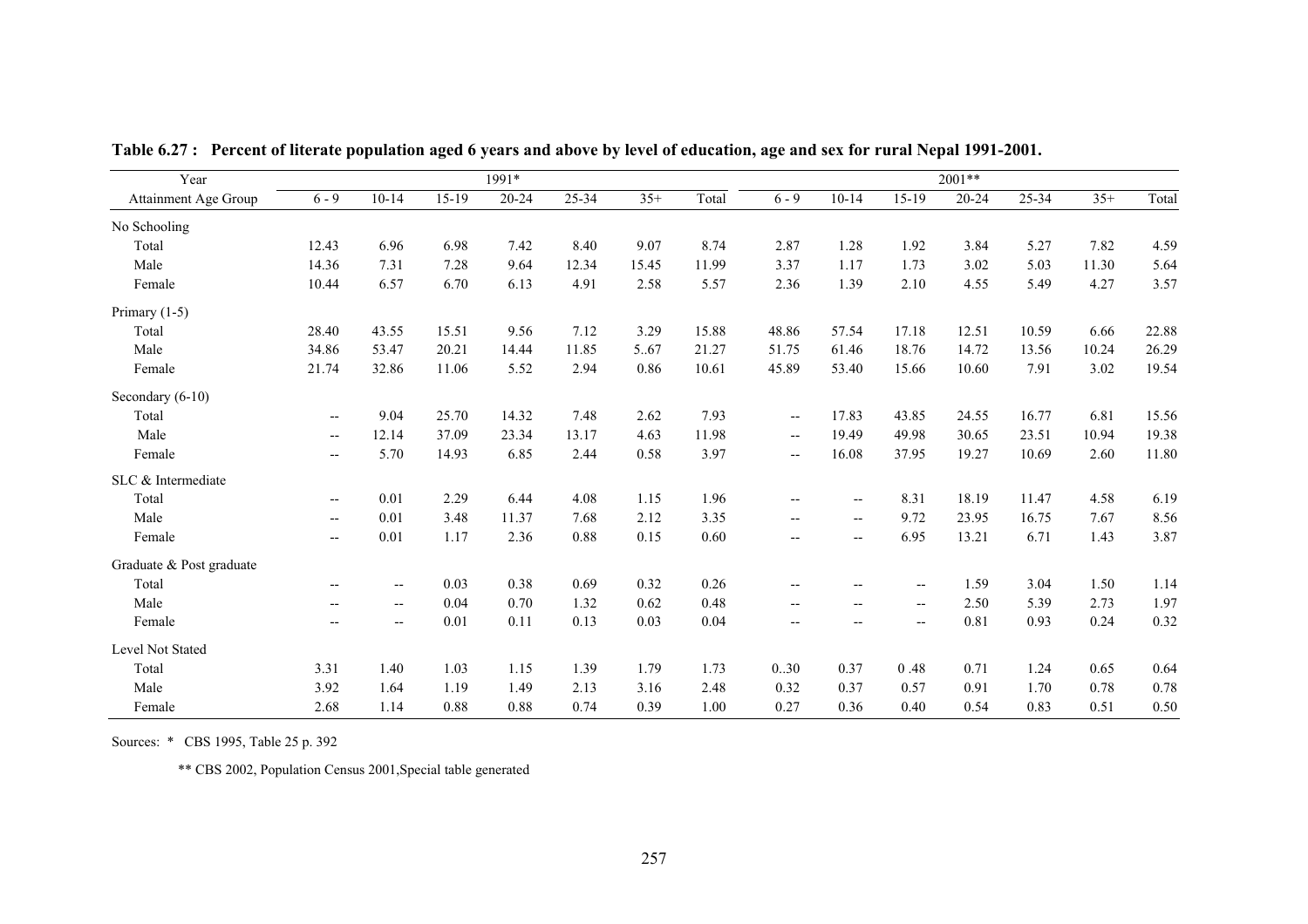**Table 6.27 : Percent of literate population aged 6 years and above by level of education, age and sex for rural Nepal 1991-2001.**

| Year | 1991* | | | | | | | 2001** | | | | | | |
|---|---|---|---|---|---|---|---|---|---|---|---|---|---|---|
| Attainment Age Group | 6 - 9 | 10-14 | 15-19 | 20-24 | 25-34 | 35+ | Total | 6 - 9 | 10-14 | 15-19 | 20-24 | 25-34 | 35+ | Total |
| No Schooling | | | | | | | | | | | | | | |
| Total | 12.43 | 6.96 | 6.98 | 7.42 | 8.40 | 9.07 | 8.74 | 2.87 | 1.28 | 1.92 | 3.84 | 5.27 | 7.82 | 4.59 |
| Male | 14.36 | 7.31 | 7.28 | 9.64 | 12.34 | 15.45 | 11.99 | 3.37 | 1.17 | 1.73 | 3.02 | 5.03 | 11.30 | 5.64 |
| Female | 10.44 | 6.57 | 6.70 | 6.13 | 4.91 | 2.58 | 5.57 | 2.36 | 1.39 | 2.10 | 4.55 | 5.49 | 4.27 | 3.57 |
| Primary (1-5) | | | | | | | | | | | | | | |
| Total | 28.40 | 43.55 | 15.51 | 9.56 | 7.12 | 3.29 | 15.88 | 48.86 | 57.54 | 17.18 | 12.51 | 10.59 | 6.66 | 22.88 |
| Male | 34.86 | 53.47 | 20.21 | 14.44 | 11.85 | 5..67 | 21.27 | 51.75 | 61.46 | 18.76 | 14.72 | 13.56 | 10.24 | 26.29 |
| Female | 21.74 | 32.86 | 11.06 | 5.52 | 2.94 | 0.86 | 10.61 | 45.89 | 53.40 | 15.66 | 10.60 | 7.91 | 3.02 | 19.54 |
| Secondary (6-10) | | | | | | | | | | | | | | |
| Total | -- | 9.04 | 25.70 | 14.32 | 7.48 | 2.62 | 7.93 | -- | 17.83 | 43.85 | 24.55 | 16.77 | 6.81 | 15.56 |
| Male | -- | 12.14 | 37.09 | 23.34 | 13.17 | 4.63 | 11.98 | -- | 19.49 | 49.98 | 30.65 | 23.51 | 10.94 | 19.38 |
| Female | -- | 5.70 | 14.93 | 6.85 | 2.44 | 0.58 | 3.97 | -- | 16.08 | 37.95 | 19.27 | 10.69 | 2.60 | 11.80 |
| SLC & Intermediate | | | | | | | | | | | | | | |
| Total | -- | 0.01 | 2.29 | 6.44 | 4.08 | 1.15 | 1.96 | -- | -- | 8.31 | 18.19 | 11.47 | 4.58 | 6.19 |
| Male | -- | 0.01 | 3.48 | 11.37 | 7.68 | 2.12 | 3.35 | -- | -- | 9.72 | 23.95 | 16.75 | 7.67 | 8.56 |
| Female | -- | 0.01 | 1.17 | 2.36 | 0.88 | 0.15 | 0.60 | -- | -- | 6.95 | 13.21 | 6.71 | 1.43 | 3.87 |
| Graduate & Post graduate | | | | | | | | | | | | | | |
| Total | -- | -- | 0.03 | 0.38 | 0.69 | 0.32 | 0.26 | -- | -- | -- | 1.59 | 3.04 | 1.50 | 1.14 |
| Male | -- | -- | 0.04 | 0.70 | 1.32 | 0.62 | 0.48 | -- | -- | -- | 2.50 | 5.39 | 2.73 | 1.97 |
| Female | -- | -- | 0.01 | 0.11 | 0.13 | 0.03 | 0.04 | -- | -- | -- | 0.81 | 0.93 | 0.24 | 0.32 |
| Level Not Stated | | | | | | | | | | | | | | |
| Total | 3.31 | 1.40 | 1.03 | 1.15 | 1.39 | 1.79 | 1.73 | 0..30 | 0.37 | 0 .48 | 0.71 | 1.24 | 0.65 | 0.64 |
| Male | 3.92 | 1.64 | 1.19 | 1.49 | 2.13 | 3.16 | 2.48 | 0.32 | 0.37 | 0.57 | 0.91 | 1.70 | 0.78 | 0.78 |
| Female | 2.68 | 1.14 | 0.88 | 0.88 | 0.74 | 0.39 | 1.00 | 0.27 | 0.36 | 0.40 | 0.54 | 0.83 | 0.51 | 0.50 |

Sources: * CBS 1995, Table 25 p. 392

** CBS 2002, Population Census 2001,Special table generated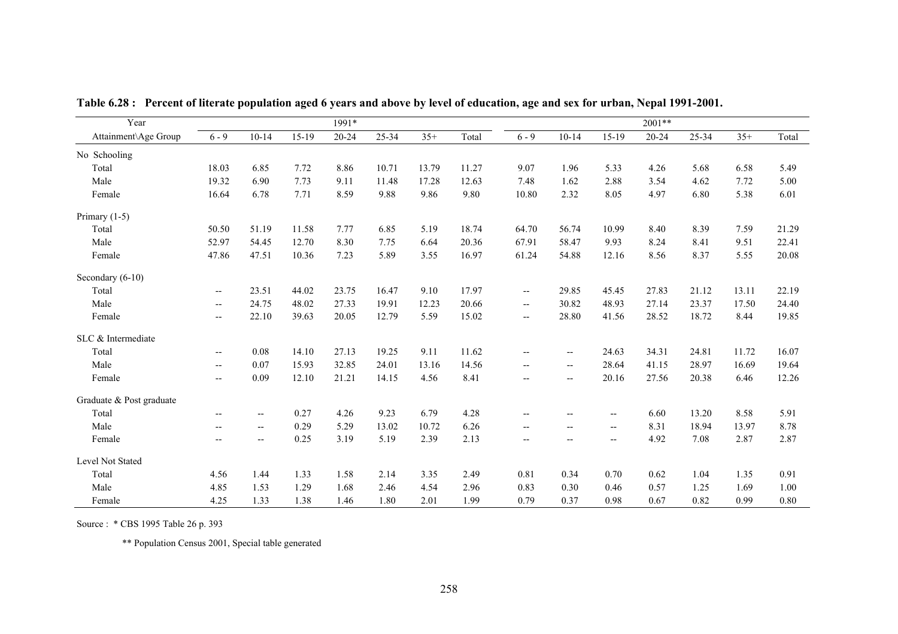**Table 6.28 : Percent of literate population aged 6 years and above by level of education, age and sex for urban, Nepal 1991-2001.**

| Year | 1991* | | | | | | | 2001** | | | | | | |
|---|---|---|---|---|---|---|---|---|---|---|---|---|---|---|
| Attainment\Age Group | 6 - 9 | 10-14 | 15-19 | 20-24 | 25-34 | 35+ | Total | 6 - 9 | 10-14 | 15-19 | 20-24 | 25-34 | 35+ | Total |
| No Schooling | | | | | | | | | | | | | | |
| Total | 18.03 | 6.85 | 7.72 | 8.86 | 10.71 | 13.79 | 11.27 | 9.07 | 1.96 | 5.33 | 4.26 | 5.68 | 6.58 | 5.49 |
| Male | 19.32 | 6.90 | 7.73 | 9.11 | 11.48 | 17.28 | 12.63 | 7.48 | 1.62 | 2.88 | 3.54 | 4.62 | 7.72 | 5.00 |
| Female | 16.64 | 6.78 | 7.71 | 8.59 | 9.88 | 9.86 | 9.80 | 10.80 | 2.32 | 8.05 | 4.97 | 6.80 | 5.38 | 6.01 |
| Primary (1-5) | | | | | | | | | | | | | | |
| Total | 50.50 | 51.19 | 11.58 | 7.77 | 6.85 | 5.19 | 18.74 | 64.70 | 56.74 | 10.99 | 8.40 | 8.39 | 7.59 | 21.29 |
| Male | 52.97 | 54.45 | 12.70 | 8.30 | 7.75 | 6.64 | 20.36 | 67.91 | 58.47 | 9.93 | 8.24 | 8.41 | 9.51 | 22.41 |
| Female | 47.86 | 47.51 | 10.36 | 7.23 | 5.89 | 3.55 | 16.97 | 61.24 | 54.88 | 12.16 | 8.56 | 8.37 | 5.55 | 20.08 |
| Secondary (6-10) | | | | | | | | | | | | | | |
| Total | -- | 23.51 | 44.02 | 23.75 | 16.47 | 9.10 | 17.97 | -- | 29.85 | 45.45 | 27.83 | 21.12 | 13.11 | 22.19 |
| Male | -- | 24.75 | 48.02 | 27.33 | 19.91 | 12.23 | 20.66 | -- | 30.82 | 48.93 | 27.14 | 23.37 | 17.50 | 24.40 |
| Female | -- | 22.10 | 39.63 | 20.05 | 12.79 | 5.59 | 15.02 | -- | 28.80 | 41.56 | 28.52 | 18.72 | 8.44 | 19.85 |
| SLC & Intermediate | | | | | | | | | | | | | | |
| Total | -- | 0.08 | 14.10 | 27.13 | 19.25 | 9.11 | 11.62 | -- | -- | 24.63 | 34.31 | 24.81 | 11.72 | 16.07 |
| Male | -- | 0.07 | 15.93 | 32.85 | 24.01 | 13.16 | 14.56 | -- | -- | 28.64 | 41.15 | 28.97 | 16.69 | 19.64 |
| Female | -- | 0.09 | 12.10 | 21.21 | 14.15 | 4.56 | 8.41 | -- | -- | 20.16 | 27.56 | 20.38 | 6.46 | 12.26 |
| Graduate & Post graduate | | | | | | | | | | | | | | |
| Total | -- | -- | 0.27 | 4.26 | 9.23 | 6.79 | 4.28 | -- | -- | -- | 6.60 | 13.20 | 8.58 | 5.91 |
| Male | -- | -- | 0.29 | 5.29 | 13.02 | 10.72 | 6.26 | -- | -- | -- | 8.31 | 18.94 | 13.97 | 8.78 |
| Female | -- | -- | 0.25 | 3.19 | 5.19 | 2.39 | 2.13 | -- | -- | -- | 4.92 | 7.08 | 2.87 | 2.87 |
| Level Not Stated | | | | | | | | | | | | | | |
| Total | 4.56 | 1.44 | 1.33 | 1.58 | 2.14 | 3.35 | 2.49 | 0.81 | 0.34 | 0.70 | 0.62 | 1.04 | 1.35 | 0.91 |
| Male | 4.85 | 1.53 | 1.29 | 1.68 | 2.46 | 4.54 | 2.96 | 0.83 | 0.30 | 0.46 | 0.57 | 1.25 | 1.69 | 1.00 |
| Female | 4.25 | 1.33 | 1.38 | 1.46 | 1.80 | 2.01 | 1.99 | 0.79 | 0.37 | 0.98 | 0.67 | 0.82 | 0.99 | 0.80 |

Source : * CBS 1995 Table 26 p. 393

** Population Census 2001, Special table generated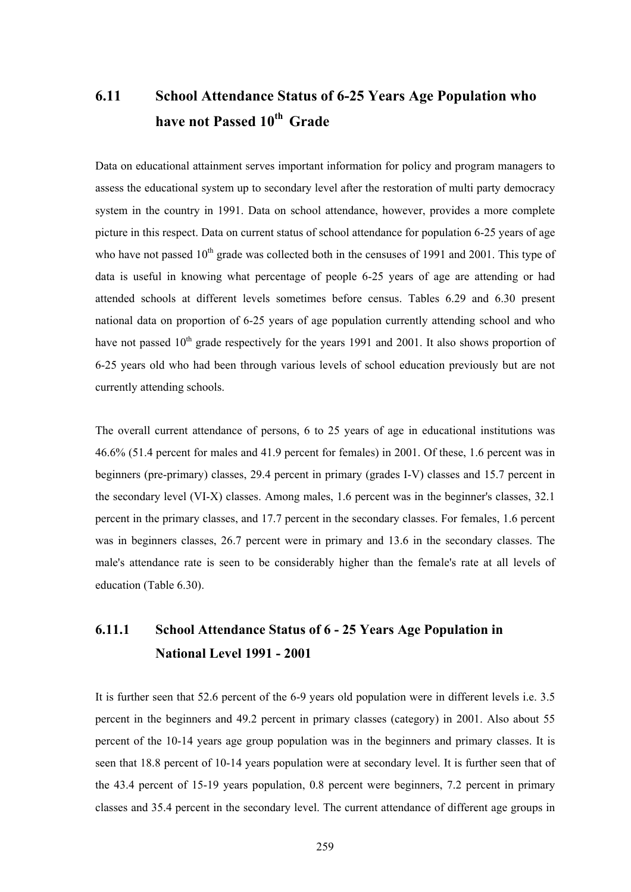## 6.11 School Attendance Status of 6-25 Years Age Population who have not Passed 10th Grade

Data on educational attainment serves important information for policy and program managers to assess the educational system up to secondary level after the restoration of multi party democracy system in the country in 1991. Data on school attendance, however, provides a more complete picture in this respect. Data on current status of school attendance for population 6-25 years of age who have not passed 10th grade was collected both in the censuses of 1991 and 2001. This type of data is useful in knowing what percentage of people 6-25 years of age are attending or had attended schools at different levels sometimes before census. Tables 6.29 and 6.30 present national data on proportion of 6-25 years of age population currently attending school and who have not passed 10th grade respectively for the years 1991 and 2001. It also shows proportion of 6-25 years old who had been through various levels of school education previously but are not currently attending schools.

The overall current attendance of persons, 6 to 25 years of age in educational institutions was 46.6% (51.4 percent for males and 41.9 percent for females) in 2001. Of these, 1.6 percent was in beginners (pre-primary) classes, 29.4 percent in primary (grades I-V) classes and 15.7 percent in the secondary level (VI-X) classes. Among males, 1.6 percent was in the beginner's classes, 32.1 percent in the primary classes, and 17.7 percent in the secondary classes. For females, 1.6 percent was in beginners classes, 26.7 percent were in primary and 13.6 in the secondary classes. The male's attendance rate is seen to be considerably higher than the female's rate at all levels of education (Table 6.30).

### 6.11.1 School Attendance Status of 6 - 25 Years Age Population in National Level 1991 - 2001

It is further seen that 52.6 percent of the 6-9 years old population were in different levels i.e. 3.5 percent in the beginners and 49.2 percent in primary classes (category) in 2001. Also about 55 percent of the 10-14 years age group population was in the beginners and primary classes. It is seen that 18.8 percent of 10-14 years population were at secondary level. It is further seen that of the 43.4 percent of 15-19 years population, 0.8 percent were beginners, 7.2 percent in primary classes and 35.4 percent in the secondary level. The current attendance of different age groups in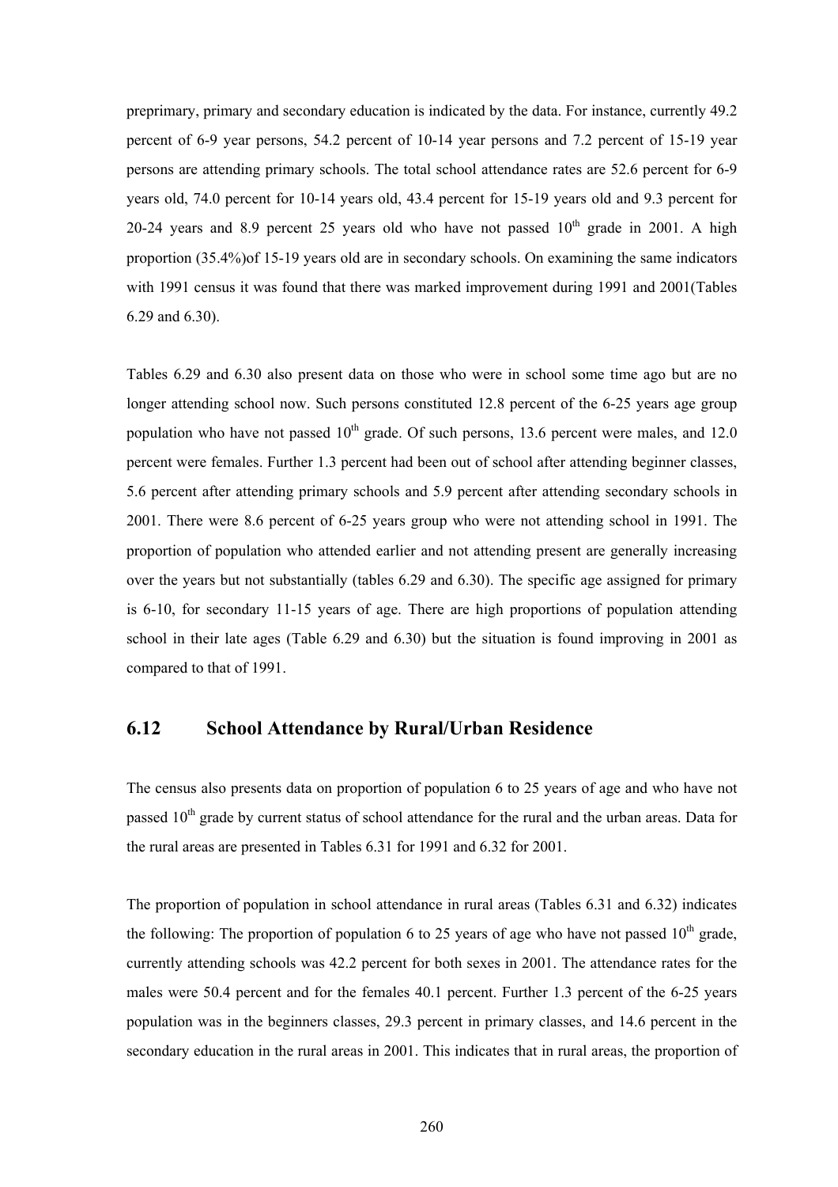preprimary, primary and secondary education is indicated by the data. For instance, currently 49.2 percent of 6-9 year persons, 54.2 percent of 10-14 year persons and 7.2 percent of 15-19 year persons are attending primary schools. The total school attendance rates are 52.6 percent for 6-9 years old, 74.0 percent for 10-14 years old, 43.4 percent for 15-19 years old and 9.3 percent for 20-24 years and 8.9 percent 25 years old who have not passed 10th grade in 2001. A high proportion (35.4%)of 15-19 years old are in secondary schools. On examining the same indicators with 1991 census it was found that there was marked improvement during 1991 and 2001(Tables 6.29 and 6.30).

Tables 6.29 and 6.30 also present data on those who were in school some time ago but are no longer attending school now. Such persons constituted 12.8 percent of the 6-25 years age group population who have not passed 10th grade. Of such persons, 13.6 percent were males, and 12.0 percent were females. Further 1.3 percent had been out of school after attending beginner classes, 5.6 percent after attending primary schools and 5.9 percent after attending secondary schools in 2001. There were 8.6 percent of 6-25 years group who were not attending school in 1991. The proportion of population who attended earlier and not attending present are generally increasing over the years but not substantially (tables 6.29 and 6.30). The specific age assigned for primary is 6-10, for secondary 11-15 years of age. There are high proportions of population attending school in their late ages (Table 6.29 and 6.30) but the situation is found improving in 2001 as compared to that of 1991.

## 6.12 School Attendance by Rural/Urban Residence

The census also presents data on proportion of population 6 to 25 years of age and who have not passed 10th grade by current status of school attendance for the rural and the urban areas. Data for the rural areas are presented in Tables 6.31 for 1991 and 6.32 for 2001.

The proportion of population in school attendance in rural areas (Tables 6.31 and 6.32) indicates the following: The proportion of population 6 to 25 years of age who have not passed 10th grade, currently attending schools was 42.2 percent for both sexes in 2001. The attendance rates for the males were 50.4 percent and for the females 40.1 percent. Further 1.3 percent of the 6-25 years population was in the beginners classes, 29.3 percent in primary classes, and 14.6 percent in the secondary education in the rural areas in 2001. This indicates that in rural areas, the proportion of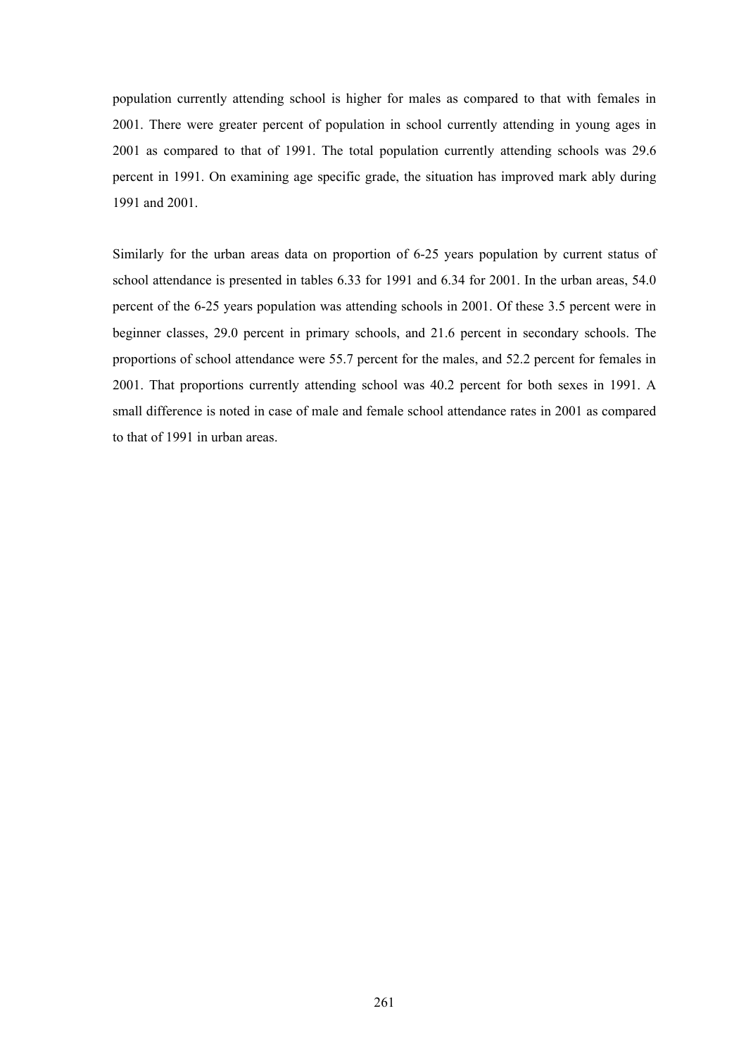population currently attending school is higher for males as compared to that with females in 2001. There were greater percent of population in school currently attending in young ages in 2001 as compared to that of 1991. The total population currently attending schools was 29.6 percent in 1991. On examining age specific grade, the situation has improved mark ably during 1991 and 2001.

Similarly for the urban areas data on proportion of 6-25 years population by current status of school attendance is presented in tables 6.33 for 1991 and 6.34 for 2001. In the urban areas, 54.0 percent of the 6-25 years population was attending schools in 2001. Of these 3.5 percent were in beginner classes, 29.0 percent in primary schools, and 21.6 percent in secondary schools. The proportions of school attendance were 55.7 percent for the males, and 52.2 percent for females in 2001. That proportions currently attending school was 40.2 percent for both sexes in 1991. A small difference is noted in case of male and female school attendance rates in 2001 as compared to that of 1991 in urban areas.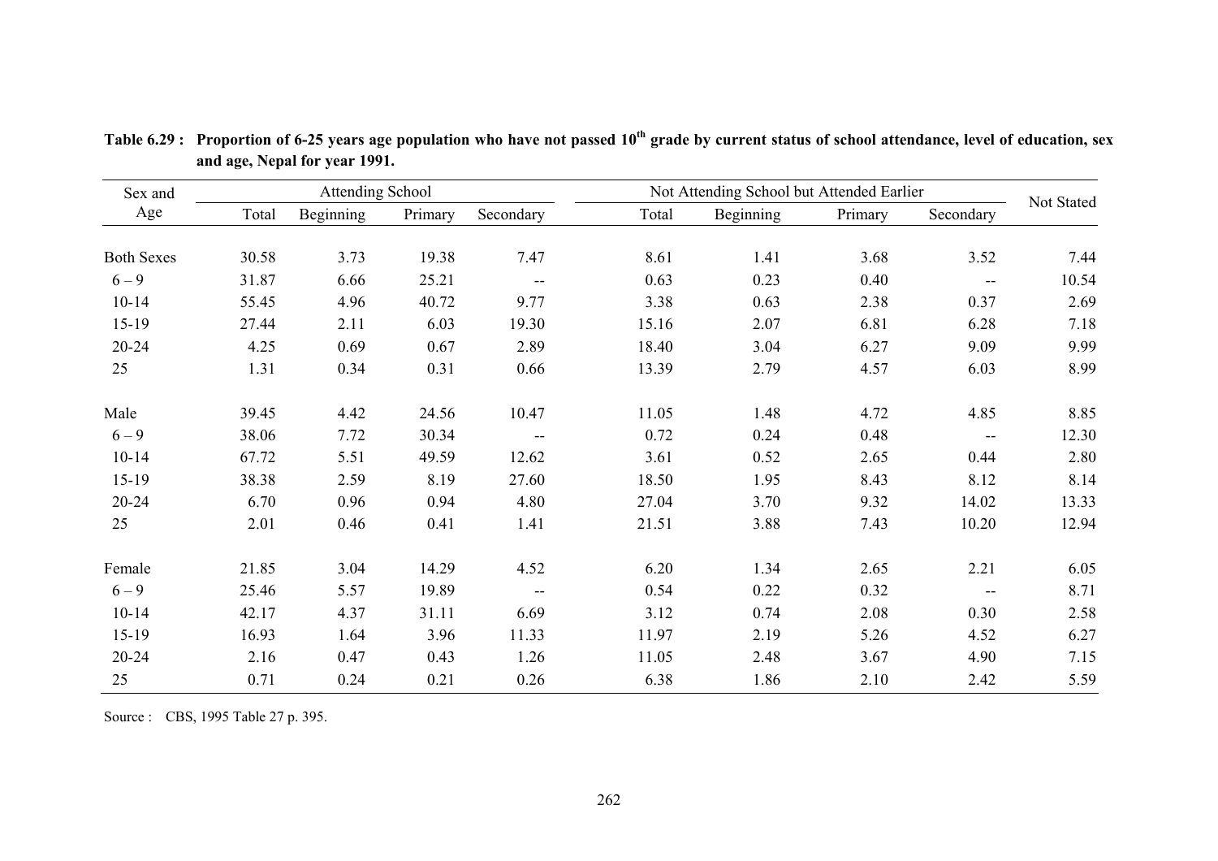**Table 6.29 : Proportion of 6-25 years age population who have not passed 10th grade by current status of school attendance, level of education, sex and age, Nepal for year 1991.**

| Sex and Age | Attending School | | | | Not Attending School but Attended Earlier | | | | Not Stated |
|---|---|---|---|---|---|---|---|---|---|
| | Total | Beginning | Primary | Secondary | Total | Beginning | Primary | Secondary | |
| Both Sexes | 30.58 | 3.73 | 19.38 | 7.47 | 8.61 | 1.41 | 3.68 | 3.52 | 7.44 |
| 6 – 9 | 31.87 | 6.66 | 25.21 | -- | 0.63 | 0.23 | 0.40 | -- | 10.54 |
| 10-14 | 55.45 | 4.96 | 40.72 | 9.77 | 3.38 | 0.63 | 2.38 | 0.37 | 2.69 |
| 15-19 | 27.44 | 2.11 | 6.03 | 19.30 | 15.16 | 2.07 | 6.81 | 6.28 | 7.18 |
| 20-24 | 4.25 | 0.69 | 0.67 | 2.89 | 18.40 | 3.04 | 6.27 | 9.09 | 9.99 |
| 25 | 1.31 | 0.34 | 0.31 | 0.66 | 13.39 | 2.79 | 4.57 | 6.03 | 8.99 |
| Male | 39.45 | 4.42 | 24.56 | 10.47 | 11.05 | 1.48 | 4.72 | 4.85 | 8.85 |
| 6 – 9 | 38.06 | 7.72 | 30.34 | -- | 0.72 | 0.24 | 0.48 | -- | 12.30 |
| 10-14 | 67.72 | 5.51 | 49.59 | 12.62 | 3.61 | 0.52 | 2.65 | 0.44 | 2.80 |
| 15-19 | 38.38 | 2.59 | 8.19 | 27.60 | 18.50 | 1.95 | 8.43 | 8.12 | 8.14 |
| 20-24 | 6.70 | 0.96 | 0.94 | 4.80 | 27.04 | 3.70 | 9.32 | 14.02 | 13.33 |
| 25 | 2.01 | 0.46 | 0.41 | 1.41 | 21.51 | 3.88 | 7.43 | 10.20 | 12.94 |
| Female | 21.85 | 3.04 | 14.29 | 4.52 | 6.20 | 1.34 | 2.65 | 2.21 | 6.05 |
| 6 – 9 | 25.46 | 5.57 | 19.89 | -- | 0.54 | 0.22 | 0.32 | -- | 8.71 |
| 10-14 | 42.17 | 4.37 | 31.11 | 6.69 | 3.12 | 0.74 | 2.08 | 0.30 | 2.58 |
| 15-19 | 16.93 | 1.64 | 3.96 | 11.33 | 11.97 | 2.19 | 5.26 | 4.52 | 6.27 |
| 20-24 | 2.16 | 0.47 | 0.43 | 1.26 | 11.05 | 2.48 | 3.67 | 4.90 | 7.15 |
| 25 | 0.71 | 0.24 | 0.21 | 0.26 | 6.38 | 1.86 | 2.10 | 2.42 | 5.59 |

Source : CBS, 1995 Table 27 p. 395.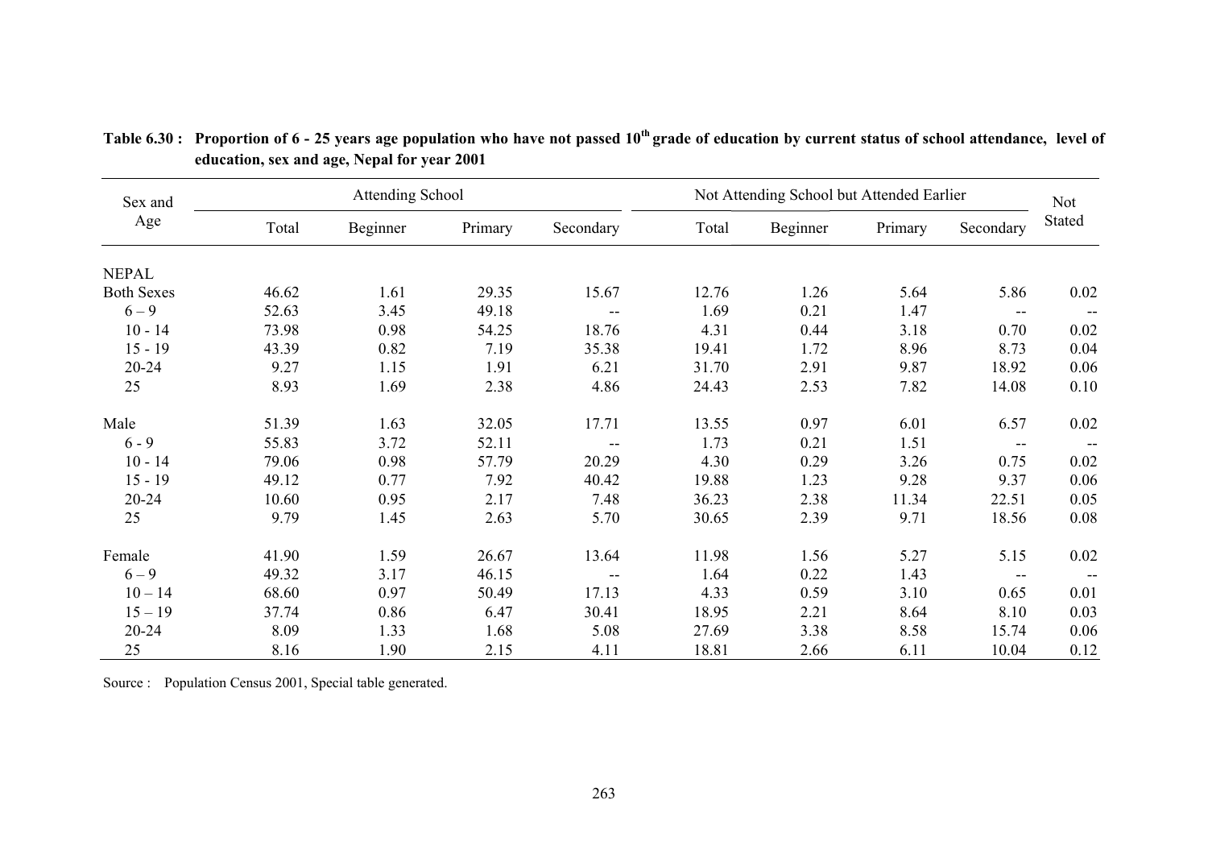**Table 6.30 : Proportion of 6 - 25 years age population who have not passed 10th grade of education by current status of school attendance, level of education, sex and age, Nepal for year 2001**

| Sex and Age | Attending School | | | | Not Attending School but Attended Earlier | | | | Not Stated |
|---|---|---|---|---|---|---|---|---|---|
| | Total | Beginner | Primary | Secondary | Total | Beginner | Primary | Secondary | |
| NEPAL | | | | | | | | | |
| Both Sexes | 46.62 | 1.61 | 29.35 | 15.67 | 12.76 | 1.26 | 5.64 | 5.86 | 0.02 |
| 6 – 9 | 52.63 | 3.45 | 49.18 | -- | 1.69 | 0.21 | 1.47 | -- | -- |
| 10 - 14 | 73.98 | 0.98 | 54.25 | 18.76 | 4.31 | 0.44 | 3.18 | 0.70 | 0.02 |
| 15 - 19 | 43.39 | 0.82 | 7.19 | 35.38 | 19.41 | 1.72 | 8.96 | 8.73 | 0.04 |
| 20-24 | 9.27 | 1.15 | 1.91 | 6.21 | 31.70 | 2.91 | 9.87 | 18.92 | 0.06 |
| 25 | 8.93 | 1.69 | 2.38 | 4.86 | 24.43 | 2.53 | 7.82 | 14.08 | 0.10 |
| Male | 51.39 | 1.63 | 32.05 | 17.71 | 13.55 | 0.97 | 6.01 | 6.57 | 0.02 |
| 6 - 9 | 55.83 | 3.72 | 52.11 | -- | 1.73 | 0.21 | 1.51 | -- | -- |
| 10 - 14 | 79.06 | 0.98 | 57.79 | 20.29 | 4.30 | 0.29 | 3.26 | 0.75 | 0.02 |
| 15 - 19 | 49.12 | 0.77 | 7.92 | 40.42 | 19.88 | 1.23 | 9.28 | 9.37 | 0.06 |
| 20-24 | 10.60 | 0.95 | 2.17 | 7.48 | 36.23 | 2.38 | 11.34 | 22.51 | 0.05 |
| 25 | 9.79 | 1.45 | 2.63 | 5.70 | 30.65 | 2.39 | 9.71 | 18.56 | 0.08 |
| Female | 41.90 | 1.59 | 26.67 | 13.64 | 11.98 | 1.56 | 5.27 | 5.15 | 0.02 |
| 6 – 9 | 49.32 | 3.17 | 46.15 | -- | 1.64 | 0.22 | 1.43 | -- | -- |
| 10 – 14 | 68.60 | 0.97 | 50.49 | 17.13 | 4.33 | 0.59 | 3.10 | 0.65 | 0.01 |
| 15 – 19 | 37.74 | 0.86 | 6.47 | 30.41 | 18.95 | 2.21 | 8.64 | 8.10 | 0.03 |
| 20-24 | 8.09 | 1.33 | 1.68 | 5.08 | 27.69 | 3.38 | 8.58 | 15.74 | 0.06 |
| 25 | 8.16 | 1.90 | 2.15 | 4.11 | 18.81 | 2.66 | 6.11 | 10.04 | 0.12 |

Source : Population Census 2001, Special table generated.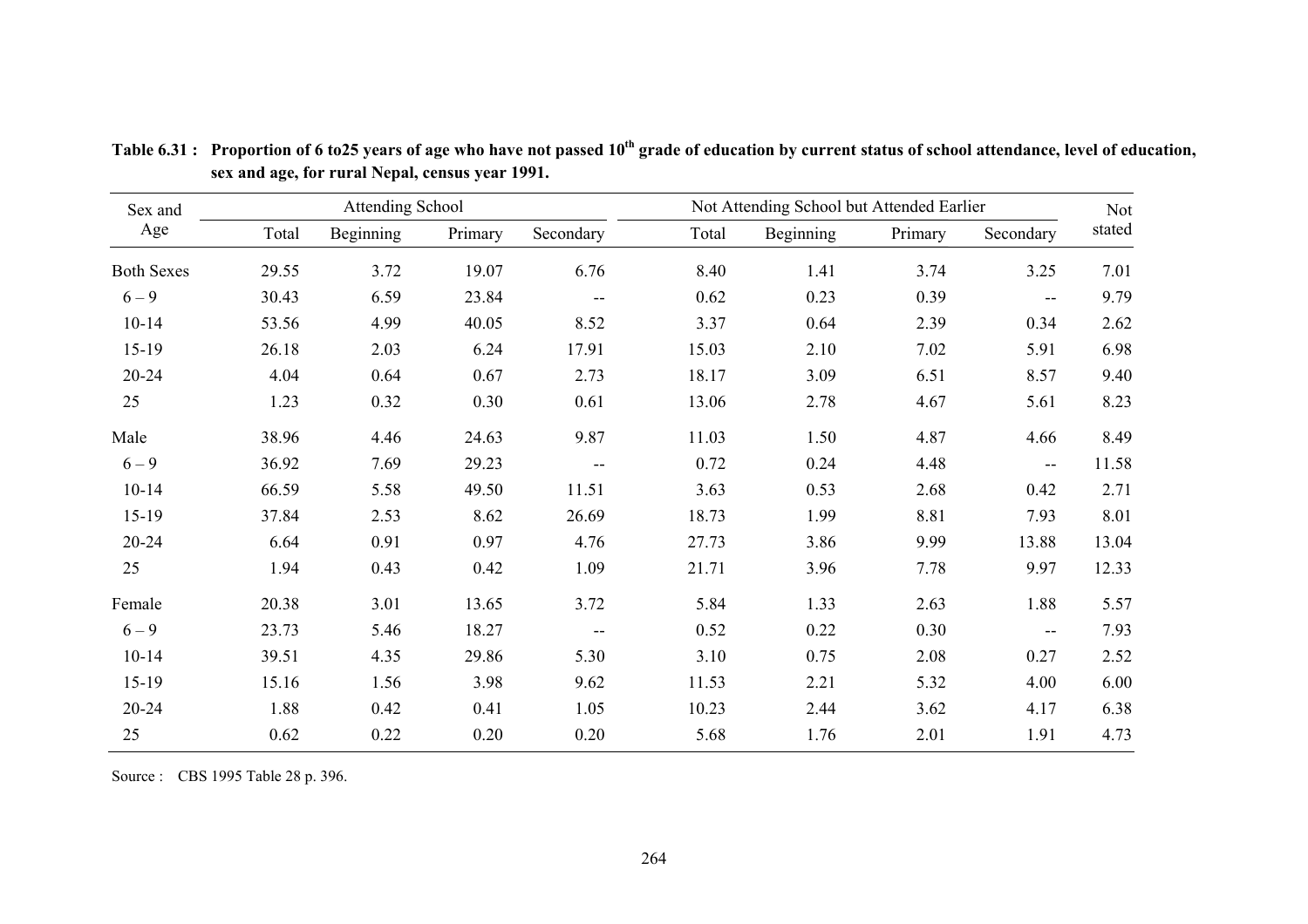**Table 6.31 : Proportion of 6 to25 years of age who have not passed 10th grade of education by current status of school attendance, level of education, sex and age, for rural Nepal, census year 1991.**

| Sex and Age | Attending School | | | | Not Attending School but Attended Earlier | | | | Not stated |
|---|---|---|---|---|---|---|---|---|---|
| | Total | Beginning | Primary | Secondary | Total | Beginning | Primary | Secondary | |
| Both Sexes | 29.55 | 3.72 | 19.07 | 6.76 | 8.40 | 1.41 | 3.74 | 3.25 | 7.01 |
| 6 – 9 | 30.43 | 6.59 | 23.84 | -- | 0.62 | 0.23 | 0.39 | -- | 9.79 |
| 10-14 | 53.56 | 4.99 | 40.05 | 8.52 | 3.37 | 0.64 | 2.39 | 0.34 | 2.62 |
| 15-19 | 26.18 | 2.03 | 6.24 | 17.91 | 15.03 | 2.10 | 7.02 | 5.91 | 6.98 |
| 20-24 | 4.04 | 0.64 | 0.67 | 2.73 | 18.17 | 3.09 | 6.51 | 8.57 | 9.40 |
| 25 | 1.23 | 0.32 | 0.30 | 0.61 | 13.06 | 2.78 | 4.67 | 5.61 | 8.23 |
| Male | 38.96 | 4.46 | 24.63 | 9.87 | 11.03 | 1.50 | 4.87 | 4.66 | 8.49 |
| 6 – 9 | 36.92 | 7.69 | 29.23 | -- | 0.72 | 0.24 | 4.48 | -- | 11.58 |
| 10-14 | 66.59 | 5.58 | 49.50 | 11.51 | 3.63 | 0.53 | 2.68 | 0.42 | 2.71 |
| 15-19 | 37.84 | 2.53 | 8.62 | 26.69 | 18.73 | 1.99 | 8.81 | 7.93 | 8.01 |
| 20-24 | 6.64 | 0.91 | 0.97 | 4.76 | 27.73 | 3.86 | 9.99 | 13.88 | 13.04 |
| 25 | 1.94 | 0.43 | 0.42 | 1.09 | 21.71 | 3.96 | 7.78 | 9.97 | 12.33 |
| Female | 20.38 | 3.01 | 13.65 | 3.72 | 5.84 | 1.33 | 2.63 | 1.88 | 5.57 |
| 6 – 9 | 23.73 | 5.46 | 18.27 | -- | 0.52 | 0.22 | 0.30 | -- | 7.93 |
| 10-14 | 39.51 | 4.35 | 29.86 | 5.30 | 3.10 | 0.75 | 2.08 | 0.27 | 2.52 |
| 15-19 | 15.16 | 1.56 | 3.98 | 9.62 | 11.53 | 2.21 | 5.32 | 4.00 | 6.00 |
| 20-24 | 1.88 | 0.42 | 0.41 | 1.05 | 10.23 | 2.44 | 3.62 | 4.17 | 6.38 |
| 25 | 0.62 | 0.22 | 0.20 | 0.20 | 5.68 | 1.76 | 2.01 | 1.91 | 4.73 |

Source : CBS 1995 Table 28 p. 396.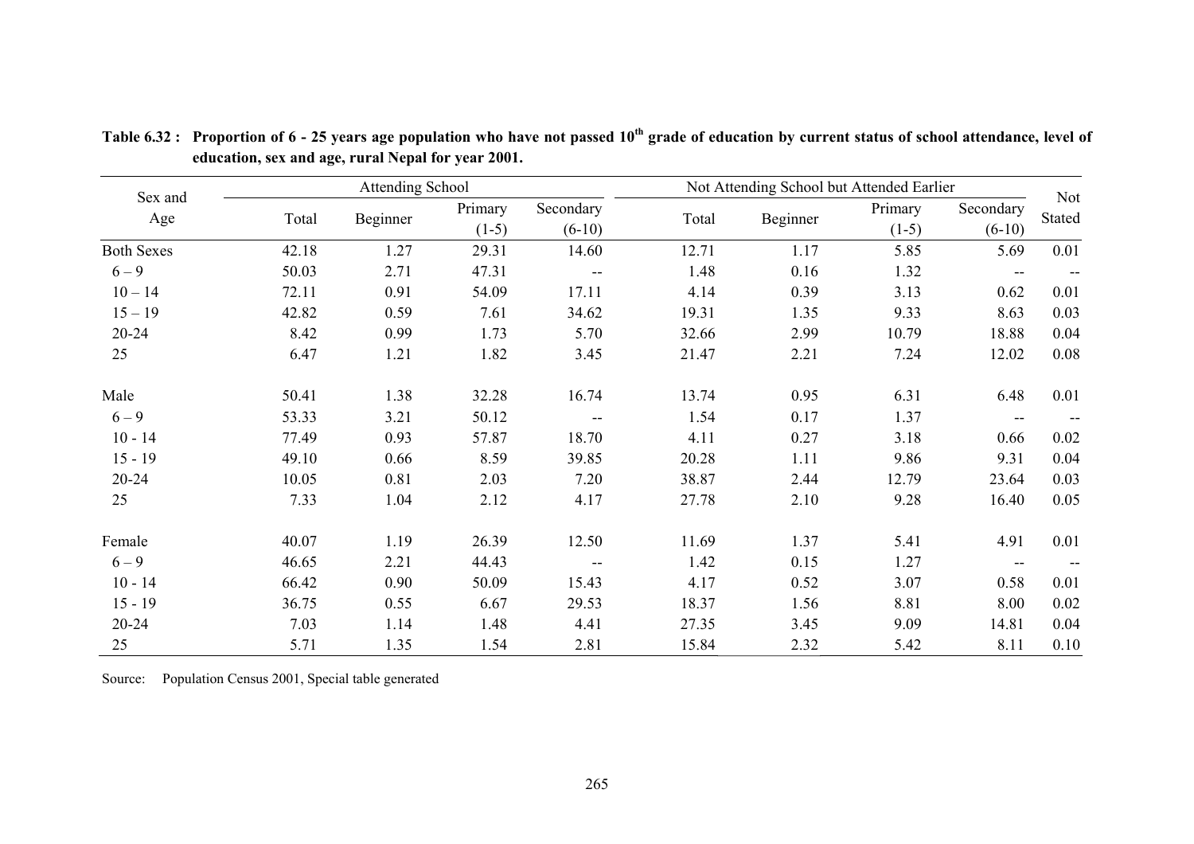**Table 6.32 : Proportion of 6 - 25 years age population who have not passed 10th grade of education by current status of school attendance, level of education, sex and age, rural Nepal for year 2001.**

| Sex and Age | Attending School | | | | Not Attending School but Attended Earlier | | | | Not Stated |
|---|---|---|---|---|---|---|---|---|---|
| | Total | Beginner | Primary (1-5) | Secondary (6-10) | Total | Beginner | Primary (1-5) | Secondary (6-10) | |
| Both Sexes | 42.18 | 1.27 | 29.31 | 14.60 | 12.71 | 1.17 | 5.85 | 5.69 | 0.01 |
| 6 – 9 | 50.03 | 2.71 | 47.31 | -- | 1.48 | 0.16 | 1.32 | -- | -- |
| 10 – 14 | 72.11 | 0.91 | 54.09 | 17.11 | 4.14 | 0.39 | 3.13 | 0.62 | 0.01 |
| 15 – 19 | 42.82 | 0.59 | 7.61 | 34.62 | 19.31 | 1.35 | 9.33 | 8.63 | 0.03 |
| 20-24 | 8.42 | 0.99 | 1.73 | 5.70 | 32.66 | 2.99 | 10.79 | 18.88 | 0.04 |
| 25 | 6.47 | 1.21 | 1.82 | 3.45 | 21.47 | 2.21 | 7.24 | 12.02 | 0.08 |
| Male | 50.41 | 1.38 | 32.28 | 16.74 | 13.74 | 0.95 | 6.31 | 6.48 | 0.01 |
| 6 – 9 | 53.33 | 3.21 | 50.12 | -- | 1.54 | 0.17 | 1.37 | -- | -- |
| 10 - 14 | 77.49 | 0.93 | 57.87 | 18.70 | 4.11 | 0.27 | 3.18 | 0.66 | 0.02 |
| 15 - 19 | 49.10 | 0.66 | 8.59 | 39.85 | 20.28 | 1.11 | 9.86 | 9.31 | 0.04 |
| 20-24 | 10.05 | 0.81 | 2.03 | 7.20 | 38.87 | 2.44 | 12.79 | 23.64 | 0.03 |
| 25 | 7.33 | 1.04 | 2.12 | 4.17 | 27.78 | 2.10 | 9.28 | 16.40 | 0.05 |
| Female | 40.07 | 1.19 | 26.39 | 12.50 | 11.69 | 1.37 | 5.41 | 4.91 | 0.01 |
| 6 – 9 | 46.65 | 2.21 | 44.43 | -- | 1.42 | 0.15 | 1.27 | -- | -- |
| 10 - 14 | 66.42 | 0.90 | 50.09 | 15.43 | 4.17 | 0.52 | 3.07 | 0.58 | 0.01 |
| 15 - 19 | 36.75 | 0.55 | 6.67 | 29.53 | 18.37 | 1.56 | 8.81 | 8.00 | 0.02 |
| 20-24 | 7.03 | 1.14 | 1.48 | 4.41 | 27.35 | 3.45 | 9.09 | 14.81 | 0.04 |
| 25 | 5.71 | 1.35 | 1.54 | 2.81 | 15.84 | 2.32 | 5.42 | 8.11 | 0.10 |

Source: Population Census 2001, Special table generated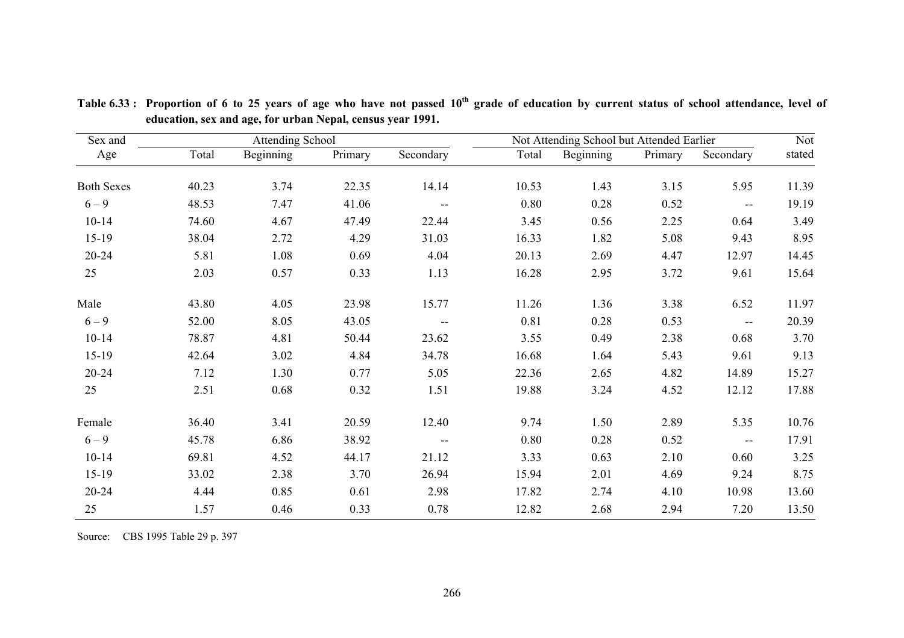**Table 6.33 : Proportion of 6 to 25 years of age who have not passed 10[th] grade of education by current status of school attendance, level of education, sex and age, for urban Nepal, census year 1991.**

| Sex and Age | Attending School | | | | Not Attending School but Attended Earlier | | | | Not stated |
|---|---|---|---|---|---|---|---|---|---|
| | Total | Beginning | Primary | Secondary | Total | Beginning | Primary | Secondary | |
| Both Sexes | 40.23 | 3.74 | 22.35 | 14.14 | 10.53 | 1.43 | 3.15 | 5.95 | 11.39 |
| 6 – 9 | 48.53 | 7.47 | 41.06 | -- | 0.80 | 0.28 | 0.52 | -- | 19.19 |
| 10-14 | 74.60 | 4.67 | 47.49 | 22.44 | 3.45 | 0.56 | 2.25 | 0.64 | 3.49 |
| 15-19 | 38.04 | 2.72 | 4.29 | 31.03 | 16.33 | 1.82 | 5.08 | 9.43 | 8.95 |
| 20-24 | 5.81 | 1.08 | 0.69 | 4.04 | 20.13 | 2.69 | 4.47 | 12.97 | 14.45 |
| 25 | 2.03 | 0.57 | 0.33 | 1.13 | 16.28 | 2.95 | 3.72 | 9.61 | 15.64 |
| Male | 43.80 | 4.05 | 23.98 | 15.77 | 11.26 | 1.36 | 3.38 | 6.52 | 11.97 |
| 6 – 9 | 52.00 | 8.05 | 43.05 | -- | 0.81 | 0.28 | 0.53 | -- | 20.39 |
| 10-14 | 78.87 | 4.81 | 50.44 | 23.62 | 3.55 | 0.49 | 2.38 | 0.68 | 3.70 |
| 15-19 | 42.64 | 3.02 | 4.84 | 34.78 | 16.68 | 1.64 | 5.43 | 9.61 | 9.13 |
| 20-24 | 7.12 | 1.30 | 0.77 | 5.05 | 22.36 | 2.65 | 4.82 | 14.89 | 15.27 |
| 25 | 2.51 | 0.68 | 0.32 | 1.51 | 19.88 | 3.24 | 4.52 | 12.12 | 17.88 |
| Female | 36.40 | 3.41 | 20.59 | 12.40 | 9.74 | 1.50 | 2.89 | 5.35 | 10.76 |
| 6 – 9 | 45.78 | 6.86 | 38.92 | -- | 0.80 | 0.28 | 0.52 | -- | 17.91 |
| 10-14 | 69.81 | 4.52 | 44.17 | 21.12 | 3.33 | 0.63 | 2.10 | 0.60 | 3.25 |
| 15-19 | 33.02 | 2.38 | 3.70 | 26.94 | 15.94 | 2.01 | 4.69 | 9.24 | 8.75 |
| 20-24 | 4.44 | 0.85 | 0.61 | 2.98 | 17.82 | 2.74 | 4.10 | 10.98 | 13.60 |
| 25 | 1.57 | 0.46 | 0.33 | 0.78 | 12.82 | 2.68 | 2.94 | 7.20 | 13.50 |

Source: CBS 1995 Table 29 p. 397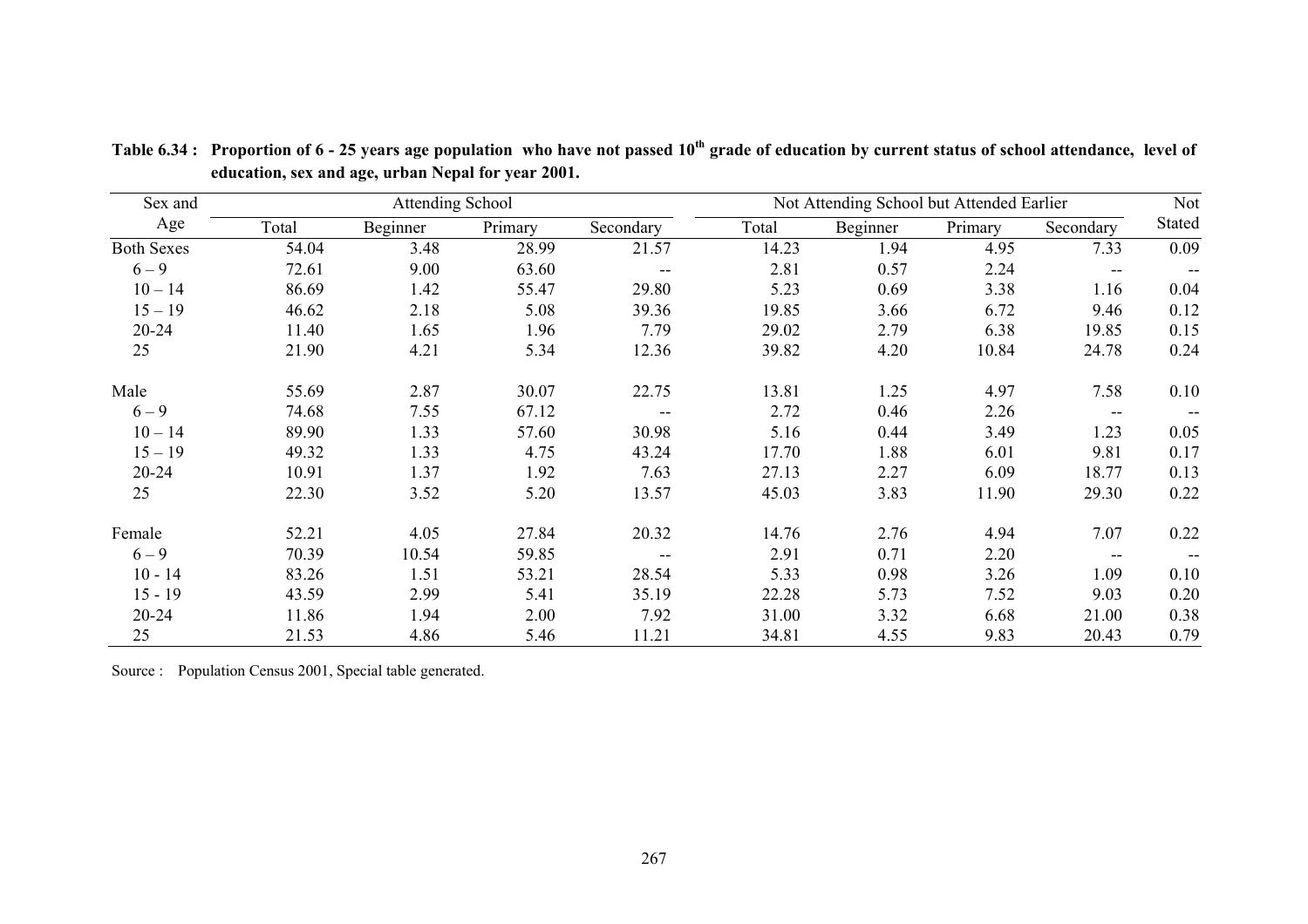**Table 6.34 : Proportion of 6 - 25 years age population who have not passed 10th grade of education by current status of school attendance, level of education, sex and age, urban Nepal for year 2001.**

| Sex and Age | Attending School | | | | Not Attending School but Attended Earlier | | | | Not Stated |
|---|---|---|---|---|---|---|---|---|---|
| | Total | Beginner | Primary | Secondary | Total | Beginner | Primary | Secondary | |
| Both Sexes | 54.04 | 3.48 | 28.99 | 21.57 | 14.23 | 1.94 | 4.95 | 7.33 | 0.09 |
| 6 – 9 | 72.61 | 9.00 | 63.60 | -- | 2.81 | 0.57 | 2.24 | -- | -- |
| 10 – 14 | 86.69 | 1.42 | 55.47 | 29.80 | 5.23 | 0.69 | 3.38 | 1.16 | 0.04 |
| 15 – 19 | 46.62 | 2.18 | 5.08 | 39.36 | 19.85 | 3.66 | 6.72 | 9.46 | 0.12 |
| 20-24 | 11.40 | 1.65 | 1.96 | 7.79 | 29.02 | 2.79 | 6.38 | 19.85 | 0.15 |
| 25 | 21.90 | 4.21 | 5.34 | 12.36 | 39.82 | 4.20 | 10.84 | 24.78 | 0.24 |
| Male | 55.69 | 2.87 | 30.07 | 22.75 | 13.81 | 1.25 | 4.97 | 7.58 | 0.10 |
| 6 – 9 | 74.68 | 7.55 | 67.12 | -- | 2.72 | 0.46 | 2.26 | -- | -- |
| 10 – 14 | 89.90 | 1.33 | 57.60 | 30.98 | 5.16 | 0.44 | 3.49 | 1.23 | 0.05 |
| 15 – 19 | 49.32 | 1.33 | 4.75 | 43.24 | 17.70 | 1.88 | 6.01 | 9.81 | 0.17 |
| 20-24 | 10.91 | 1.37 | 1.92 | 7.63 | 27.13 | 2.27 | 6.09 | 18.77 | 0.13 |
| 25 | 22.30 | 3.52 | 5.20 | 13.57 | 45.03 | 3.83 | 11.90 | 29.30 | 0.22 |
| Female | 52.21 | 4.05 | 27.84 | 20.32 | 14.76 | 2.76 | 4.94 | 7.07 | 0.22 |
| 6 – 9 | 70.39 | 10.54 | 59.85 | -- | 2.91 | 0.71 | 2.20 | -- | -- |
| 10 - 14 | 83.26 | 1.51 | 53.21 | 28.54 | 5.33 | 0.98 | 3.26 | 1.09 | 0.10 |
| 15 - 19 | 43.59 | 2.99 | 5.41 | 35.19 | 22.28 | 5.73 | 7.52 | 9.03 | 0.20 |
| 20-24 | 11.86 | 1.94 | 2.00 | 7.92 | 31.00 | 3.32 | 6.68 | 21.00 | 0.38 |
| 25 | 21.53 | 4.86 | 5.46 | 11.21 | 34.81 | 4.55 | 9.83 | 20.43 | 0.79 |

Source : Population Census 2001, Special table generated.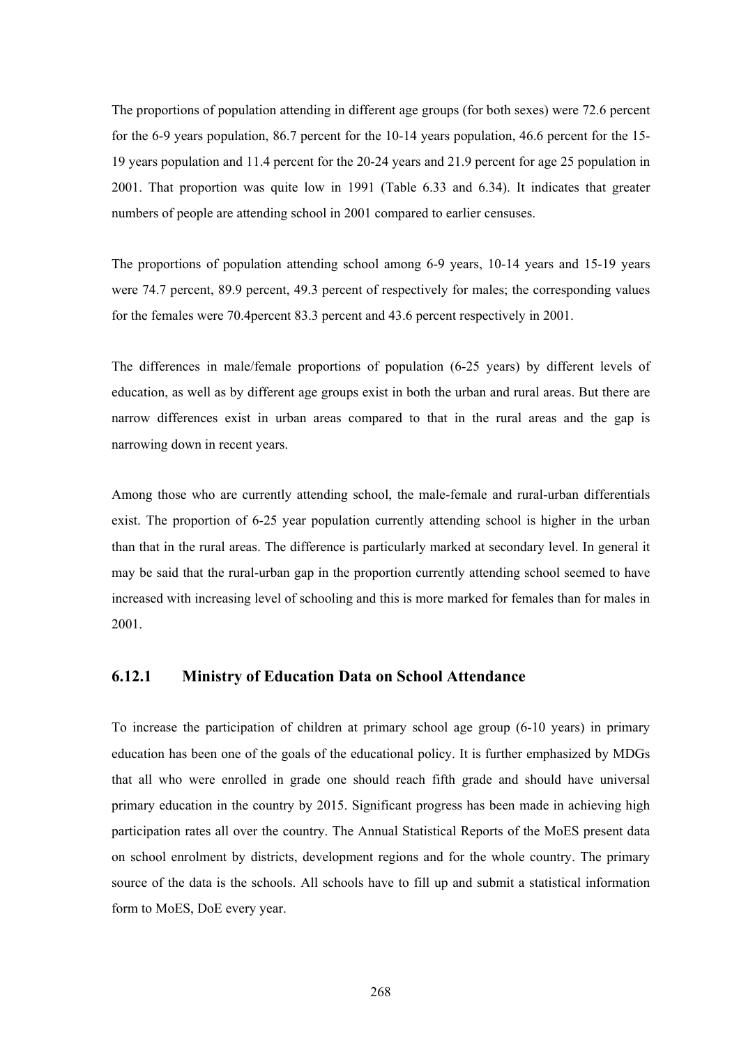The proportions of population attending in different age groups (for both sexes) were 72.6 percent for the 6-9 years population, 86.7 percent for the 10-14 years population, 46.6 percent for the 15-19 years population and 11.4 percent for the 20-24 years and 21.9 percent for age 25 population in 2001. That proportion was quite low in 1991 (Table 6.33 and 6.34). It indicates that greater numbers of people are attending school in 2001 compared to earlier censuses.

The proportions of population attending school among 6-9 years, 10-14 years and 15-19 years were 74.7 percent, 89.9 percent, 49.3 percent of respectively for males; the corresponding values for the females were 70.4percent 83.3 percent and 43.6 percent respectively in 2001.

The differences in male/female proportions of population (6-25 years) by different levels of education, as well as by different age groups exist in both the urban and rural areas. But there are narrow differences exist in urban areas compared to that in the rural areas and the gap is narrowing down in recent years.

Among those who are currently attending school, the male-female and rural-urban differentials exist. The proportion of 6-25 year population currently attending school is higher in the urban than that in the rural areas. The difference is particularly marked at secondary level. In general it may be said that the rural-urban gap in the proportion currently attending school seemed to have increased with increasing level of schooling and this is more marked for females than for males in 2001.

### 6.12.1 Ministry of Education Data on School Attendance

To increase the participation of children at primary school age group (6-10 years) in primary education has been one of the goals of the educational policy. It is further emphasized by MDGs that all who were enrolled in grade one should reach fifth grade and should have universal primary education in the country by 2015. Significant progress has been made in achieving high participation rates all over the country. The Annual Statistical Reports of the MoES present data on school enrolment by districts, development regions and for the whole country. The primary source of the data is the schools. All schools have to fill up and submit a statistical information form to MoES, DoE every year.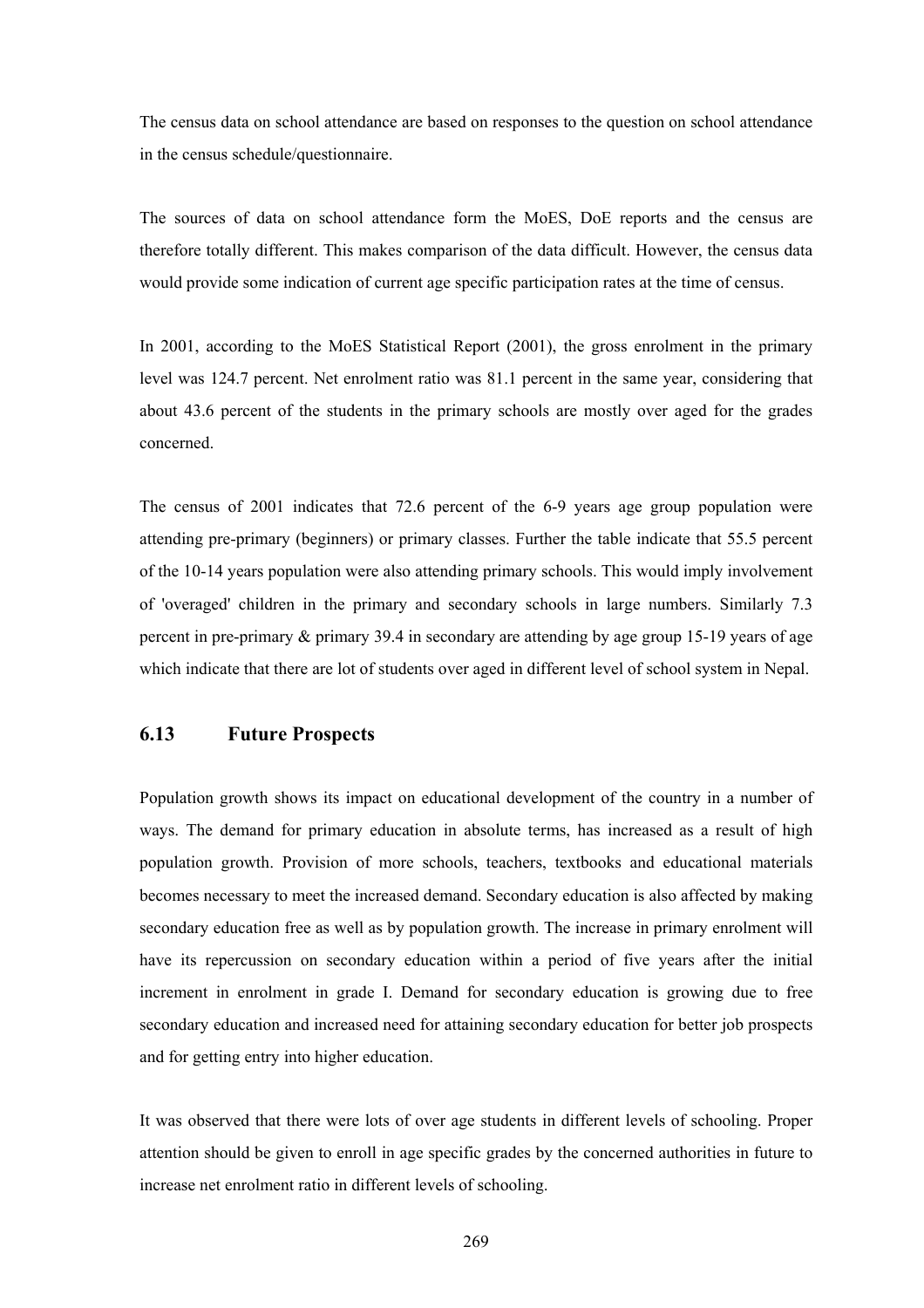The census data on school attendance are based on responses to the question on school attendance in the census schedule/questionnaire.

The sources of data on school attendance form the MoES, DoE reports and the census are therefore totally different. This makes comparison of the data difficult. However, the census data would provide some indication of current age specific participation rates at the time of census.

In 2001, according to the MoES Statistical Report (2001), the gross enrolment in the primary level was 124.7 percent. Net enrolment ratio was 81.1 percent in the same year, considering that about 43.6 percent of the students in the primary schools are mostly over aged for the grades concerned.

The census of 2001 indicates that 72.6 percent of the 6-9 years age group population were attending pre-primary (beginners) or primary classes. Further the table indicate that 55.5 percent of the 10-14 years population were also attending primary schools. This would imply involvement of 'overaged' children in the primary and secondary schools in large numbers. Similarly 7.3 percent in pre-primary & primary 39.4 in secondary are attending by age group 15-19 years of age which indicate that there are lot of students over aged in different level of school system in Nepal.

## 6.13 Future Prospects

Population growth shows its impact on educational development of the country in a number of ways. The demand for primary education in absolute terms, has increased as a result of high population growth. Provision of more schools, teachers, textbooks and educational materials becomes necessary to meet the increased demand. Secondary education is also affected by making secondary education free as well as by population growth. The increase in primary enrolment will have its repercussion on secondary education within a period of five years after the initial increment in enrolment in grade I. Demand for secondary education is growing due to free secondary education and increased need for attaining secondary education for better job prospects and for getting entry into higher education.

It was observed that there were lots of over age students in different levels of schooling. Proper attention should be given to enroll in age specific grades by the concerned authorities in future to increase net enrolment ratio in different levels of schooling.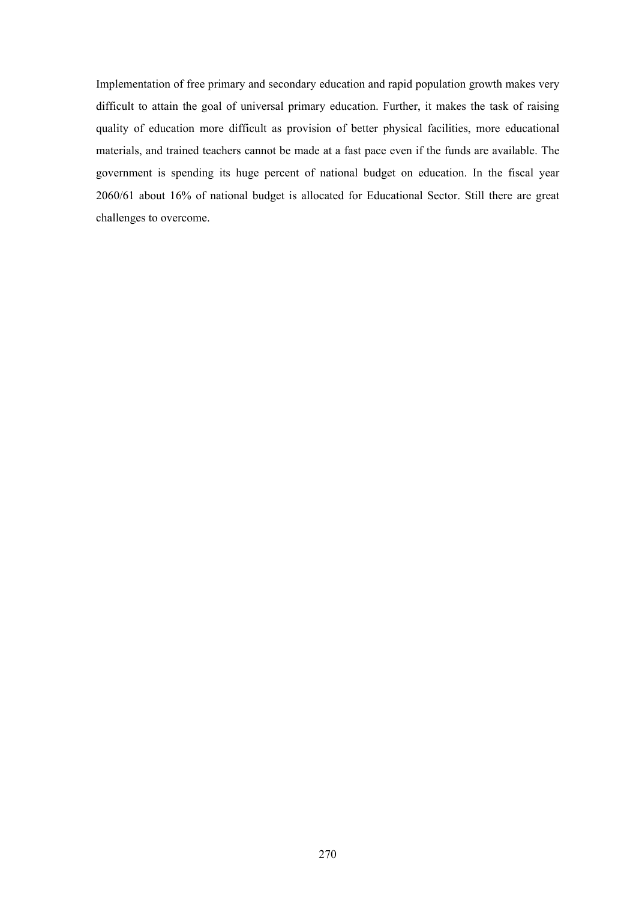Implementation of free primary and secondary education and rapid population growth makes very difficult to attain the goal of universal primary education. Further, it makes the task of raising quality of education more difficult as provision of better physical facilities, more educational materials, and trained teachers cannot be made at a fast pace even if the funds are available. The government is spending its huge percent of national budget on education. In the fiscal year 2060/61 about 16% of national budget is allocated for Educational Sector. Still there are great challenges to overcome.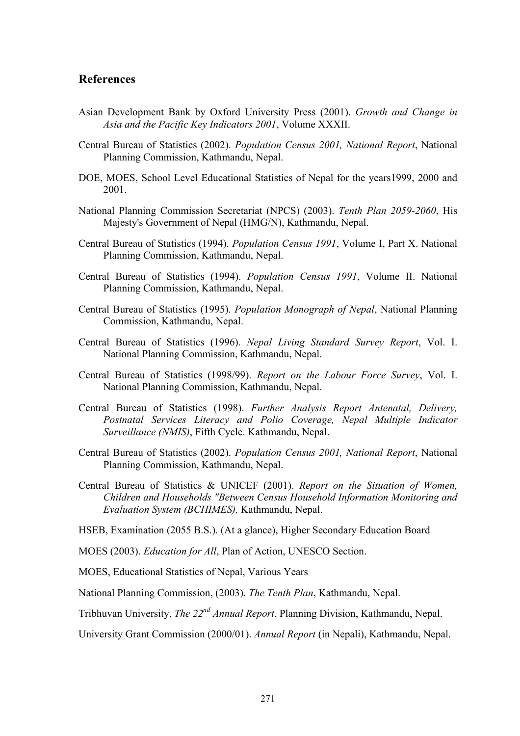## References

Asian Development Bank by Oxford University Press (2001). *Growth and Change in Asia and the Pacific Key Indicators 2001*, Volume XXXII.

Central Bureau of Statistics (2002). *Population Census 2001, National Report*, National Planning Commission, Kathmandu, Nepal.

DOE, MOES, School Level Educational Statistics of Nepal for the years1999, 2000 and 2001.

National Planning Commission Secretariat (NPCS) (2003). *Tenth Plan 2059-2060*, His Majesty's Government of Nepal (HMG/N), Kathmandu, Nepal.

Central Bureau of Statistics (1994). *Population Census 1991*, Volume I, Part X. National Planning Commission, Kathmandu, Nepal.

Central Bureau of Statistics (1994). *Population Census 1991*, Volume II. National Planning Commission, Kathmandu, Nepal.

Central Bureau of Statistics (1995). *Population Monograph of Nepal*, National Planning Commission, Kathmandu, Nepal.

Central Bureau of Statistics (1996). *Nepal Living Standard Survey Report*, Vol. I. National Planning Commission, Kathmandu, Nepal.

Central Bureau of Statistics (1998/99). *Report on the Labour Force Survey*, Vol. I. National Planning Commission, Kathmandu, Nepal.

Central Bureau of Statistics (1998). *Further Analysis Report Antenatal, Delivery, Postnatal Services Literacy and Polio Coverage, Nepal Multiple Indicator Surveillance (NMIS)*, Fifth Cycle. Kathmandu, Nepal.

Central Bureau of Statistics (2002). *Population Census 2001, National Report*, National Planning Commission, Kathmandu, Nepal.

Central Bureau of Statistics & UNICEF (2001). *Report on the Situation of Women, Children and Households "Between Census Household Information Monitoring and Evaluation System (BCHIMES),* Kathmandu, Nepal.

HSEB, Examination (2055 B.S.). (At a glance), Higher Secondary Education Board

MOES (2003). *Education for All*, Plan of Action, UNESCO Section.

MOES, Educational Statistics of Nepal, Various Years

National Planning Commission, (2003). *The Tenth Plan*, Kathmandu, Nepal.

Tribhuvan University, *The 22nd Annual Report*, Planning Division, Kathmandu, Nepal.

University Grant Commission (2000/01). *Annual Report* (in Nepali), Kathmandu, Nepal.